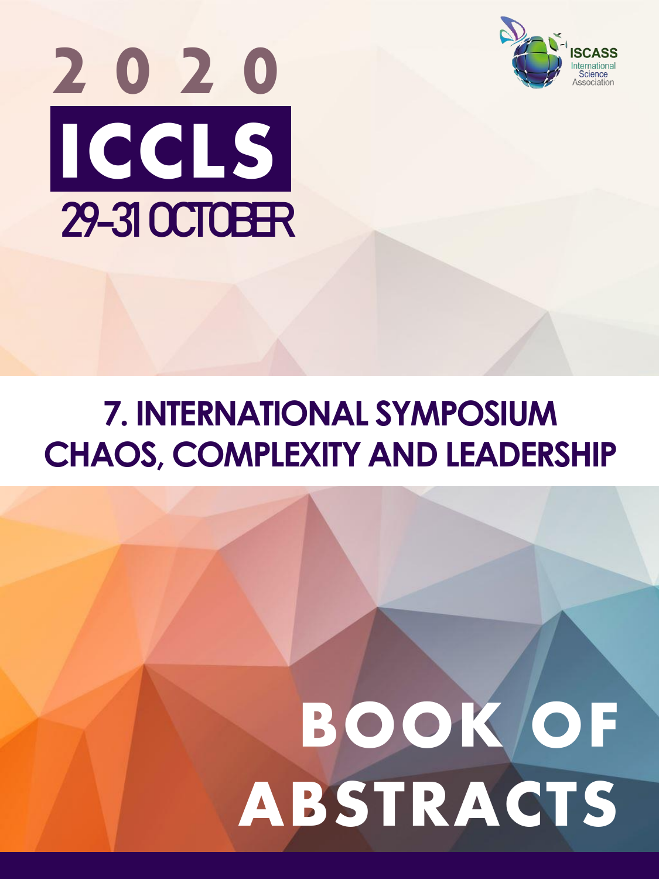# 2020

# ICCLS

**29-31 OCTOBER**

ISCASS International Science Association

## 7. INTERNATIONAL SYMPOSIUM CHAOS, COMPLEXITY AND LEADERSHIP

# BOOK OF ABSTRACTS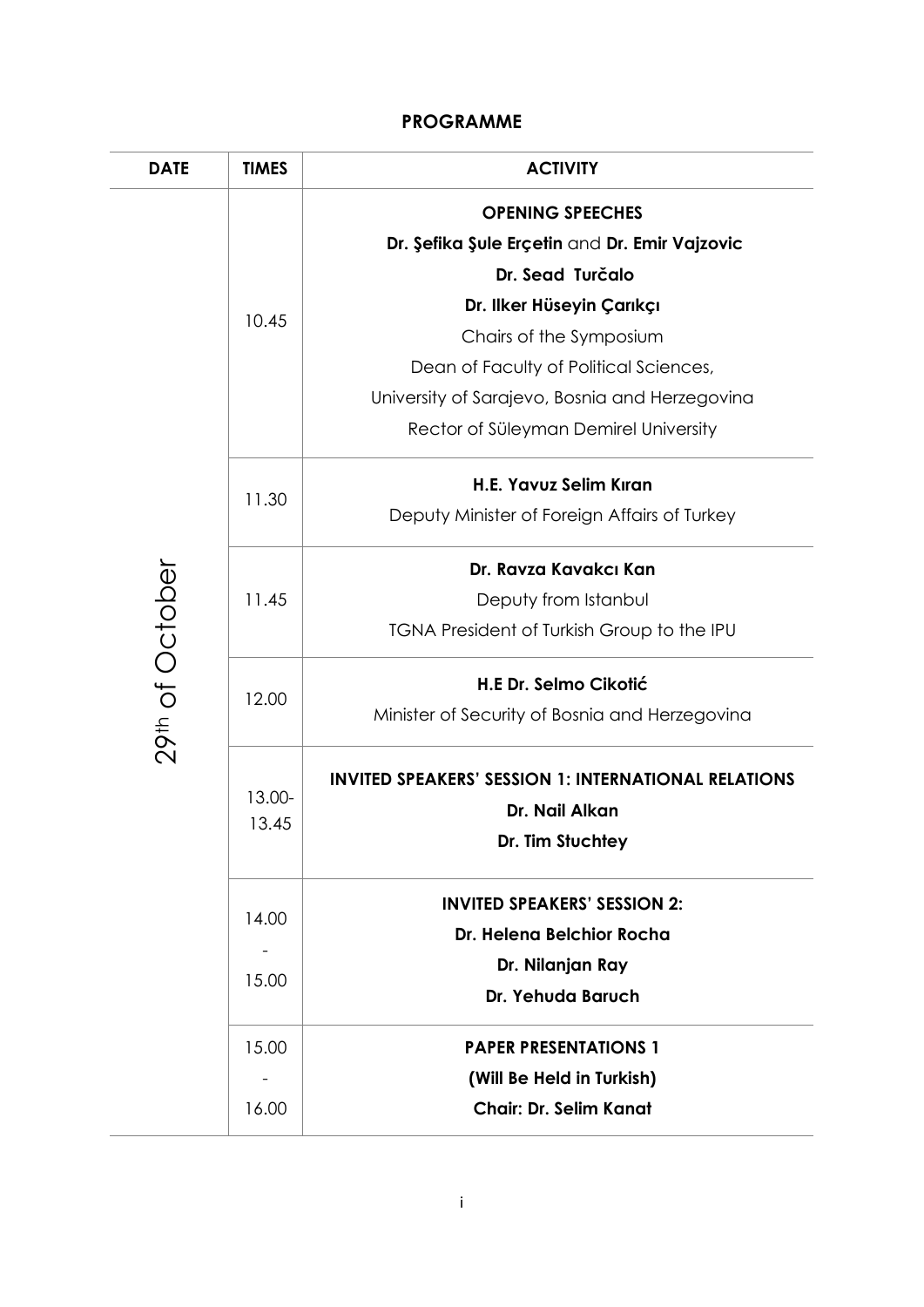**PROGRAMME**

| DATE | TIMES | ACTIVITY |
|---|---|---|
| 29th of October | 10.45 | **OPENING SPEECHES**<br>**Dr. Şefika Şule Erçetin** and **Dr. Emir Vajzovic**<br>**Dr. Sead Turčalo**<br>**Dr. Ilker Hüseyin Çarıkçı**<br>Chairs of the Symposium<br>Dean of Faculty of Political Sciences,<br>University of Sarajevo, Bosnia and Herzegovina<br>Rector of Süleyman Demirel University |
| | 11.30 | **H.E. Yavuz Selim Kıran**<br>Deputy Minister of Foreign Affairs of Turkey |
| | 11.45 | **Dr. Ravza Kavakcı Kan**<br>Deputy from Istanbul<br>TGNA President of Turkish Group to the IPU |
| | 12.00 | **H.E Dr. Selmo Cikotić**<br>Minister of Security of Bosnia and Herzegovina |
| | 13.00-13.45 | **INVITED SPEAKERS' SESSION 1: INTERNATIONAL RELATIONS**<br>**Dr. Nail Alkan**<br>**Dr. Tim Stuchtey** |
| | 14.00 - 15.00 | **INVITED SPEAKERS' SESSION 2:**<br>**Dr. Helena Belchior Rocha**<br>**Dr. Nilanjan Ray**<br>**Dr. Yehuda Baruch** |
| | 15.00 - 16.00 | **PAPER PRESENTATIONS 1**<br>**(Will Be Held in Turkish)**<br>**Chair: Dr. Selim Kanat** |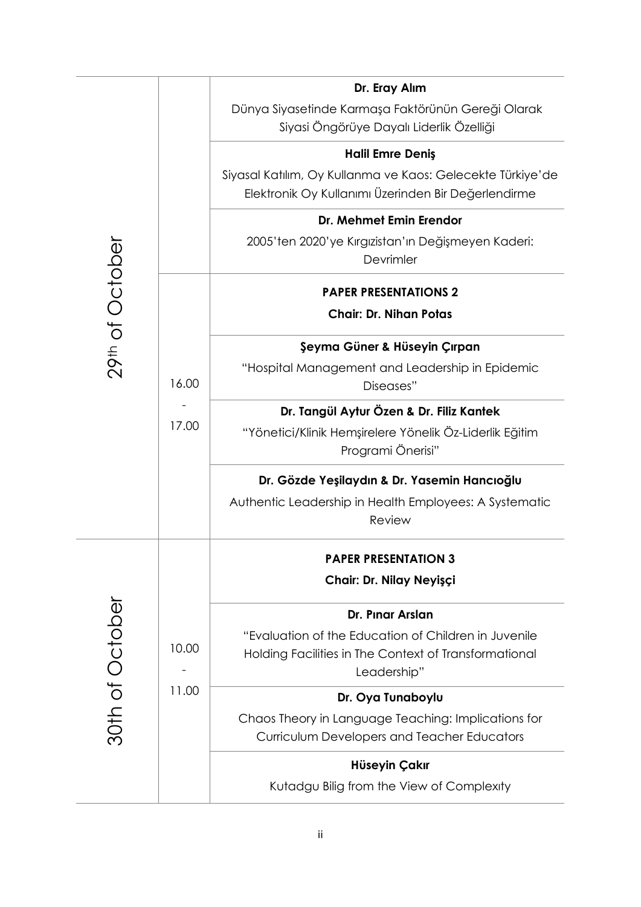| | | |
|---|---|---|
| 29th of October | | **Dr. Eray Alım**<br>Dünya Siyasetinde Karmaşa Faktörünün Gereği Olarak Siyasi Öngörüye Dayalı Liderlik Özelliği |
| | | **Halil Emre Deniş**<br>Siyasal Katılım, Oy Kullanma ve Kaos: Gelecekte Türkiye'de Elektronik Oy Kullanımı Üzerinden Bir Değerlendirme |
| | | **Dr. Mehmet Emin Erendor**<br>2005'ten 2020'ye Kırgızistan'ın Değişmeyen Kaderi: Devrimler |
| | 16.00 - 17.00 | **PAPER PRESENTATIONS 2**<br>**Chair: Dr. Nihan Potas** |
| | | **Şeyma Güner & Hüseyin Çırpan**<br>"Hospital Management and Leadership in Epidemic Diseases" |
| | | **Dr. Tangül Aytur Özen & Dr. Filiz Kantek**<br>"Yönetici/Klinik Hemşirelere Yönelik Öz-Liderlik Eğitim Programi Önerisi" |
| | | **Dr. Gözde Yeşilaydın & Dr. Yasemin Hancıoğlu**<br>Authentic Leadership in Health Employees: A Systematic Review |
| 30th of October | 10.00 - 11.00 | **PAPER PRESENTATION 3**<br>**Chair: Dr. Nilay Neyişçi** |
| | | **Dr. Pınar Arslan**<br>"Evaluation of the Education of Children in Juvenile Holding Facilities in The Context of Transformational Leadership" |
| | | **Dr. Oya Tunaboylu**<br>Chaos Theory in Language Teaching: Implications for Curriculum Developers and Teacher Educators |
| | | **Hüseyin Çakır**<br>Kutadgu Bilig from the View of Complexıty |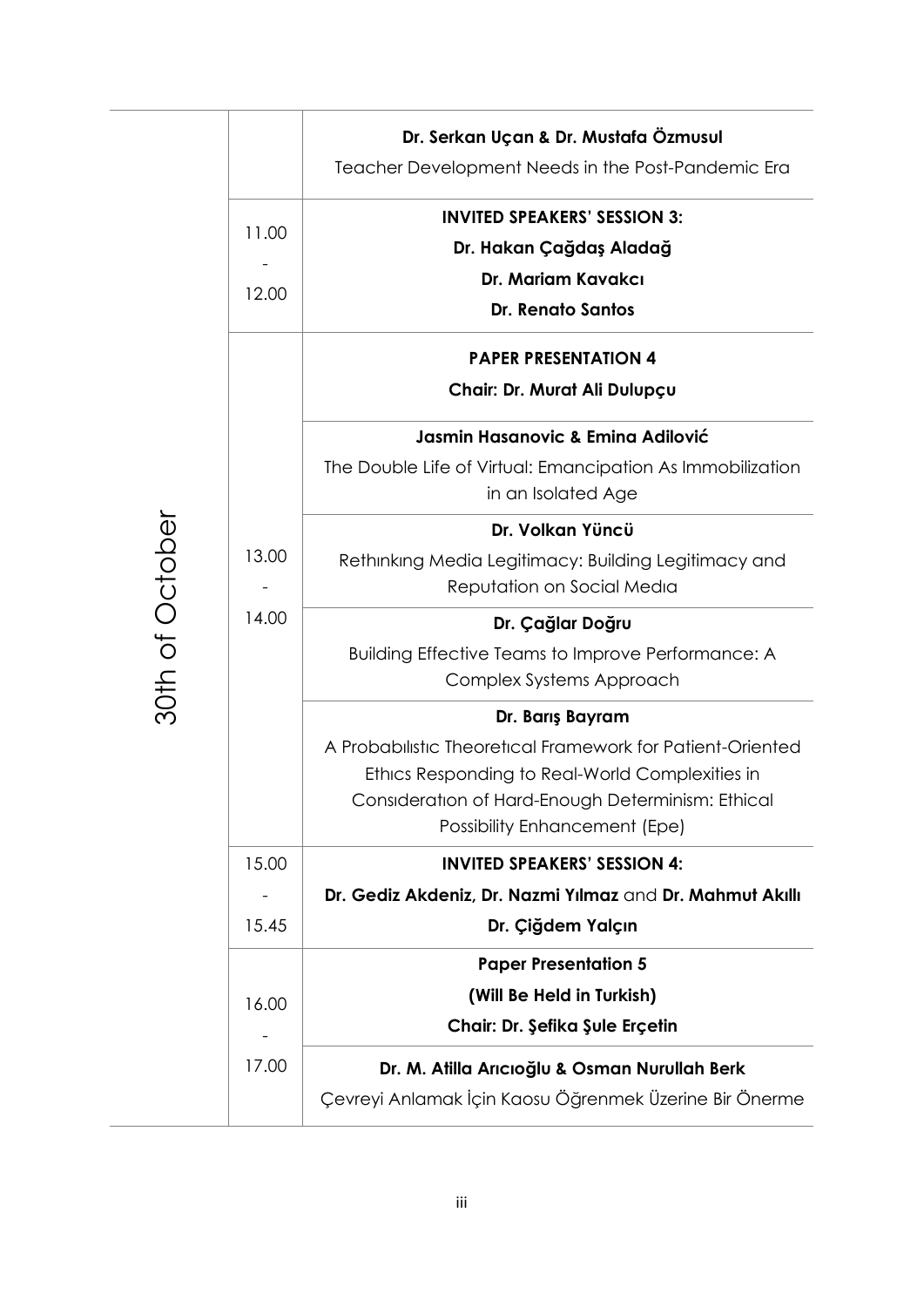| Date | Time | Session |
|---|---|---|
| 30th of October | | **Dr. Serkan Uçan & Dr. Mustafa Özmusul**<br>Teacher Development Needs in the Post-Pandemic Era |
| | 11.00 - 12.00 | **INVITED SPEAKERS' SESSION 3:**<br>**Dr. Hakan Çağdaş Aladağ**<br>**Dr. Mariam Kavakcı**<br>**Dr. Renato Santos** |
| | 13.00 - 14.00 | **PAPER PRESENTATION 4**<br>**Chair: Dr. Murat Ali Dulupçu** |
| | | **Jasmin Hasanovic & Emina Adilović**<br>The Double Life of Virtual: Emancipation As Immobilization in an Isolated Age |
| | | **Dr. Volkan Yüncü**<br>Rethınkıng Media Legitimacy: Building Legitimacy and Reputation on Social Medıa |
| | | **Dr. Çağlar Doğru**<br>Building Effective Teams to Improve Performance: A Complex Systems Approach |
| | | **Dr. Barış Bayram**<br>A Probabılıstıc Theoretıcal Framework for Patient-Oriented Ethıcs Responding to Real-World Complexities in Consıderatıon of Hard-Enough Determinism: Ethical Possibility Enhancement (Epe) |
| | 15.00 - 15.45 | **INVITED SPEAKERS' SESSION 4:**<br>**Dr. Gediz Akdeniz, Dr. Nazmi Yılmaz** and **Dr. Mahmut Akıllı**<br>**Dr. Çiğdem Yalçın** |
| | 16.00 - 17.00 | **Paper Presentation 5**<br>**(Will Be Held in Turkish)**<br>**Chair: Dr. Şefika Şule Erçetin** |
| | | **Dr. M. Atilla Arıcıoğlu & Osman Nurullah Berk**<br>Çevreyi Anlamak İçin Kaosu Öğrenmek Üzerine Bir Önerme |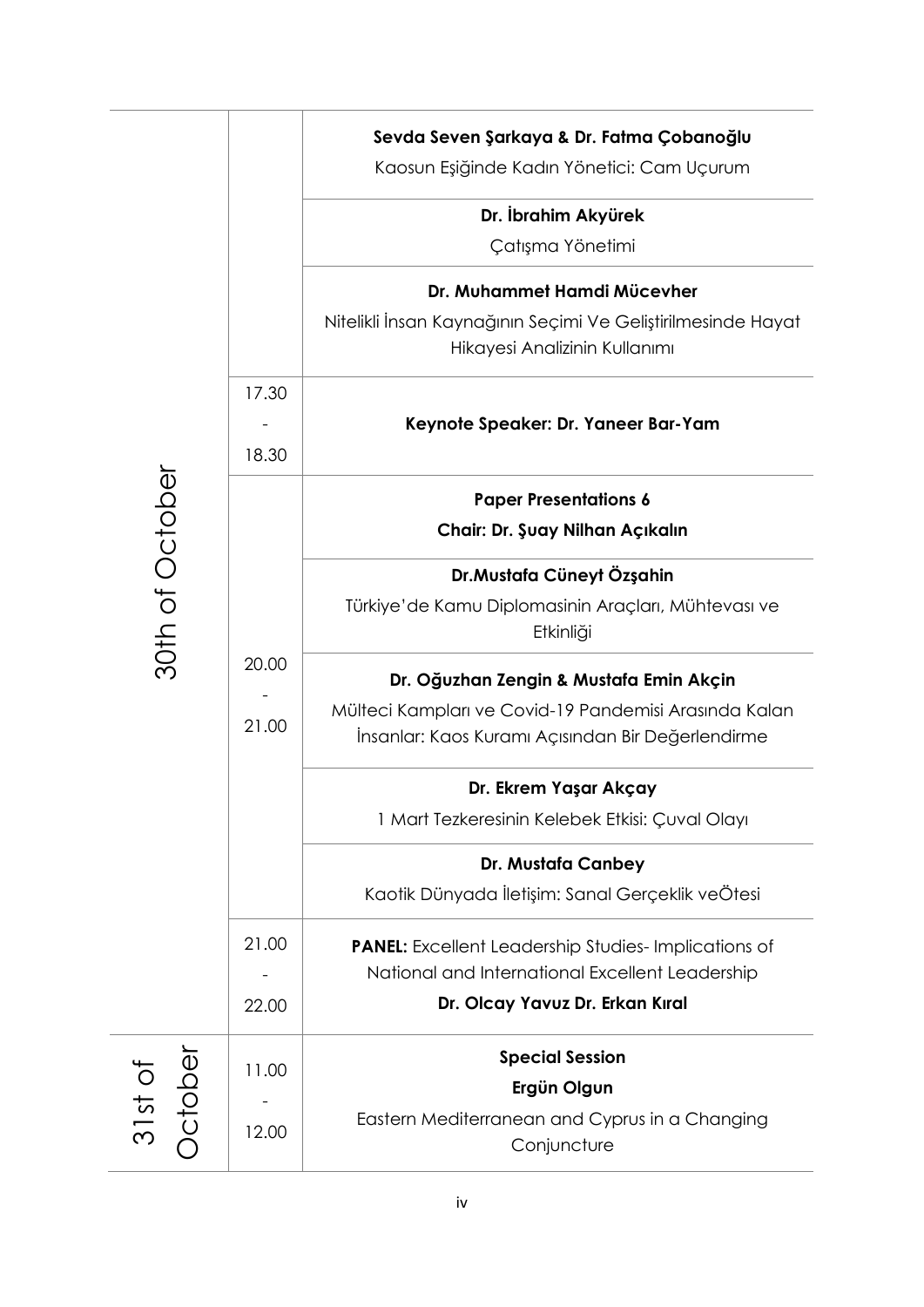| Date | Time | Session |
| --- | --- | --- |
| 30th of October | | **Sevda Seven Şarkaya & Dr. Fatma Çobanoğlu**<br>Kaosun Eşiğinde Kadın Yönetici: Cam Uçurum |
| | | **Dr. İbrahim Akyürek**<br>Çatışma Yönetimi |
| | | **Dr. Muhammet Hamdi Mücevher**<br>Nitelikli İnsan Kaynağının Seçimi Ve Geliştirilmesinde Hayat Hikayesi Analizinin Kullanımı |
| | 17.30 - 18.30 | **Keynote Speaker: Dr. Yaneer Bar-Yam** |
| | 20.00 - 21.00 | **Paper Presentations 6**<br>**Chair: Dr. Şuay Nilhan Açıkalın** |
| | | **Dr.Mustafa Cüneyt Özşahin**<br>Türkiye'de Kamu Diplomasinin Araçları, Mühtevası ve Etkinliği |
| | | **Dr. Oğuzhan Zengin & Mustafa Emin Akçin**<br>Mülteci Kampları ve Covid-19 Pandemisi Arasında Kalan İnsanlar: Kaos Kuramı Açısından Bir Değerlendirme |
| | | **Dr. Ekrem Yaşar Akçay**<br>1 Mart Tezkeresinin Kelebek Etkisi: Çuval Olayı |
| | | **Dr. Mustafa Canbey**<br>Kaotik Dünyada İletişim: Sanal Gerçeklik veÖtesi |
| | 21.00 - 22.00 | **PANEL:** Excellent Leadership Studies- Implications of National and International Excellent Leadership<br>**Dr. Olcay Yavuz Dr. Erkan Kıral** |
| 31st of October | 11.00 - 12.00 | **Special Session**<br>**Ergün Olgun**<br>Eastern Mediterranean and Cyprus in a Changing Conjuncture |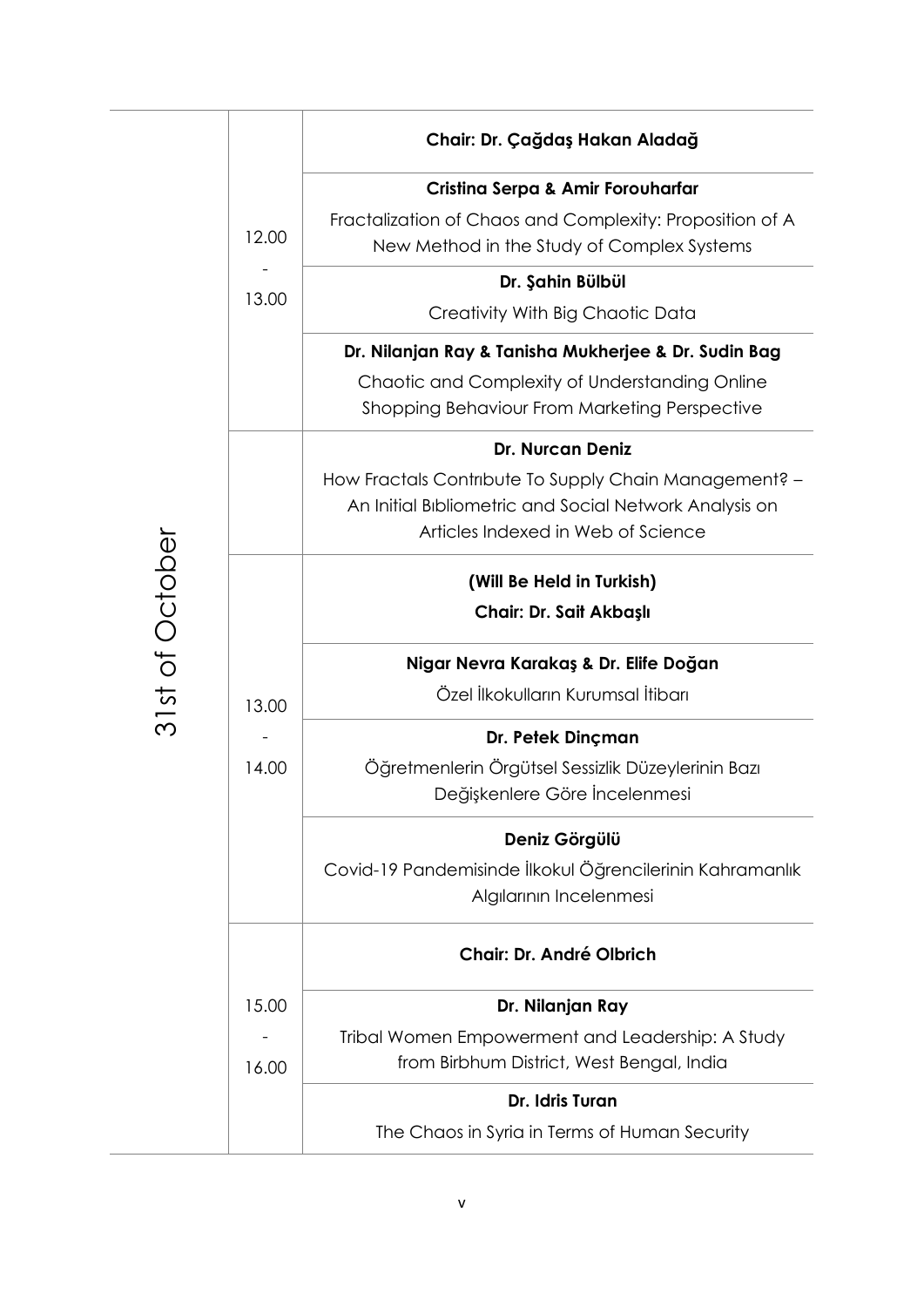| Date | Time | Session |
|---|---|---|
| 31st of October | 12.00 - 13.00 | **Chair: Dr. Çağdaş Hakan Aladağ** |
| | | **Cristina Serpa & Amir Forouharfar**<br>Fractalization of Chaos and Complexity: Proposition of A New Method in the Study of Complex Systems |
| | | **Dr. Şahin Bülbül**<br>Creativity With Big Chaotic Data |
| | | **Dr. Nilanjan Ray & Tanisha Mukherjee & Dr. Sudin Bag**<br>Chaotic and Complexity of Understanding Online Shopping Behaviour From Marketing Perspective |
| | | **Dr. Nurcan Deniz**<br>How Fractals Contrıbute To Supply Chain Management? – An Initial Bıbliometric and Social Network Analysis on Articles Indexed in Web of Science |
| | 13.00 - 14.00 | **(Will Be Held in Turkish)**<br>**Chair: Dr. Sait Akbaşlı** |
| | | **Nigar Nevra Karakaş & Dr. Elife Doğan**<br>Özel İlkokulların Kurumsal İtibarı |
| | | **Dr. Petek Dinçman**<br>Öğretmenlerin Örgütsel Sessizlik Düzeylerinin Bazı Değişkenlere Göre İncelenmesi |
| | | **Deniz Görgülü**<br>Covid-19 Pandemisinde İlkokul Öğrencilerinin Kahramanlık Algılarının Incelenmesi |
| | 15.00 - 16.00 | **Chair: Dr. André Olbrich** |
| | | **Dr. Nilanjan Ray**<br>Tribal Women Empowerment and Leadership: A Study from Birbhum District, West Bengal, India |
| | | **Dr. Idris Turan**<br>The Chaos in Syria in Terms of Human Security |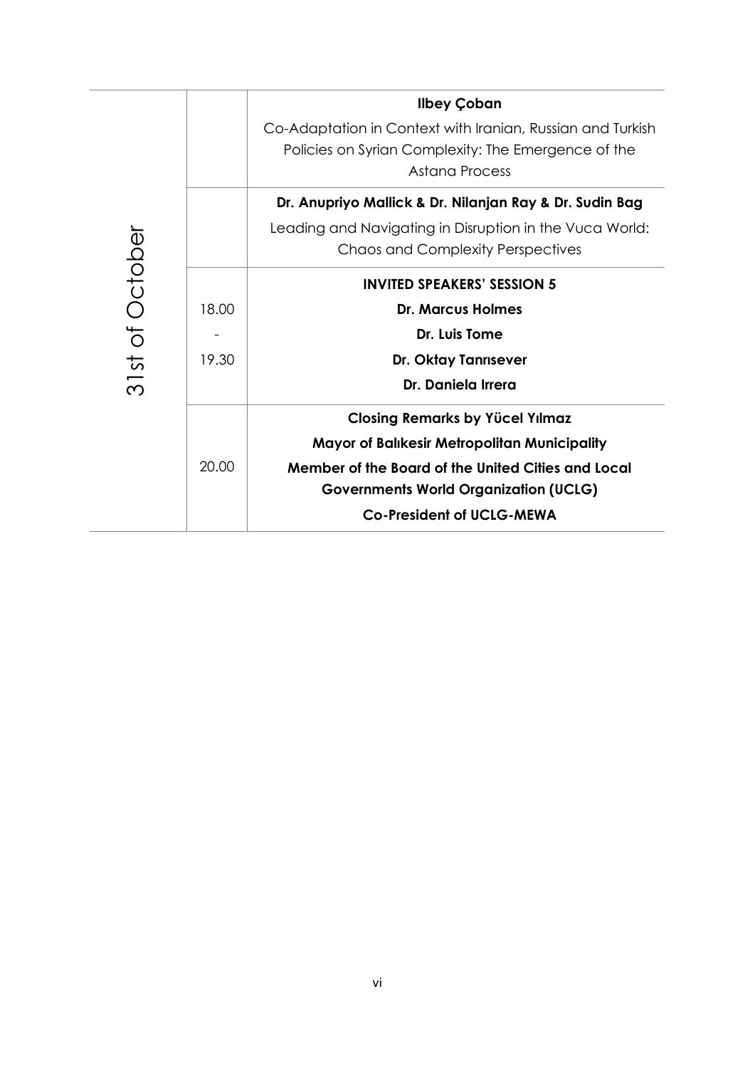| | | |
|---|---|---|
| 31st of October | | **Ilbey Çoban**<br>Co-Adaptation in Context with Iranian, Russian and Turkish Policies on Syrian Complexity: The Emergence of the Astana Process |
| | | **Dr. Anupriyo Mallick & Dr. Nilanjan Ray & Dr. Sudin Bag**<br>Leading and Navigating in Disruption in the Vuca World: Chaos and Complexity Perspectives |
| | 18.00<br>-<br>19.30 | **INVITED SPEAKERS' SESSION 5**<br>**Dr. Marcus Holmes**<br>**Dr. Luis Tome**<br>**Dr. Oktay Tanrısever**<br>**Dr. Daniela Irrera** |
| | 20.00 | **Closing Remarks by Yücel Yılmaz**<br>**Mayor of Balıkesir Metropolitan Municipality**<br>**Member of the Board of the United Cities and Local Governments World Organization (UCLG)**<br>**Co-President of UCLG-MEWA** |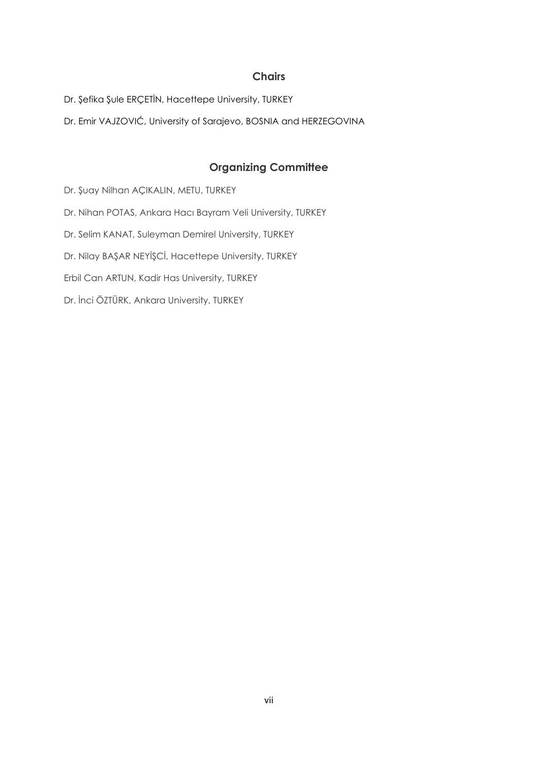## Chairs

Dr. Şefika Şule ERÇETİN, Hacettepe University, TURKEY

Dr. Emir VAJZOVIĆ, University of Sarajevo, BOSNIA and HERZEGOVINA

## Organizing Committee

Dr. Şuay Nilhan AÇIKALIN, METU, TURKEY

Dr. Nihan POTAS, Ankara Hacı Bayram Veli University, TURKEY

Dr. Selim KANAT, Suleyman Demirel University, TURKEY

Dr. Nilay BAŞAR NEYİŞCİ, Hacettepe University, TURKEY

Erbil Can ARTUN, Kadir Has University, TURKEY

Dr. İnci ÖZTÜRK, Ankara University, TURKEY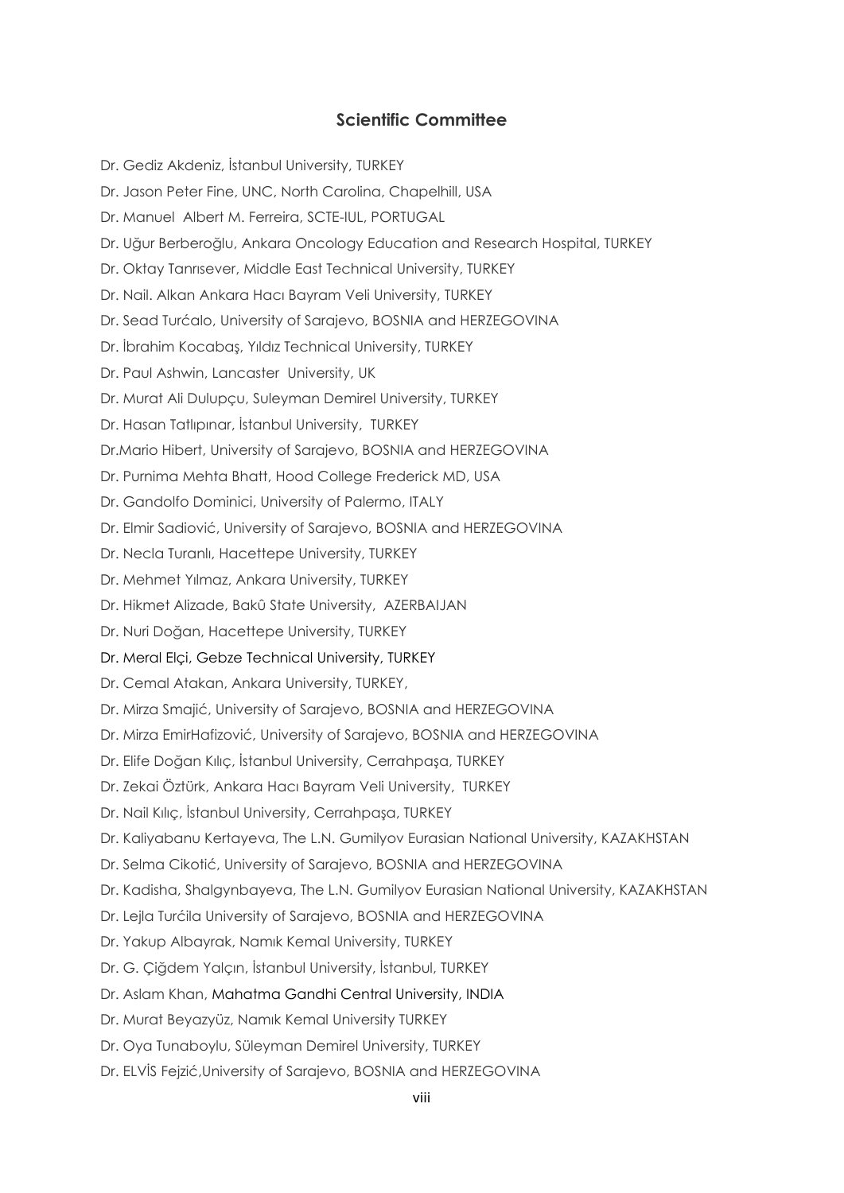## Scientific Committee

Dr. Gediz Akdeniz, İstanbul University, TURKEY

Dr. Jason Peter Fine, UNC, North Carolina, Chapelhill, USA

Dr. Manuel Albert M. Ferreira, SCTE-IUL, PORTUGAL

Dr. Uğur Berberoğlu, Ankara Oncology Education and Research Hospital, TURKEY

Dr. Oktay Tanrısever, Middle East Technical University, TURKEY

Dr. Nail. Alkan Ankara Hacı Bayram Veli University, TURKEY

Dr. Sead Turćalo, University of Sarajevo, BOSNIA and HERZEGOVINA

Dr. İbrahim Kocabaş, Yıldız Technical University, TURKEY

Dr. Paul Ashwin, Lancaster University, UK

Dr. Murat Ali Dulupçu, Suleyman Demirel University, TURKEY

Dr. Hasan Tatlıpınar, İstanbul University, TURKEY

Dr.Mario Hibert, University of Sarajevo, BOSNIA and HERZEGOVINA

Dr. Purnima Mehta Bhatt, Hood College Frederick MD, USA

Dr. Gandolfo Dominici, University of Palermo, ITALY

Dr. Elmir Sadiović, University of Sarajevo, BOSNIA and HERZEGOVINA

Dr. Necla Turanlı, Hacettepe University, TURKEY

Dr. Mehmet Yılmaz, Ankara University, TURKEY

Dr. Hikmet Alizade, Bakû State University, AZERBAIJAN

Dr. Nuri Doğan, Hacettepe University, TURKEY

Dr. Meral Elçi, Gebze Technical University, TURKEY

Dr. Cemal Atakan, Ankara University, TURKEY,

Dr. Mirza Smajić, University of Sarajevo, BOSNIA and HERZEGOVINA

Dr. Mirza EmirHafizović, University of Sarajevo, BOSNIA and HERZEGOVINA

Dr. Elife Doğan Kılıç, İstanbul University, Cerrahpaşa, TURKEY

Dr. Zekai Öztürk, Ankara Hacı Bayram Veli University, TURKEY

Dr. Nail Kılıç, İstanbul University, Cerrahpaşa, TURKEY

Dr. Kaliyabanu Kertayeva, The L.N. Gumilyov Eurasian National University, KAZAKHSTAN

Dr. Selma Cikotić, University of Sarajevo, BOSNIA and HERZEGOVINA

Dr. Kadisha, Shalgynbayeva, The L.N. Gumilyov Eurasian National University, KAZAKHSTAN

Dr. Lejla Turćila University of Sarajevo, BOSNIA and HERZEGOVINA

Dr. Yakup Albayrak, Namık Kemal University, TURKEY

Dr. G. Çiğdem Yalçın, İstanbul University, İstanbul, TURKEY

Dr. Aslam Khan, Mahatma Gandhi Central University, INDIA

Dr. Murat Beyazyüz, Namık Kemal University TURKEY

Dr. Oya Tunaboylu, Süleyman Demirel University, TURKEY

Dr. ELVİS Fejzić,University of Sarajevo, BOSNIA and HERZEGOVINA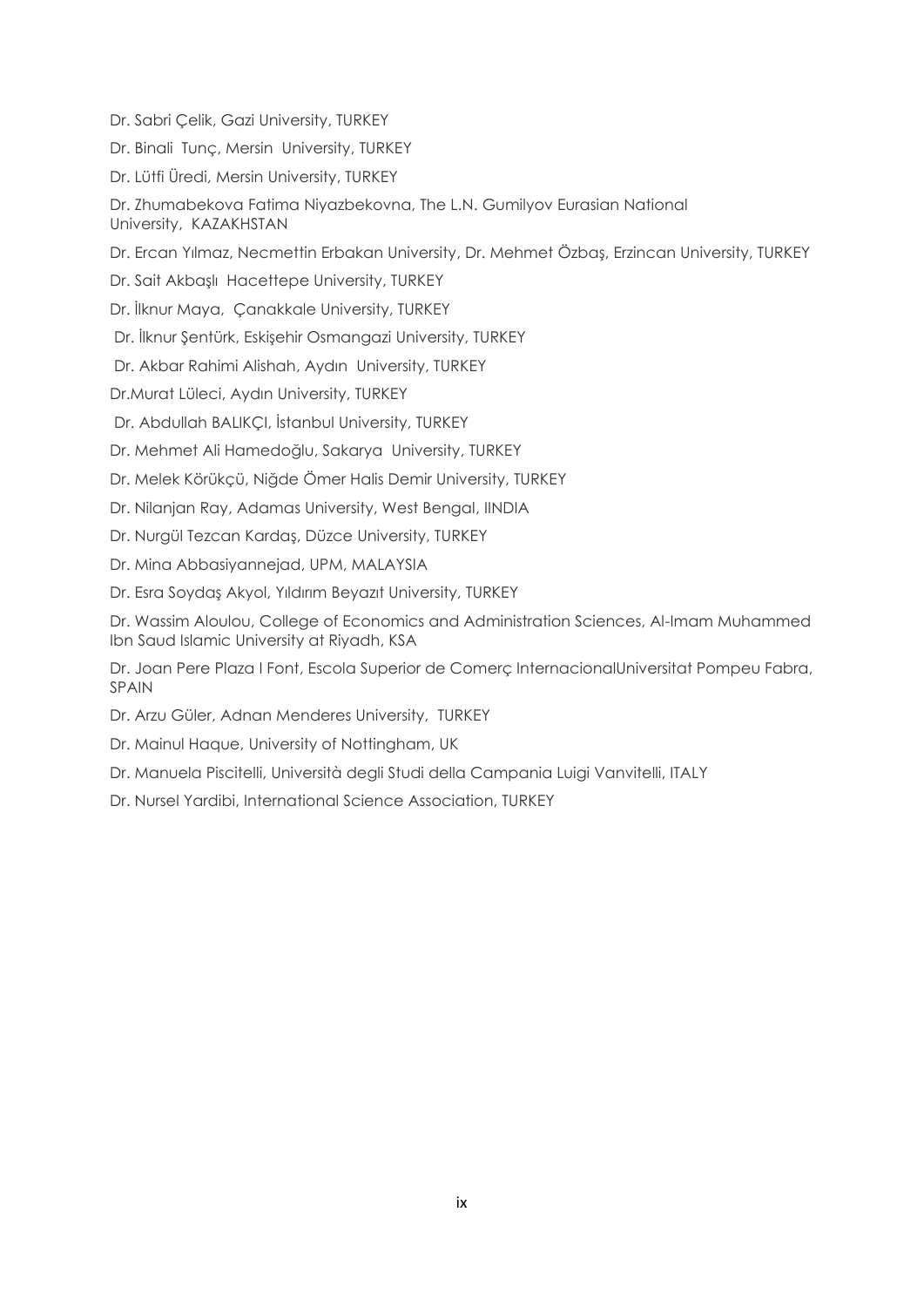Dr. Sabri Çelik, Gazi University, TURKEY

Dr. Binali Tunç, Mersin University, TURKEY

Dr. Lütfi Üredi, Mersin University, TURKEY

Dr. Zhumabekova Fatima Niyazbekovna, The L.N. Gumilyov Eurasian National University, KAZAKHSTAN

Dr. Ercan Yılmaz, Necmettin Erbakan University, Dr. Mehmet Özbaş, Erzincan University, TURKEY

Dr. Sait Akbaşlı Hacettepe University, TURKEY

Dr. İlknur Maya, Çanakkale University, TURKEY

Dr. İlknur Şentürk, Eskişehir Osmangazi University, TURKEY

Dr. Akbar Rahimi Alishah, Aydın University, TURKEY

Dr.Murat Lüleci, Aydın University, TURKEY

Dr. Abdullah BALIKÇI, İstanbul University, TURKEY

Dr. Mehmet Ali Hamedoğlu, Sakarya University, TURKEY

Dr. Melek Körükçü, Niğde Ömer Halis Demir University, TURKEY

Dr. Nilanjan Ray, Adamas University, West Bengal, IINDIA

Dr. Nurgül Tezcan Kardaş, Düzce University, TURKEY

Dr. Mina Abbasiyannejad, UPM, MALAYSIA

Dr. Esra Soydaş Akyol, Yıldırım Beyazıt University, TURKEY

Dr. Wassim Aloulou, College of Economics and Administration Sciences, Al-Imam Muhammed Ibn Saud Islamic University at Riyadh, KSA

Dr. Joan Pere Plaza I Font, Escola Superior de Comerç InternacionalUniversitat Pompeu Fabra, SPAIN

Dr. Arzu Güler, Adnan Menderes University, TURKEY

Dr. Mainul Haque, University of Nottingham, UK

Dr. Manuela Piscitelli, Università degli Studi della Campania Luigi Vanvitelli, ITALY

Dr. Nursel Yardibi, International Science Association, TURKEY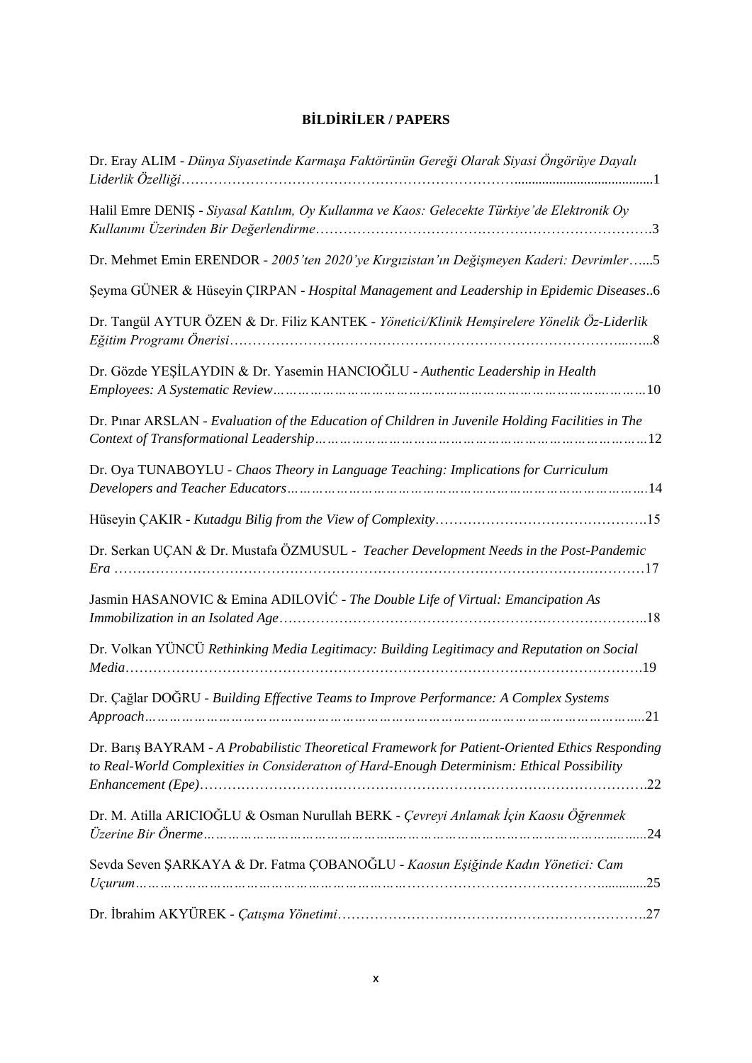# BİLDİRİLER / PAPERS

Dr. Eray ALIM - *Dünya Siyasetinde Karmaşa Faktörünün Gereği Olarak Siyasi Öngörüye Dayalı Liderlik Özelliği*……………………………………………………………........................................1

Halil Emre DENIŞ - *Siyasal Katılım, Oy Kullanma ve Kaos: Gelecekte Türkiye'de Elektronik Oy Kullanımı Üzerinden Bir Değerlendirme*……………………………………………………………….3

Dr. Mehmet Emin ERENDOR - *2005'ten 2020'ye Kırgızistan'ın Değişmeyen Kaderi: Devrimler*…...5

Şeyma GÜNER & Hüseyin ÇIRPAN - *Hospital Management and Leadership in Epidemic Diseases*..6

Dr. Tangül AYTUR ÖZEN & Dr. Filiz KANTEK - *Yönetici/Klinik Hemşirelere Yönelik Öz-Liderlik Eğitim Programı Önerisi*………………………………………………………………………...…...8

Dr. Gözde YEŞİLAYDIN & Dr. Yasemin HANCIOĞLU - *Authentic Leadership in Health Employees: A Systematic Review*………………………………………………………………………10

Dr. Pınar ARSLAN - *Evaluation of the Education of Children in Juvenile Holding Facilities in The Context of Transformational Leadership*……………………………………………………………12

Dr. Oya TUNABOYLU - *Chaos Theory in Language Teaching: Implications for Curriculum Developers and Teacher Educators*……………………………………………………………………….14

Hüseyin ÇAKIR - *Kutadgu Bilig from the View of Complexity*……………………………………….15

Dr. Serkan UÇAN & Dr. Mustafa ÖZMUSUL - *Teacher Development Needs in the Post-Pandemic Era* ……………………………………………………………………………………………………17

Jasmin HASANOVIC & Emina ADILOVİĆ - *The Double Life of Virtual: Emancipation As Immobilization in an Isolated Age*…………………………………………………………………..18

Dr. Volkan YÜNCÜ *Rethinking Media Legitimacy: Building Legitimacy and Reputation on Social Media*……………………………………………………………………………………………….19

Dr. Çağlar DOĞRU - *Building Effective Teams to Improve Performance: A Complex Systems Approach*………………………………………………………………………………………….....21

Dr. Barış BAYRAM - *A Probabilistic Theoretical Framework for Patient-Oriented Ethics Responding to Real-World Complexities in Consideratıon of Hard-Enough Determinism: Ethical Possibility Enhancement (Epe)*…………………………………………………………………………………….22

Dr. M. Atilla ARICIOĞLU & Osman Nurullah BERK - *Çevreyi Anlamak İçin Kaosu Öğrenmek Üzerine Bir Önerme*……………………………………………………………………………….......24

Sevda Seven ŞARKAYA & Dr. Fatma ÇOBANOĞLU - *Kaosun Eşiğinde Kadın Yönetici: Cam Uçurum*…………………………………………………………………………………….............25

Dr. İbrahim AKYÜREK - *Çatışma Yönetimi*………………………………………………………….27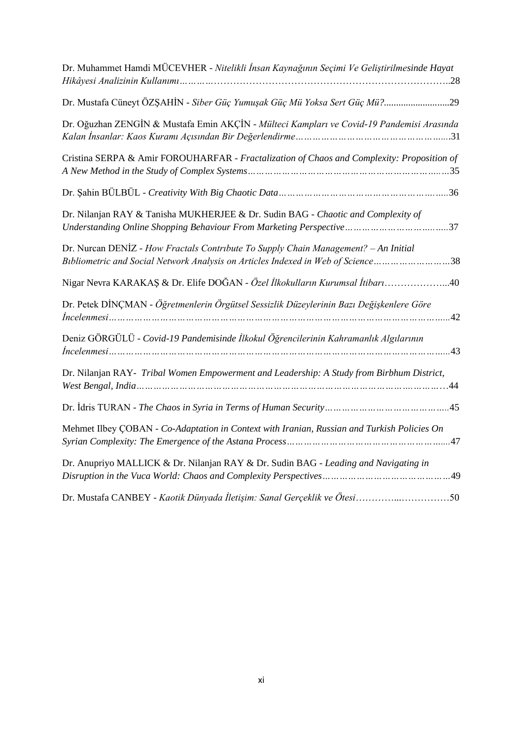Dr. Muhammet Hamdi MÜCEVHER - *Nitelikli İnsan Kaynağının Seçimi Ve Geliştirilmesinde Hayat Hikâyesi Analizinin Kullanımı*……….……………………………………………………………..28

Dr. Mustafa Cüneyt ÖZŞAHİN - *Siber Güç Yumuşak Güç Mü Yoksa Sert Güç Mü?*...........................29

Dr. Oğuzhan ZENGİN & Mustafa Emin AKÇİN - *Mülteci Kampları ve Covid-19 Pandemisi Arasında Kalan İnsanlar: Kaos Kuramı Açısından Bir Değerlendirme*………………………………………….....31

Cristina SERPA & Amir FOROUHARFAR - *Fractalization of Chaos and Complexity: Proposition of A New Method in the Study of Complex Systems*…………………………………………………..…35

Dr. Şahin BÜLBÜL - *Creativity With Big Chaotic Data*……………………………………….…..36

Dr. Nilanjan RAY & Tanisha MUKHERJEE & Dr. Sudin BAG - *Chaotic and Complexity of Understanding Online Shopping Behaviour From Marketing Perspective*…………………………..….37

Dr. Nurcan DENİZ - *How Fractals Contrıbute To Supply Chain Management? – An Initial Bıbliometric and Social Network Analysis on Articles Indexed in Web of Science*……………………38

Nigar Nevra KARAKAŞ & Dr. Elife DOĞAN - *Özel İlkokulların Kurumsal İtibarı*………………...40

Dr. Petek DİNÇMAN - *Öğretmenlerin Örgütsel Sessizlik Düzeylerinin Bazı Değişkenlere Göre İncelenmesi*…………………………………………………………………………………………......42

Deniz GÖRGÜLÜ - *Covid-19 Pandemisinde İlkokul Öğrencilerinin Kahramanlık Algılarının İncelenmesi*…………………………………………………………………………………………......43

Dr. Nilanjan RAY- *Tribal Women Empowerment and Leadership: A Study from Birbhum District, West Bengal, India*…………………………………………………………………………………...44

Dr. İdris TURAN - *The Chaos in Syria in Terms of Human Security*…………………………………..45

Mehmet Ilbey ÇOBAN - *Co-Adaptation in Context with Iranian, Russian and Turkish Policies On Syrian Complexity: The Emergence of the Astana Process*…………………………………………......47

Dr. Anupriyo MALLICK & Dr. Nilanjan RAY & Dr. Sudin BAG - *Leading and Navigating in Disruption in the Vuca World: Chaos and Complexity Perspectives*……………………………………49

Dr. Mustafa CANBEY - *Kaotik Dünyada İletişim: Sanal Gerçeklik ve Ötesi*…………...……………50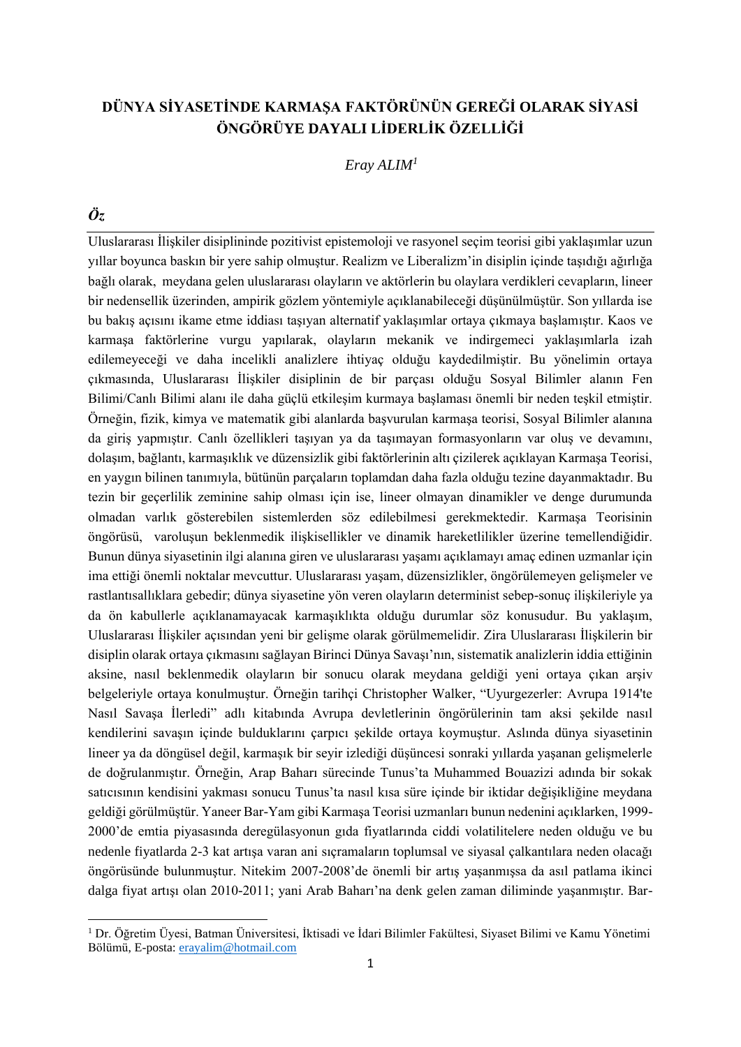# DÜNYA SİYASETİNDE KARMAŞA FAKTÖRÜNÜN GEREĞİ OLARAK SİYASİ ÖNGÖRÜYE DAYALI LİDERLİK ÖZELLİĞİ

*Eray ALIM*[1]

## *Öz*

Uluslararası İlişkiler disiplininde pozitivist epistemoloji ve rasyonel seçim teorisi gibi yaklaşımlar uzun yıllar boyunca baskın bir yere sahip olmuştur. Realizm ve Liberalizm'in disiplin içinde taşıdığı ağırlığa bağlı olarak, meydana gelen uluslararası olayların ve aktörlerin bu olaylara verdikleri cevapların, lineer bir nedensellik üzerinden, ampirik gözlem yöntemiyle açıklanabileceği düşünülmüştür. Son yıllarda ise bu bakış açısını ikame etme iddiası taşıyan alternatif yaklaşımlar ortaya çıkmaya başlamıştır. Kaos ve karmaşa faktörlerine vurgu yapılarak, olayların mekanik ve indirgemeci yaklaşımlarla izah edilemeyeceği ve daha incelikli analizlere ihtiyaç olduğu kaydedilmiştir. Bu yönelimin ortaya çıkmasında, Uluslararası İlişkiler disiplinin de bir parçası olduğu Sosyal Bilimler alanın Fen Bilimi/Canlı Bilimi alanı ile daha güçlü etkileşim kurmaya başlaması önemli bir neden teşkil etmiştir. Örneğin, fizik, kimya ve matematik gibi alanlarda başvurulan karmaşa teorisi, Sosyal Bilimler alanına da giriş yapmıştır. Canlı özellikleri taşıyan ya da taşımayan formasyonların var oluş ve devamını, dolaşım, bağlantı, karmaşıklık ve düzensizlik gibi faktörlerinin altı çizilerek açıklayan Karmaşa Teorisi, en yaygın bilinen tanımıyla, bütünün parçaların toplamdan daha fazla olduğu tezine dayanmaktadır. Bu tezin bir geçerlilik zeminine sahip olması için ise, lineer olmayan dinamikler ve denge durumunda olmadan varlık gösterebilen sistemlerden söz edilebilmesi gerekmektedir. Karmaşa Teorisinin öngörüsü, varoluşun beklenmedik ilişkisellikler ve dinamik hareketlilikler üzerine temellendiğidir. Bunun dünya siyasetinin ilgi alanına giren ve uluslararası yaşamı açıklamayı amaç edinen uzmanlar için ima ettiği önemli noktalar mevcuttur. Uluslararası yaşam, düzensizlikler, öngörülemeyen gelişmeler ve rastlantısallıklara gebedir; dünya siyasetine yön veren olayların determinist sebep-sonuç ilişkileriyle ya da ön kabullerle açıklanamayacak karmaşıklıkta olduğu durumlar söz konusudur. Bu yaklaşım, Uluslararası İlişkiler açısından yeni bir gelişme olarak görülmemelidir. Zira Uluslararası İlişkilerin bir disiplin olarak ortaya çıkmasını sağlayan Birinci Dünya Savaşı'nın, sistematik analizlerin iddia ettiğinin aksine, nasıl beklenmedik olayların bir sonucu olarak meydana geldiği yeni ortaya çıkan arşiv belgeleriyle ortaya konulmuştur. Örneğin tarihçi Christopher Walker, "Uyurgezerler: Avrupa 1914'te Nasıl Savaşa İlerledi" adlı kitabında Avrupa devletlerinin öngörülerinin tam aksi şekilde nasıl kendilerini savaşın içinde bulduklarını çarpıcı şekilde ortaya koymuştur. Aslında dünya siyasetinin lineer ya da döngüsel değil, karmaşık bir seyir izlediği düşüncesi sonraki yıllarda yaşanan gelişmelerle de doğrulanmıştır. Örneğin, Arap Baharı sürecinde Tunus'ta Muhammed Bouazizi adında bir sokak satıcısının kendisini yakması sonucu Tunus'ta nasıl kısa süre içinde bir iktidar değişikliğine meydana geldiği görülmüştür. Yaneer Bar-Yam gibi Karmaşa Teorisi uzmanları bunun nedenini açıklarken, 1999-2000'de emtia piyasasında deregülasyonun gıda fiyatlarında ciddi volatilitelere neden olduğu ve bu nedenle fiyatlarda 2-3 kat artışa varan ani sıçramaların toplumsal ve siyasal çalkantılara neden olacağı öngörüsünde bulunmuştur. Nitekim 2007-2008'de önemli bir artış yaşanmışsa da asıl patlama ikinci dalga fiyat artışı olan 2010-2011; yani Arab Baharı'na denk gelen zaman diliminde yaşanmıştır. Bar-

---

[1] Dr. Öğretim Üyesi, Batman Üniversitesi, İktisadi ve İdari Bilimler Fakültesi, Siyaset Bilimi ve Kamu Yönetimi Bölümü, E-posta: erayalim@hotmail.com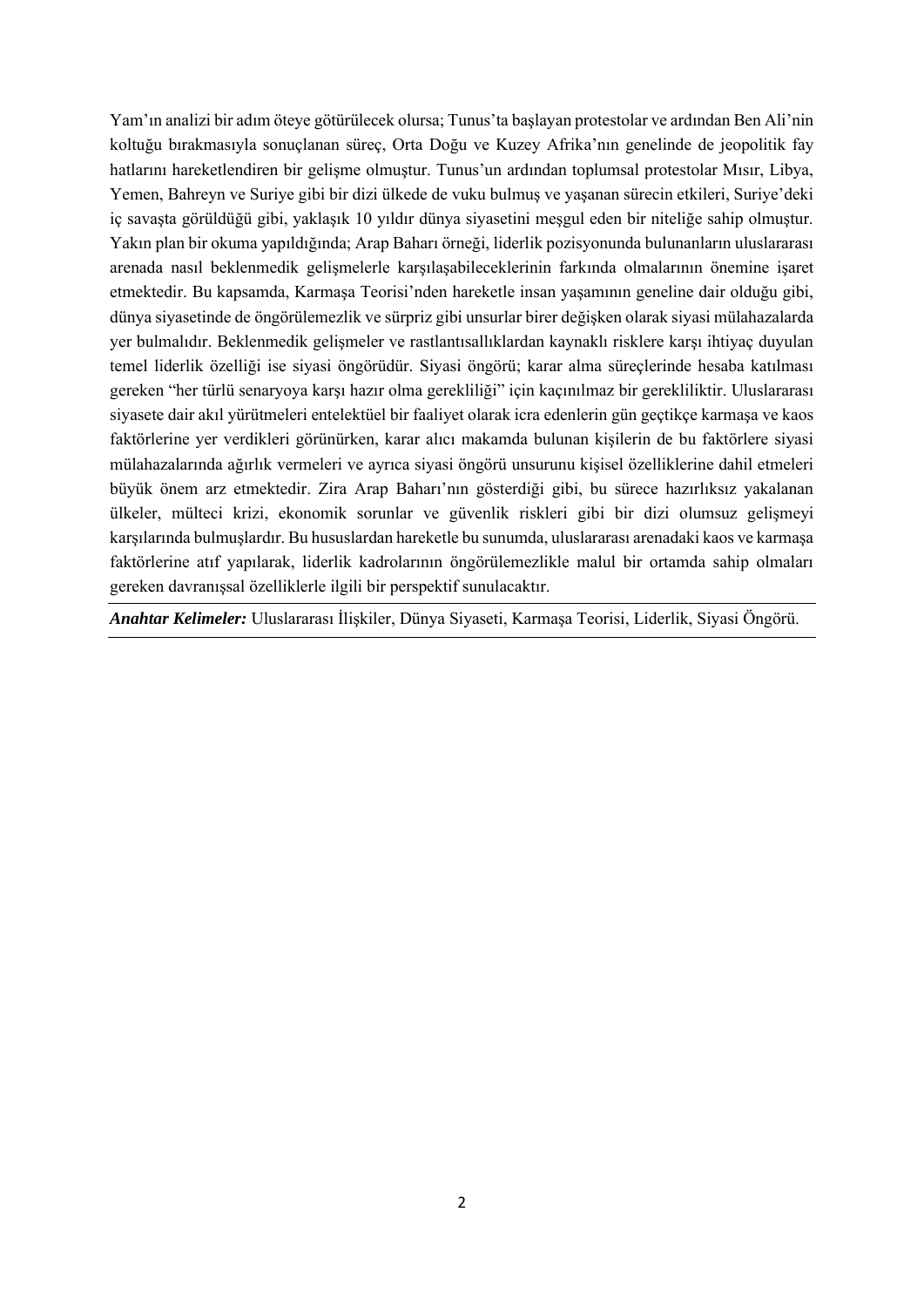Yam'ın analizi bir adım öteye götürülecek olursa; Tunus'ta başlayan protestolar ve ardından Ben Ali'nin koltuğu bırakmasıyla sonuçlanan süreç, Orta Doğu ve Kuzey Afrika'nın genelinde de jeopolitik fay hatlarını hareketlendiren bir gelişme olmuştur. Tunus'un ardından toplumsal protestolar Mısır, Libya, Yemen, Bahreyn ve Suriye gibi bir dizi ülkede de vuku bulmuş ve yaşanan sürecin etkileri, Suriye'deki iç savaşta görüldüğü gibi, yaklaşık 10 yıldır dünya siyasetini meşgul eden bir niteliğe sahip olmuştur. Yakın plan bir okuma yapıldığında; Arap Baharı örneği, liderlik pozisyonunda bulunanların uluslararası arenada nasıl beklenmedik gelişmelerle karşılaşabileceklerinin farkında olmalarının önemine işaret etmektedir. Bu kapsamda, Karmaşa Teorisi'nden hareketle insan yaşamının geneline dair olduğu gibi, dünya siyasetinde de öngörülemezlik ve sürpriz gibi unsurlar birer değişken olarak siyasi mülahazalarda yer bulmalıdır. Beklenmedik gelişmeler ve rastlantısallıklardan kaynaklı risklere karşı ihtiyaç duyulan temel liderlik özelliği ise siyasi öngörüdür. Siyasi öngörü; karar alma süreçlerinde hesaba katılması gereken "her türlü senaryoya karşı hazır olma gerekliliği" için kaçınılmaz bir gerekliliktir. Uluslararası siyasete dair akıl yürütmeleri entelektüel bir faaliyet olarak icra edenlerin gün geçtikçe karmaşa ve kaos faktörlerine yer verdikleri görünürken, karar alıcı makamda bulunan kişilerin de bu faktörlere siyasi mülahazalarında ağırlık vermeleri ve ayrıca siyasi öngörü unsurunu kişisel özelliklerine dahil etmeleri büyük önem arz etmektedir. Zira Arap Baharı'nın gösterdiği gibi, bu sürece hazırlıksız yakalanan ülkeler, mülteci krizi, ekonomik sorunlar ve güvenlik riskleri gibi bir dizi olumsuz gelişmeyi karşılarında bulmuşlardır. Bu hususlardan hareketle bu sunumda, uluslararası arenadaki kaos ve karmaşa faktörlerine atıf yapılarak, liderlik kadrolarının öngörülemezlikle malul bir ortamda sahip olmaları gereken davranışsal özelliklerle ilgili bir perspektif sunulacaktır.

***Anahtar Kelimeler:*** Uluslararası İlişkiler, Dünya Siyaseti, Karmaşa Teorisi, Liderlik, Siyasi Öngörü.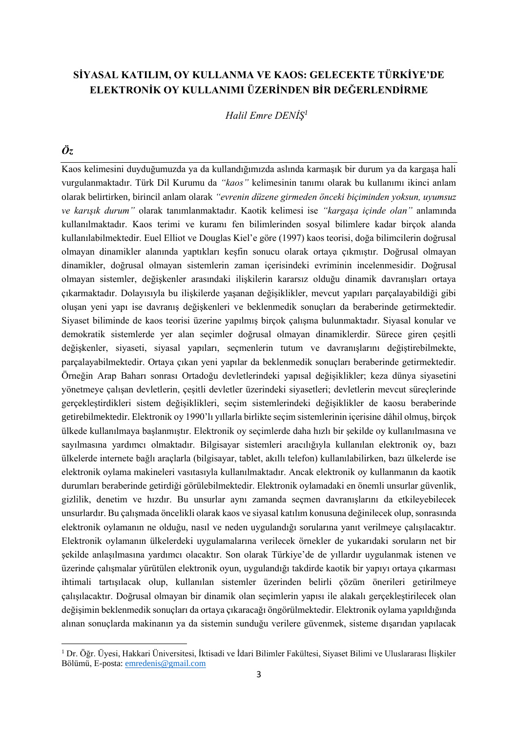# SİYASAL KATILIM, OY KULLANMA VE KAOS: GELECEKTE TÜRKİYE'DE ELEKTRONİK OY KULLANIMI ÜZERİNDEN BİR DEĞERLENDİRME

*Halil Emre DENİŞ*[1]

## *Öz*

Kaos kelimesini duyduğumuzda ya da kullandığımızda aslında karmaşık bir durum ya da kargaşa hali vurgulanmaktadır. Türk Dil Kurumu da *"kaos"* kelimesinin tanımı olarak bu kullanımı ikinci anlam olarak belirtirken, birincil anlam olarak *"evrenin düzene girmeden önceki biçiminden yoksun, uyumsuz ve karışık durum"* olarak tanımlanmaktadır. Kaotik kelimesi ise *"kargaşa içinde olan"* anlamında kullanılmaktadır. Kaos terimi ve kuramı fen bilimlerinden sosyal bilimlere kadar birçok alanda kullanılabilmektedir. Euel Elliot ve Douglas Kiel'e göre (1997) kaos teorisi, doğa bilimcilerin doğrusal olmayan dinamikler alanında yaptıkları keşfin sonucu olarak ortaya çıkmıştır. Doğrusal olmayan dinamikler, doğrusal olmayan sistemlerin zaman içerisindeki evriminin incelenmesidir. Doğrusal olmayan sistemler, değişkenler arasındaki ilişkilerin kararsız olduğu dinamik davranışları ortaya çıkarmaktadır. Dolayısıyla bu ilişkilerde yaşanan değişiklikler, mevcut yapıları parçalayabildiği gibi oluşan yeni yapı ise davranış değişkenleri ve beklenmedik sonuçları da beraberinde getirmektedir. Siyaset biliminde de kaos teorisi üzerine yapılmış birçok çalışma bulunmaktadır. Siyasal konular ve demokratik sistemlerde yer alan seçimler doğrusal olmayan dinamiklerdir. Sürece giren çeşitli değişkenler, siyaseti, siyasal yapıları, seçmenlerin tutum ve davranışlarını değiştirebilmekte, parçalayabilmektedir. Ortaya çıkan yeni yapılar da beklenmedik sonuçları beraberinde getirmektedir. Örneğin Arap Baharı sonrası Ortadoğu devletlerindeki yapısal değişiklikler; keza dünya siyasetini yönetmeye çalışan devletlerin, çeşitli devletler üzerindeki siyasetleri; devletlerin mevcut süreçlerinde gerçekleştirdikleri sistem değişiklikleri, seçim sistemlerindeki değişiklikler de kaosu beraberinde getirebilmektedir. Elektronik oy 1990'lı yıllarla birlikte seçim sistemlerinin içerisine dâhil olmuş, birçok ülkede kullanılmaya başlanmıştır. Elektronik oy seçimlerde daha hızlı bir şekilde oy kullanılmasına ve sayılmasına yardımcı olmaktadır. Bilgisayar sistemleri aracılığıyla kullanılan elektronik oy, bazı ülkelerde internete bağlı araçlarla (bilgisayar, tablet, akıllı telefon) kullanılabilirken, bazı ülkelerde ise elektronik oylama makineleri vasıtasıyla kullanılmaktadır. Ancak elektronik oy kullanmanın da kaotik durumları beraberinde getirdiği görülebilmektedir. Elektronik oylamadaki en önemli unsurlar güvenlik, gizlilik, denetim ve hızdır. Bu unsurlar aynı zamanda seçmen davranışlarını da etkileyebilecek unsurlardır. Bu çalışmada öncelikli olarak kaos ve siyasal katılım konusuna değinilecek olup, sonrasında elektronik oylamanın ne olduğu, nasıl ve neden uygulandığı sorularına yanıt verilmeye çalışılacaktır. Elektronik oylamanın ülkelerdeki uygulamalarına verilecek örnekler de yukarıdaki soruların net bir şekilde anlaşılmasına yardımcı olacaktır. Son olarak Türkiye'de de yıllardır uygulanmak istenen ve üzerinde çalışmalar yürütülen elektronik oyun, uygulandığı takdirde kaotik bir yapıyı ortaya çıkarması ihtimali tartışılacak olup, kullanılan sistemler üzerinden belirli çözüm önerileri getirilmeye çalışılacaktır. Doğrusal olmayan bir dinamik olan seçimlerin yapısı ile alakalı gerçekleştirilecek olan değişimin beklenmedik sonuçları da ortaya çıkaracağı öngörülmektedir. Elektronik oylama yapıldığında alınan sonuçlarda makinanın ya da sistemin sunduğu verilere güvenmek, sisteme dışarıdan yapılacak

---

[1] Dr. Öğr. Üyesi, Hakkari Üniversitesi, İktisadi ve İdari Bilimler Fakültesi, Siyaset Bilimi ve Uluslararası İlişkiler Bölümü, E-posta: emredenis@gmail.com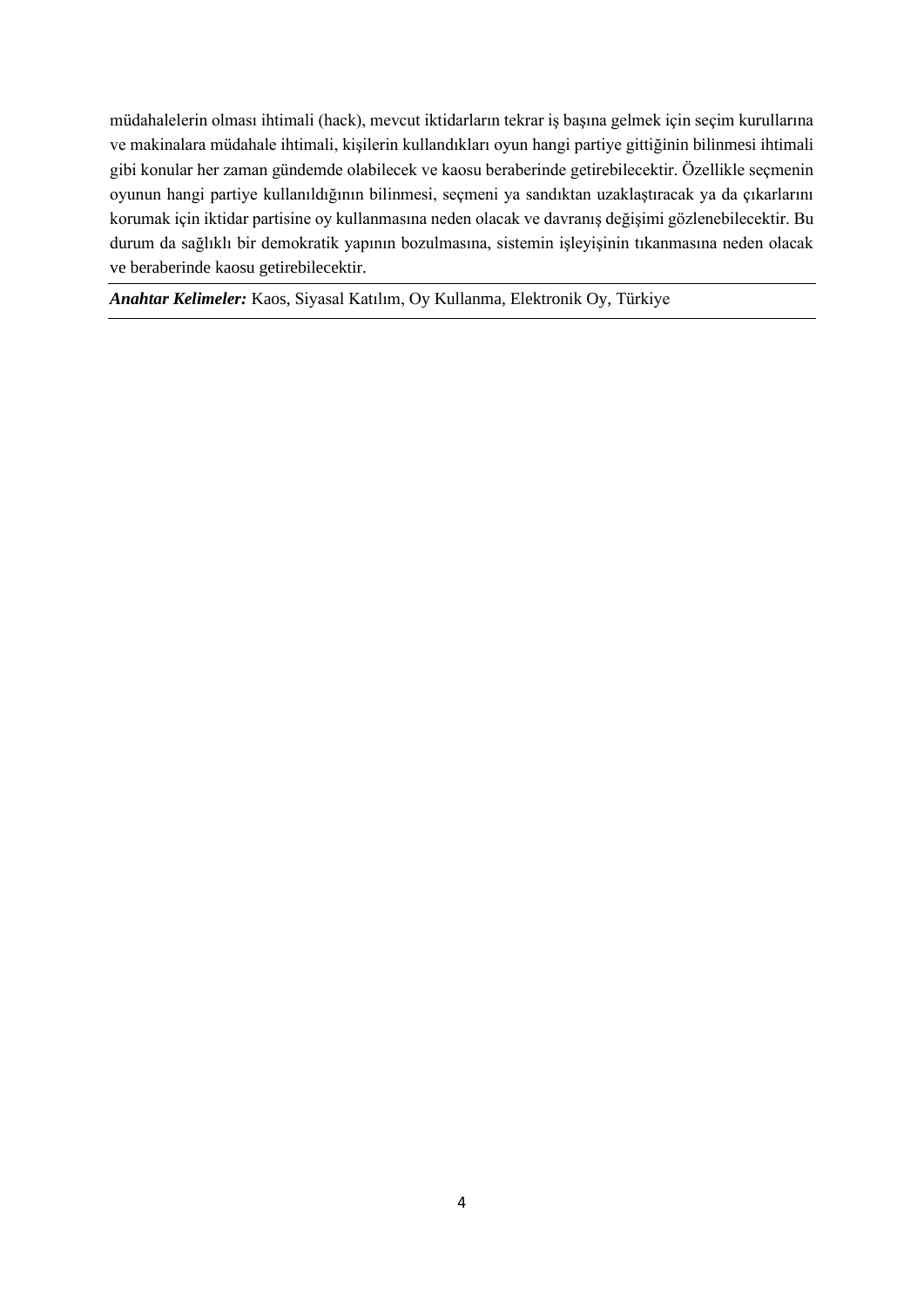müdahalelerin olması ihtimali (hack), mevcut iktidarların tekrar iş başına gelmek için seçim kurullarına ve makinalara müdahale ihtimali, kişilerin kullandıkları oyun hangi partiye gittiğinin bilinmesi ihtimali gibi konular her zaman gündemde olabilecek ve kaosu beraberinde getirebilecektir. Özellikle seçmenin oyunun hangi partiye kullanıldığının bilinmesi, seçmeni ya sandıktan uzaklaştıracak ya da çıkarlarını korumak için iktidar partisine oy kullanmasına neden olacak ve davranış değişimi gözlenebilecektir. Bu durum da sağlıklı bir demokratik yapının bozulmasına, sistemin işleyişinin tıkanmasına neden olacak ve beraberinde kaosu getirebilecektir.

***Anahtar Kelimeler:*** Kaos, Siyasal Katılım, Oy Kullanma, Elektronik Oy, Türkiye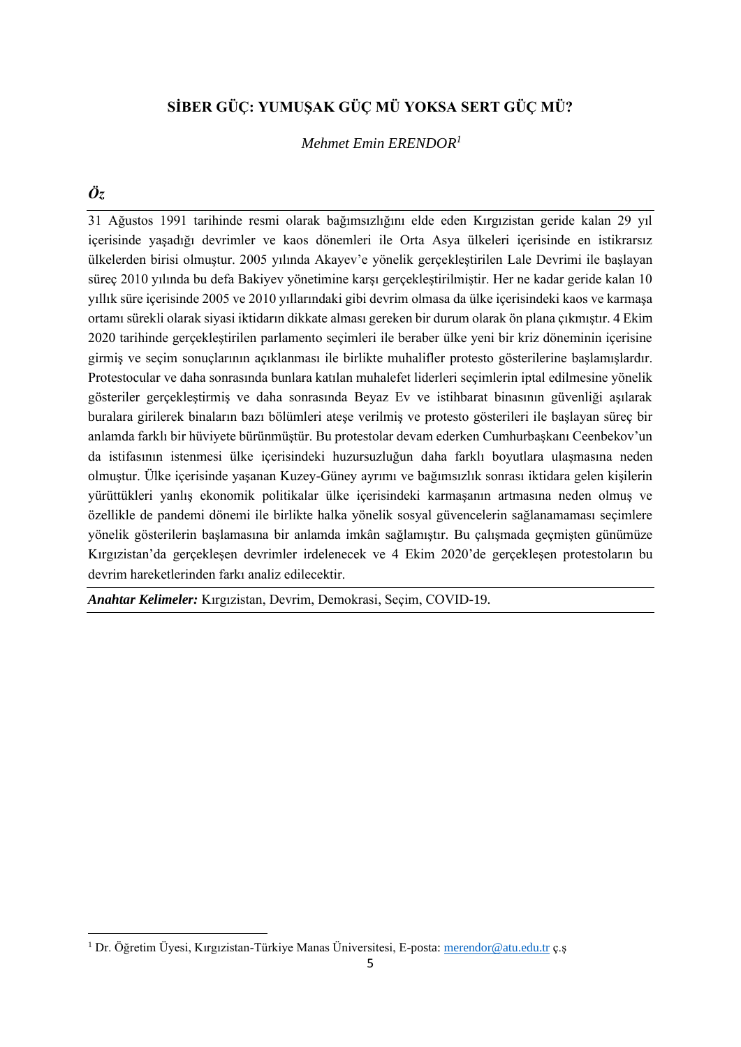# SİBER GÜÇ: YUMUŞAK GÜÇ MÜ YOKSA SERT GÜÇ MÜ?

*Mehmet Emin ERENDOR*[1]

## *Öz*

31 Ağustos 1991 tarihinde resmi olarak bağımsızlığını elde eden Kırgızistan geride kalan 29 yıl içerisinde yaşadığı devrimler ve kaos dönemleri ile Orta Asya ülkeleri içerisinde en istikrarsız ülkelerden birisi olmuştur. 2005 yılında Akayev'e yönelik gerçekleştirilen Lale Devrimi ile başlayan süreç 2010 yılında bu defa Bakiyev yönetimine karşı gerçekleştirilmiştir. Her ne kadar geride kalan 10 yıllık süre içerisinde 2005 ve 2010 yıllarındaki gibi devrim olmasa da ülke içerisindeki kaos ve karmaşa ortamı sürekli olarak siyasi iktidarın dikkate alması gereken bir durum olarak ön plana çıkmıştır. 4 Ekim 2020 tarihinde gerçekleştirilen parlamento seçimleri ile beraber ülke yeni bir kriz döneminin içerisine girmiş ve seçim sonuçlarının açıklanması ile birlikte muhalifler protesto gösterilerine başlamışlardır. Protestocular ve daha sonrasında bunlara katılan muhalefet liderleri seçimlerin iptal edilmesine yönelik gösteriler gerçekleştirmiş ve daha sonrasında Beyaz Ev ve istihbarat binasının güvenliği aşılarak buralara girilerek binaların bazı bölümleri ateşe verilmiş ve protesto gösterileri ile başlayan süreç bir anlamda farklı bir hüviyete bürünmüştür. Bu protestolar devam ederken Cumhurbaşkanı Ceenbekov'un da istifasının istenmesi ülke içerisindeki huzursuzluğun daha farklı boyutlara ulaşmasına neden olmuştur. Ülke içerisinde yaşanan Kuzey-Güney ayrımı ve bağımsızlık sonrası iktidara gelen kişilerin yürüttükleri yanlış ekonomik politikalar ülke içerisindeki karmaşanın artmasına neden olmuş ve özellikle de pandemi dönemi ile birlikte halka yönelik sosyal güvencelerin sağlanamaması seçimlere yönelik gösterilerin başlamasına bir anlamda imkân sağlamıştır. Bu çalışmada geçmişten günümüze Kırgızistan'da gerçekleşen devrimler irdelenecek ve 4 Ekim 2020'de gerçekleşen protestoların bu devrim hareketlerinden farkı analiz edilecektir.

***Anahtar Kelimeler:*** Kırgızistan, Devrim, Demokrasi, Seçim, COVID-19.

---

[1] Dr. Öğretim Üyesi, Kırgızistan-Türkiye Manas Üniversitesi, E-posta: merendor@atu.edu.tr ç.ş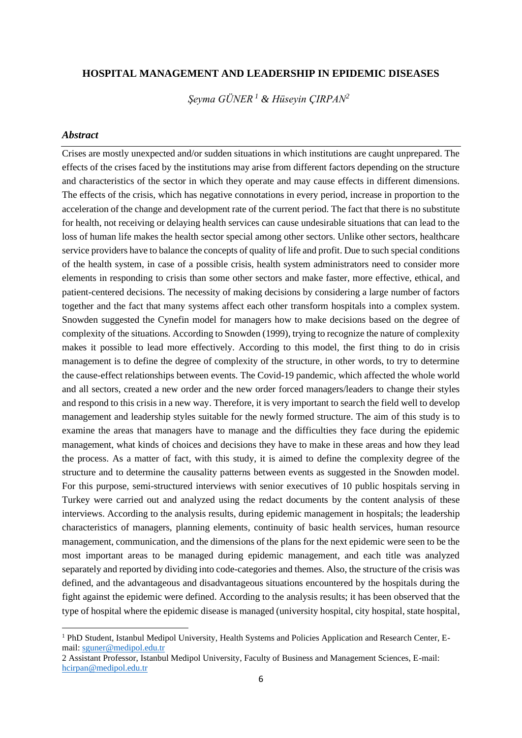# HOSPITAL MANAGEMENT AND LEADERSHIP IN EPIDEMIC DISEASES

*Şeyma GÜNER [1] & Hüseyin ÇIRPAN[2]*

### *Abstract*

Crises are mostly unexpected and/or sudden situations in which institutions are caught unprepared. The effects of the crises faced by the institutions may arise from different factors depending on the structure and characteristics of the sector in which they operate and may cause effects in different dimensions. The effects of the crisis, which has negative connotations in every period, increase in proportion to the acceleration of the change and development rate of the current period. The fact that there is no substitute for health, not receiving or delaying health services can cause undesirable situations that can lead to the loss of human life makes the health sector special among other sectors. Unlike other sectors, healthcare service providers have to balance the concepts of quality of life and profit. Due to such special conditions of the health system, in case of a possible crisis, health system administrators need to consider more elements in responding to crisis than some other sectors and make faster, more effective, ethical, and patient-centered decisions. The necessity of making decisions by considering a large number of factors together and the fact that many systems affect each other transform hospitals into a complex system. Snowden suggested the Cynefin model for managers how to make decisions based on the degree of complexity of the situations. According to Snowden (1999), trying to recognize the nature of complexity makes it possible to lead more effectively. According to this model, the first thing to do in crisis management is to define the degree of complexity of the structure, in other words, to try to determine the cause-effect relationships between events. The Covid-19 pandemic, which affected the whole world and all sectors, created a new order and the new order forced managers/leaders to change their styles and respond to this crisis in a new way. Therefore, it is very important to search the field well to develop management and leadership styles suitable for the newly formed structure. The aim of this study is to examine the areas that managers have to manage and the difficulties they face during the epidemic management, what kinds of choices and decisions they have to make in these areas and how they lead the process. As a matter of fact, with this study, it is aimed to define the complexity degree of the structure and to determine the causality patterns between events as suggested in the Snowden model. For this purpose, semi-structured interviews with senior executives of 10 public hospitals serving in Turkey were carried out and analyzed using the redact documents by the content analysis of these interviews. According to the analysis results, during epidemic management in hospitals; the leadership characteristics of managers, planning elements, continuity of basic health services, human resource management, communication, and the dimensions of the plans for the next epidemic were seen to be the most important areas to be managed during epidemic management, and each title was analyzed separately and reported by dividing into code-categories and themes. Also, the structure of the crisis was defined, and the advantageous and disadvantageous situations encountered by the hospitals during the fight against the epidemic were defined. According to the analysis results; it has been observed that the type of hospital where the epidemic disease is managed (university hospital, city hospital, state hospital,

---

[1] PhD Student, Istanbul Medipol University, Health Systems and Policies Application and Research Center, E-mail: sguner@medipol.edu.tr

[2] Assistant Professor, Istanbul Medipol University, Faculty of Business and Management Sciences, E-mail: hcirpan@medipol.edu.tr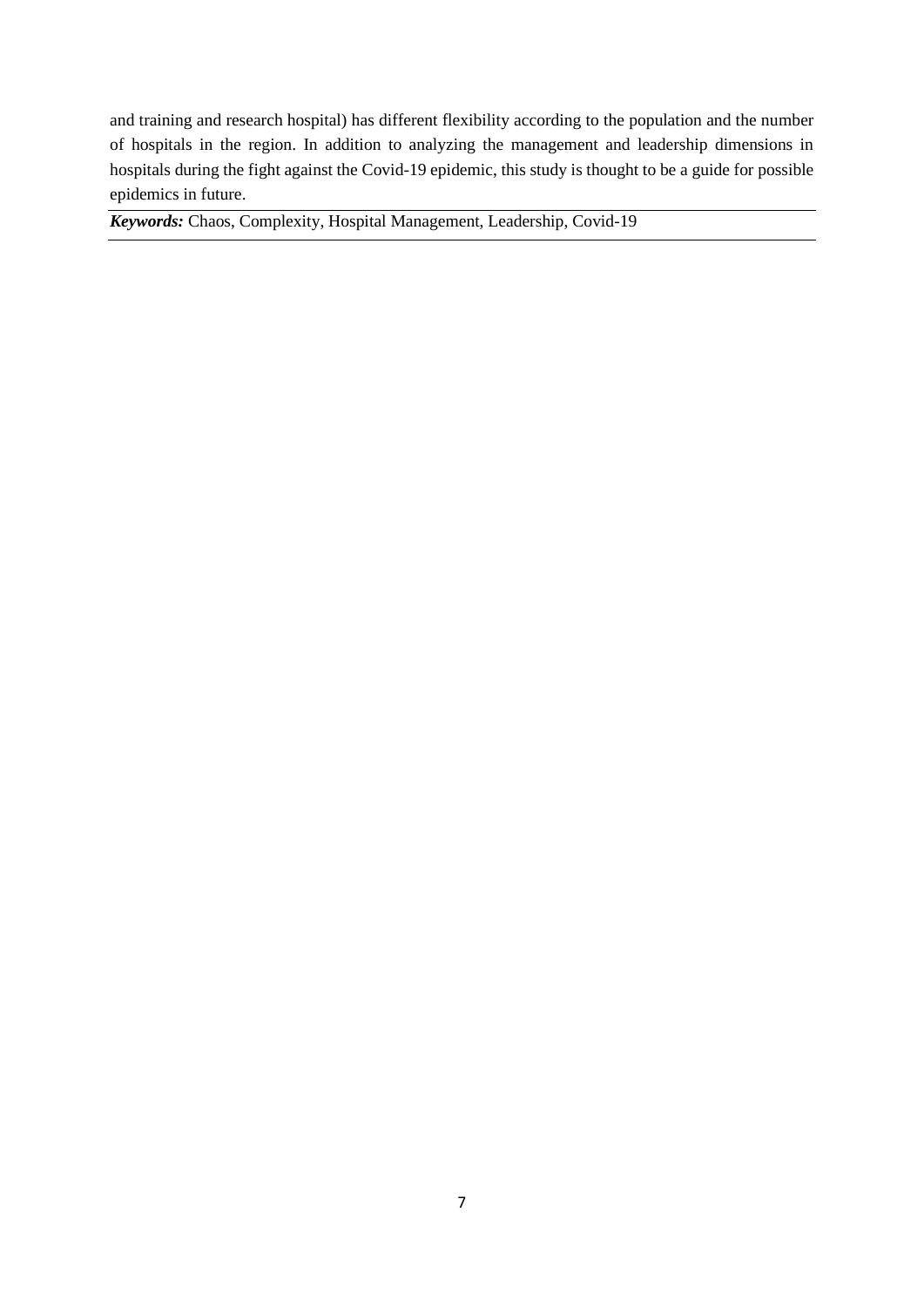and training and research hospital) has different flexibility according to the population and the number of hospitals in the region. In addition to analyzing the management and leadership dimensions in hospitals during the fight against the Covid-19 epidemic, this study is thought to be a guide for possible epidemics in future.

***Keywords:*** Chaos, Complexity, Hospital Management, Leadership, Covid-19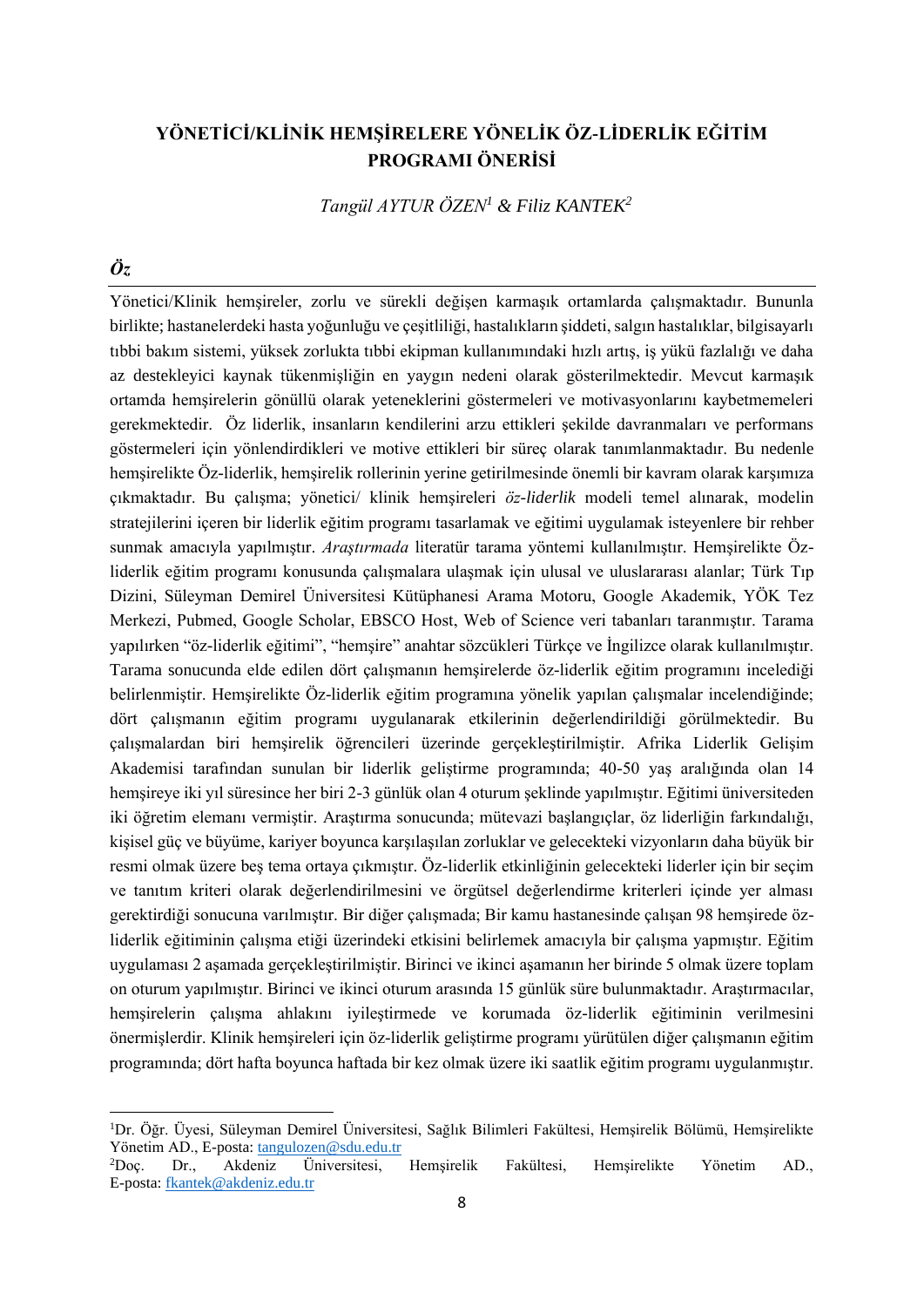## YÖNETİCİ/KLİNİK HEMŞİRELERE YÖNELİK ÖZ-LİDERLİK EĞİTİM PROGRAMI ÖNERİSİ

*Tangül AYTUR ÖZEN[1] & Filiz KANTEK[2]*

### *Öz*

Yönetici/Klinik hemşireler, zorlu ve sürekli değişen karmaşık ortamlarda çalışmaktadır. Bununla birlikte; hastanelerdeki hasta yoğunluğu ve çeşitliliği, hastalıkların şiddeti, salgın hastalıklar, bilgisayarlı tıbbi bakım sistemi, yüksek zorlukta tıbbi ekipman kullanımındaki hızlı artış, iş yükü fazlalığı ve daha az destekleyici kaynak tükenmişliğin en yaygın nedeni olarak gösterilmektedir. Mevcut karmaşık ortamda hemşirelerin gönüllü olarak yeteneklerini göstermeleri ve motivasyonlarını kaybetmemeleri gerekmektedir. Öz liderlik, insanların kendilerini arzu ettikleri şekilde davranmaları ve performans göstermeleri için yönlendirdikleri ve motive ettikleri bir süreç olarak tanımlanmaktadır. Bu nedenle hemşirelikte Öz-liderlik, hemşirelik rollerinin yerine getirilmesinde önemli bir kavram olarak karşımıza çıkmaktadır. Bu çalışma; yönetici/ klinik hemşireleri *öz-liderlik* modeli temel alınarak, modelin stratejilerini içeren bir liderlik eğitim programı tasarlamak ve eğitimi uygulamak isteyenlere bir rehber sunmak amacıyla yapılmıştır. *Araştırmada* literatür tarama yöntemi kullanılmıştır. Hemşirelikte Öz-liderlik eğitim programı konusunda çalışmalara ulaşmak için ulusal ve uluslararası alanlar; Türk Tıp Dizini, Süleyman Demirel Üniversitesi Kütüphanesi Arama Motoru, Google Akademik, YÖK Tez Merkezi, Pubmed, Google Scholar, EBSCO Host, Web of Science veri tabanları taranmıştır. Tarama yapılırken "öz-liderlik eğitimi", "hemşire" anahtar sözcükleri Türkçe ve İngilizce olarak kullanılmıştır. Tarama sonucunda elde edilen dört çalışmanın hemşirelerde öz-liderlik eğitim programını incelediği belirlenmiştir. Hemşirelikte Öz-liderlik eğitim programına yönelik yapılan çalışmalar incelendiğinde; dört çalışmanın eğitim programı uygulanarak etkilerinin değerlendirildiği görülmektedir. Bu çalışmalardan biri hemşirelik öğrencileri üzerinde gerçekleştirilmiştir. Afrika Liderlik Gelişim Akademisi tarafından sunulan bir liderlik geliştirme programında; 40-50 yaş aralığında olan 14 hemşireye iki yıl süresince her biri 2-3 günlük olan 4 oturum şeklinde yapılmıştır. Eğitimi üniversiteden iki öğretim elemanı vermiştir. Araştırma sonucunda; mütevazi başlangıçlar, öz liderliğin farkındalığı, kişisel güç ve büyüme, kariyer boyunca karşılaşılan zorluklar ve gelecekteki vizyonların daha büyük bir resmi olmak üzere beş tema ortaya çıkmıştır. Öz-liderlik etkinliğinin gelecekteki liderler için bir seçim ve tanıtım kriteri olarak değerlendirilmesini ve örgütsel değerlendirme kriterleri içinde yer alması gerektirdiği sonucuna varılmıştır. Bir diğer çalışmada; Bir kamu hastanesinde çalışan 98 hemşirede öz-liderlik eğitiminin çalışma etiği üzerindeki etkisini belirlemek amacıyla bir çalışma yapmıştır. Eğitim uygulaması 2 aşamada gerçekleştirilmiştir. Birinci ve ikinci aşamanın her birinde 5 olmak üzere toplam on oturum yapılmıştır. Birinci ve ikinci oturum arasında 15 günlük süre bulunmaktadır. Araştırmacılar, hemşirelerin çalışma ahlakını iyileştirmede ve korumada öz-liderlik eğitiminin verilmesini önermişlerdir. Klinik hemşireleri için öz-liderlik geliştirme programı yürütülen diğer çalışmanın eğitim programında; dört hafta boyunca haftada bir kez olmak üzere iki saatlik eğitim programı uygulanmıştır.

---

[1]Dr. Öğr. Üyesi, Süleyman Demirel Üniversitesi, Sağlık Bilimleri Fakültesi, Hemşirelik Bölümü, Hemşirelikte Yönetim AD., E-posta: tangulozen@sdu.edu.tr

[2]Doç. Dr., Akdeniz Üniversitesi, Hemşirelik Fakültesi, Hemşirelikte Yönetim AD., E-posta: fkantek@akdeniz.edu.tr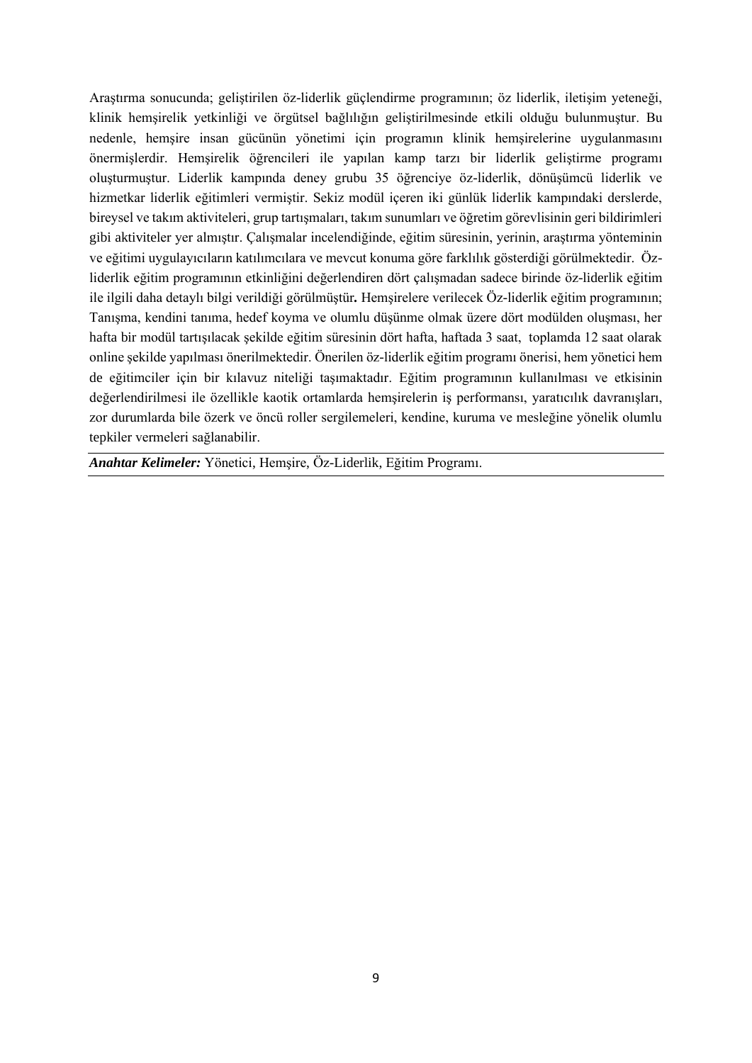Araştırma sonucunda; geliştirilen öz-liderlik güçlendirme programının; öz liderlik, iletişim yeteneği, klinik hemşirelik yetkinliği ve örgütsel bağlılığın geliştirilmesinde etkili olduğu bulunmuştur. Bu nedenle, hemşire insan gücünün yönetimi için programın klinik hemşirelerine uygulanmasını önermişlerdir. Hemşirelik öğrencileri ile yapılan kamp tarzı bir liderlik geliştirme programı oluşturmuştur. Liderlik kampında deney grubu 35 öğrenciye öz-liderlik, dönüşümcü liderlik ve hizmetkar liderlik eğitimleri vermiştir. Sekiz modül içeren iki günlük liderlik kampındaki derslerde, bireysel ve takım aktiviteleri, grup tartışmaları, takım sunumları ve öğretim görevlisinin geri bildirimleri gibi aktiviteler yer almıştır. Çalışmalar incelendiğinde, eğitim süresinin, yerinin, araştırma yönteminin ve eğitimi uygulayıcıların katılımcılara ve mevcut konuma göre farklılık gösterdiği görülmektedir. Öz-liderlik eğitim programının etkinliğini değerlendiren dört çalışmadan sadece birinde öz-liderlik eğitim ile ilgili daha detaylı bilgi verildiği görülmüştür**.** Hemşirelere verilecek Öz-liderlik eğitim programının; Tanışma, kendini tanıma, hedef koyma ve olumlu düşünme olmak üzere dört modülden oluşması, her hafta bir modül tartışılacak şekilde eğitim süresinin dört hafta, haftada 3 saat, toplamda 12 saat olarak online şekilde yapılması önerilmektedir. Önerilen öz-liderlik eğitim programı önerisi, hem yönetici hem de eğitimciler için bir kılavuz niteliği taşımaktadır. Eğitim programının kullanılması ve etkisinin değerlendirilmesi ile özellikle kaotik ortamlarda hemşirelerin iş performansı, yaratıcılık davranışları, zor durumlarda bile özerk ve öncü roller sergilemeleri, kendine, kuruma ve mesleğine yönelik olumlu tepkiler vermeleri sağlanabilir.

***Anahtar Kelimeler:*** Yönetici, Hemşire, Öz-Liderlik, Eğitim Programı.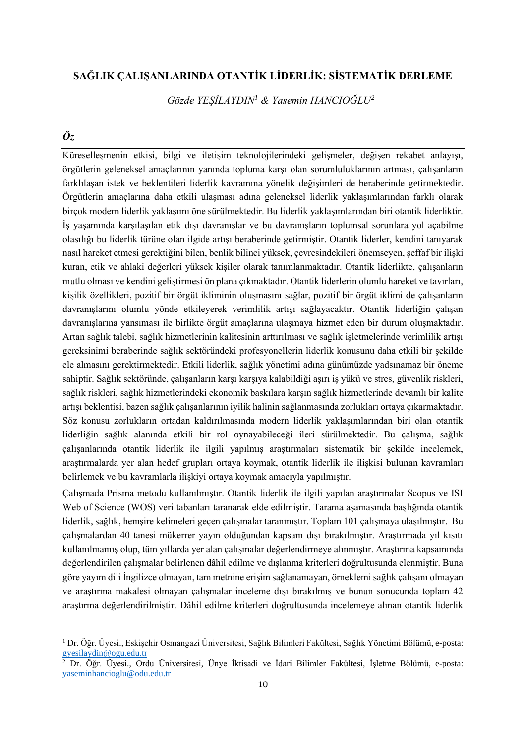# SAĞLIK ÇALIŞANLARINDA OTANTİK LİDERLİK: SİSTEMATİK DERLEME

*Gözde YEŞİLAYDIN[1] & Yasemin HANCIOĞLU[2]*

## *Öz*

Küreselleşmenin etkisi, bilgi ve iletişim teknolojilerindeki gelişmeler, değişen rekabet anlayışı, örgütlerin geleneksel amaçlarının yanında topluma karşı olan sorumluluklarının artması, çalışanların farklılaşan istek ve beklentileri liderlik kavramına yönelik değişimleri de beraberinde getirmektedir. Örgütlerin amaçlarına daha etkili ulaşması adına geleneksel liderlik yaklaşımlarından farklı olarak birçok modern liderlik yaklaşımı öne sürülmektedir. Bu liderlik yaklaşımlarından biri otantik liderliktir. İş yaşamında karşılaşılan etik dışı davranışlar ve bu davranışların toplumsal sorunlara yol açabilme olasılığı bu liderlik türüne olan ilgide artışı beraberinde getirmiştir. Otantik liderler, kendini tanıyarak nasıl hareket etmesi gerektiğini bilen, benlik bilinci yüksek, çevresindekileri önemseyen, şeffaf bir ilişki kuran, etik ve ahlaki değerleri yüksek kişiler olarak tanımlanmaktadır. Otantik liderlikte, çalışanların mutlu olması ve kendini geliştirmesi ön plana çıkmaktadır. Otantik liderlerin olumlu hareket ve tavırları, kişilik özellikleri, pozitif bir örgüt ikliminin oluşmasını sağlar, pozitif bir örgüt iklimi de çalışanların davranışlarını olumlu yönde etkileyerek verimlilik artışı sağlayacaktır. Otantik liderliğin çalışan davranışlarına yansıması ile birlikte örgüt amaçlarına ulaşmaya hizmet eden bir durum oluşmaktadır. Artan sağlık talebi, sağlık hizmetlerinin kalitesinin arttırılması ve sağlık işletmelerinde verimlilik artışı gereksinimi beraberinde sağlık sektöründeki profesyonellerin liderlik konusunu daha etkili bir şekilde ele almasını gerektirmektedir. Etkili liderlik, sağlık yönetimi adına günümüzde yadsınamaz bir öneme sahiptir. Sağlık sektöründe, çalışanların karşı karşıya kalabildiği aşırı iş yükü ve stres, güvenlik riskleri, sağlık riskleri, sağlık hizmetlerindeki ekonomik baskılara karşın sağlık hizmetlerinde devamlı bir kalite artışı beklentisi, bazen sağlık çalışanlarının iyilik halinin sağlanmasında zorlukları ortaya çıkarmaktadır. Söz konusu zorlukların ortadan kaldırılmasında modern liderlik yaklaşımlarından biri olan otantik liderliğin sağlık alanında etkili bir rol oynayabileceği ileri sürülmektedir. Bu çalışma, sağlık çalışanlarında otantik liderlik ile ilgili yapılmış araştırmaları sistematik bir şekilde incelemek, araştırmalarda yer alan hedef grupları ortaya koymak, otantik liderlik ile ilişkisi bulunan kavramları belirlemek ve bu kavramlarla ilişkiyi ortaya koymak amacıyla yapılmıştır.

Çalışmada Prisma metodu kullanılmıştır. Otantik liderlik ile ilgili yapılan araştırmalar Scopus ve ISI Web of Science (WOS) veri tabanları taranarak elde edilmiştir. Tarama aşamasında başlığında otantik liderlik, sağlık, hemşire kelimeleri geçen çalışmalar taranmıştır. Toplam 101 çalışmaya ulaşılmıştır. Bu çalışmalardan 40 tanesi mükerrer yayın olduğundan kapsam dışı bırakılmıştır. Araştırmada yıl kısıtı kullanılmamış olup, tüm yıllarda yer alan çalışmalar değerlendirmeye alınmıştır. Araştırma kapsamında değerlendirilen çalışmalar belirlenen dâhil edilme ve dışlanma kriterleri doğrultusunda elenmiştir. Buna göre yayım dili İngilizce olmayan, tam metnine erişim sağlanamayan, örneklemi sağlık çalışanı olmayan ve araştırma makalesi olmayan çalışmalar inceleme dışı bırakılmış ve bunun sonucunda toplam 42 araştırma değerlendirilmiştir. Dâhil edilme kriterleri doğrultusunda incelemeye alınan otantik liderlik

---

[1] Dr. Öğr. Üyesi., Eskişehir Osmangazi Üniversitesi, Sağlık Bilimleri Fakültesi, Sağlık Yönetimi Bölümü, e-posta: gyesilaydin@ogu.edu.tr

[2] Dr. Öğr. Üyesi., Ordu Üniversitesi, Ünye İktisadi ve İdari Bilimler Fakültesi, İşletme Bölümü, e-posta: yaseminhancioglu@odu.edu.tr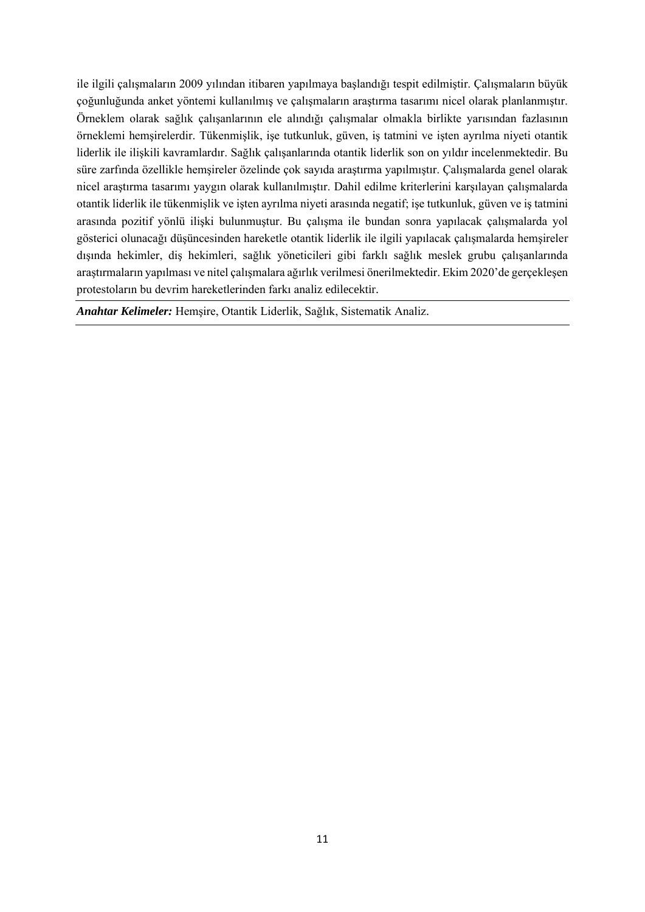ile ilgili çalışmaların 2009 yılından itibaren yapılmaya başlandığı tespit edilmiştir. Çalışmaların büyük çoğunluğunda anket yöntemi kullanılmış ve çalışmaların araştırma tasarımı nicel olarak planlanmıştır. Örneklem olarak sağlık çalışanlarının ele alındığı çalışmalar olmakla birlikte yarısından fazlasının örneklemi hemşirelerdir. Tükenmişlik, işe tutkunluk, güven, iş tatmini ve işten ayrılma niyeti otantik liderlik ile ilişkili kavramlardır. Sağlık çalışanlarında otantik liderlik son on yıldır incelenmektedir. Bu süre zarfında özellikle hemşireler özelinde çok sayıda araştırma yapılmıştır. Çalışmalarda genel olarak nicel araştırma tasarımı yaygın olarak kullanılmıştır. Dahil edilme kriterlerini karşılayan çalışmalarda otantik liderlik ile tükenmişlik ve işten ayrılma niyeti arasında negatif; işe tutkunluk, güven ve iş tatmini arasında pozitif yönlü ilişki bulunmuştur. Bu çalışma ile bundan sonra yapılacak çalışmalarda yol gösterici olunacağı düşüncesinden hareketle otantik liderlik ile ilgili yapılacak çalışmalarda hemşireler dışında hekimler, diş hekimleri, sağlık yöneticileri gibi farklı sağlık meslek grubu çalışanlarında araştırmaların yapılması ve nitel çalışmalara ağırlık verilmesi önerilmektedir. Ekim 2020'de gerçekleşen protestoların bu devrim hareketlerinden farkı analiz edilecektir.

---

***Anahtar Kelimeler:*** Hemşire, Otantik Liderlik, Sağlık, Sistematik Analiz.

---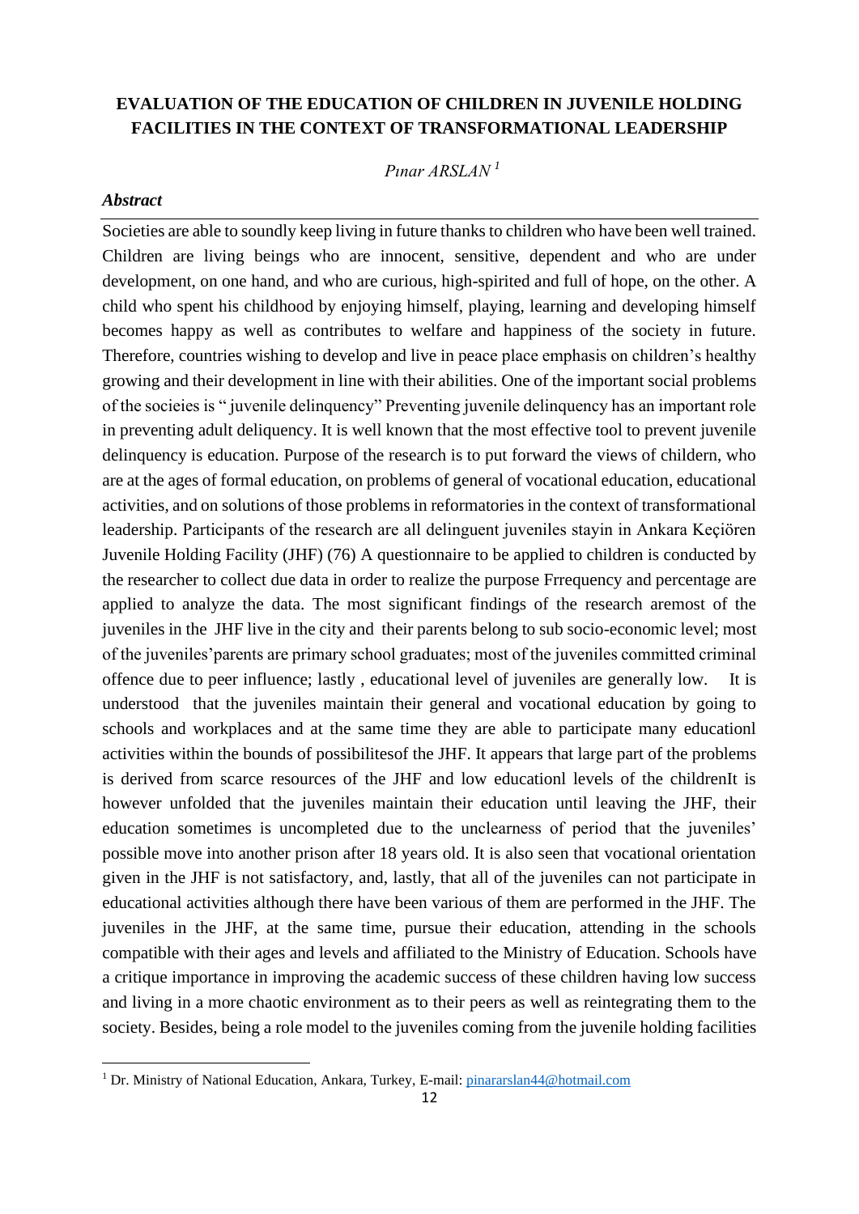# EVALUATION OF THE EDUCATION OF CHILDREN IN JUVENILE HOLDING FACILITIES IN THE CONTEXT OF TRANSFORMATIONAL LEADERSHIP

*Pınar ARSLAN* [1]

***Abstract***

Societies are able to soundly keep living in future thanks to children who have been well trained. Children are living beings who are innocent, sensitive, dependent and who are under development, on one hand, and who are curious, high-spirited and full of hope, on the other. A child who spent his childhood by enjoying himself, playing, learning and developing himself becomes happy as well as contributes to welfare and happiness of the society in future. Therefore, countries wishing to develop and live in peace place emphasis on children's healthy growing and their development in line with their abilities. One of the important social problems of the socieies is " juvenile delinquency" Preventing juvenile delinquency has an important role in preventing adult deliquency. It is well known that the most effective tool to prevent juvenile delinquency is education. Purpose of the research is to put forward the views of childern, who are at the ages of formal education, on problems of general of vocational education, educational activities, and on solutions of those problems in reformatories in the context of transformational leadership. Participants of the research are all delinguent juveniles stayin in Ankara Keçiören Juvenile Holding Facility (JHF) (76) A questionnaire to be applied to children is conducted by the researcher to collect due data in order to realize the purpose Frrequency and percentage are applied to analyze the data. The most significant findings of the research aremost of the juveniles in the JHF live in the city and their parents belong to sub socio-economic level; most of the juveniles'parents are primary school graduates; most of the juveniles committed criminal offence due to peer influence; lastly , educational level of juveniles are generally low. It is understood that the juveniles maintain their general and vocational education by going to schools and workplaces and at the same time they are able to participate many educationl activities within the bounds of possibilitesof the JHF. It appears that large part of the problems is derived from scarce resources of the JHF and low educationl levels of the childrenIt is however unfolded that the juveniles maintain their education until leaving the JHF, their education sometimes is uncompleted due to the unclearness of period that the juveniles' possible move into another prison after 18 years old. It is also seen that vocational orientation given in the JHF is not satisfactory, and, lastly, that all of the juveniles can not participate in educational activities although there have been various of them are performed in the JHF. The juveniles in the JHF, at the same time, pursue their education, attending in the schools compatible with their ages and levels and affiliated to the Ministry of Education. Schools have a critique importance in improving the academic success of these children having low success and living in a more chaotic environment as to their peers as well as reintegrating them to the society. Besides, being a role model to the juveniles coming from the juvenile holding facilities

---

[1] Dr. Ministry of National Education, Ankara, Turkey, E-mail: pinararslan44@hotmail.com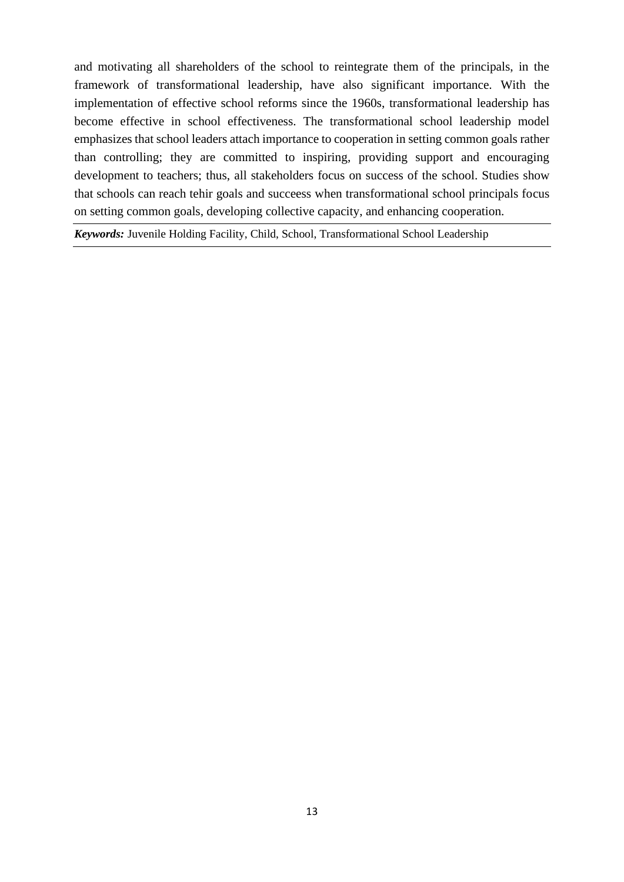and motivating all shareholders of the school to reintegrate them of the principals, in the framework of transformational leadership, have also significant importance. With the implementation of effective school reforms since the 1960s, transformational leadership has become effective in school effectiveness. The transformational school leadership model emphasizes that school leaders attach importance to cooperation in setting common goals rather than controlling; they are committed to inspiring, providing support and encouraging development to teachers; thus, all stakeholders focus on success of the school. Studies show that schools can reach tehir goals and succeess when transformational school principals focus on setting common goals, developing collective capacity, and enhancing cooperation.

***Keywords:*** Juvenile Holding Facility, Child, School, Transformational School Leadership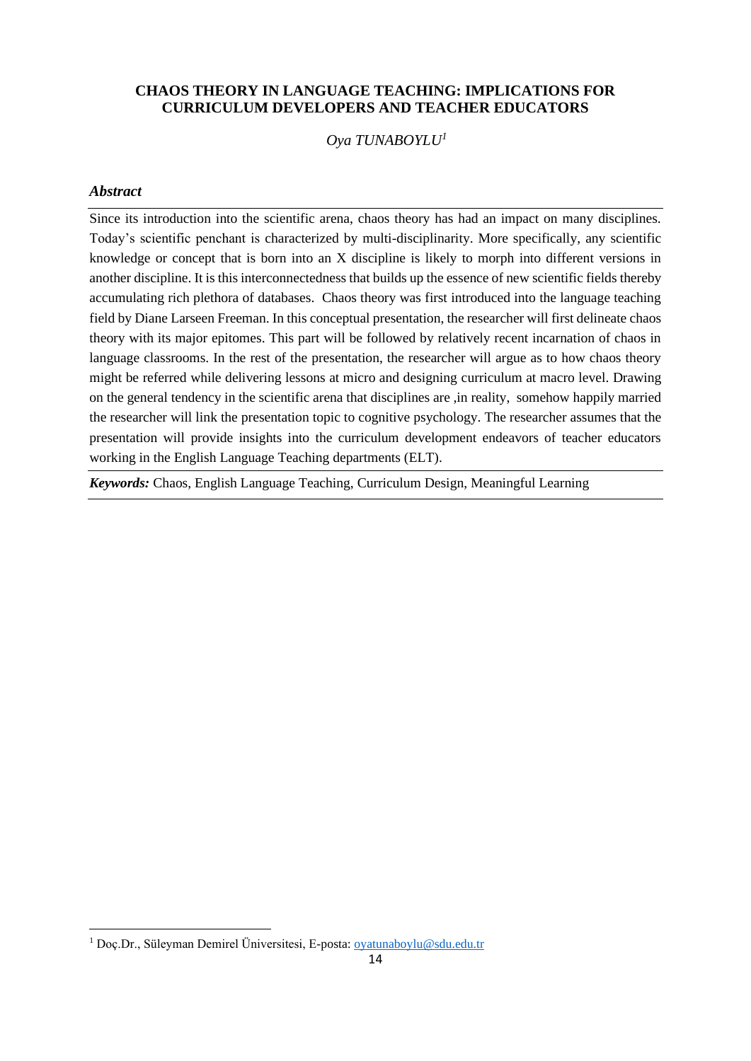# CHAOS THEORY IN LANGUAGE TEACHING: IMPLICATIONS FOR CURRICULUM DEVELOPERS AND TEACHER EDUCATORS

*Oya TUNABOYLU*[1]

### *Abstract*

Since its introduction into the scientific arena, chaos theory has had an impact on many disciplines. Today's scientific penchant is characterized by multi-disciplinarity. More specifically, any scientific knowledge or concept that is born into an X discipline is likely to morph into different versions in another discipline. It is this interconnectedness that builds up the essence of new scientific fields thereby accumulating rich plethora of databases. Chaos theory was first introduced into the language teaching field by Diane Larseen Freeman. In this conceptual presentation, the researcher will first delineate chaos theory with its major epitomes. This part will be followed by relatively recent incarnation of chaos in language classrooms. In the rest of the presentation, the researcher will argue as to how chaos theory might be referred while delivering lessons at micro and designing curriculum at macro level. Drawing on the general tendency in the scientific arena that disciplines are ,in reality, somehow happily married the researcher will link the presentation topic to cognitive psychology. The researcher assumes that the presentation will provide insights into the curriculum development endeavors of teacher educators working in the English Language Teaching departments (ELT).

***Keywords:*** Chaos, English Language Teaching, Curriculum Design, Meaningful Learning

[1] Doç.Dr., Süleyman Demirel Üniversitesi, E-posta: oyatunaboylu@sdu.edu.tr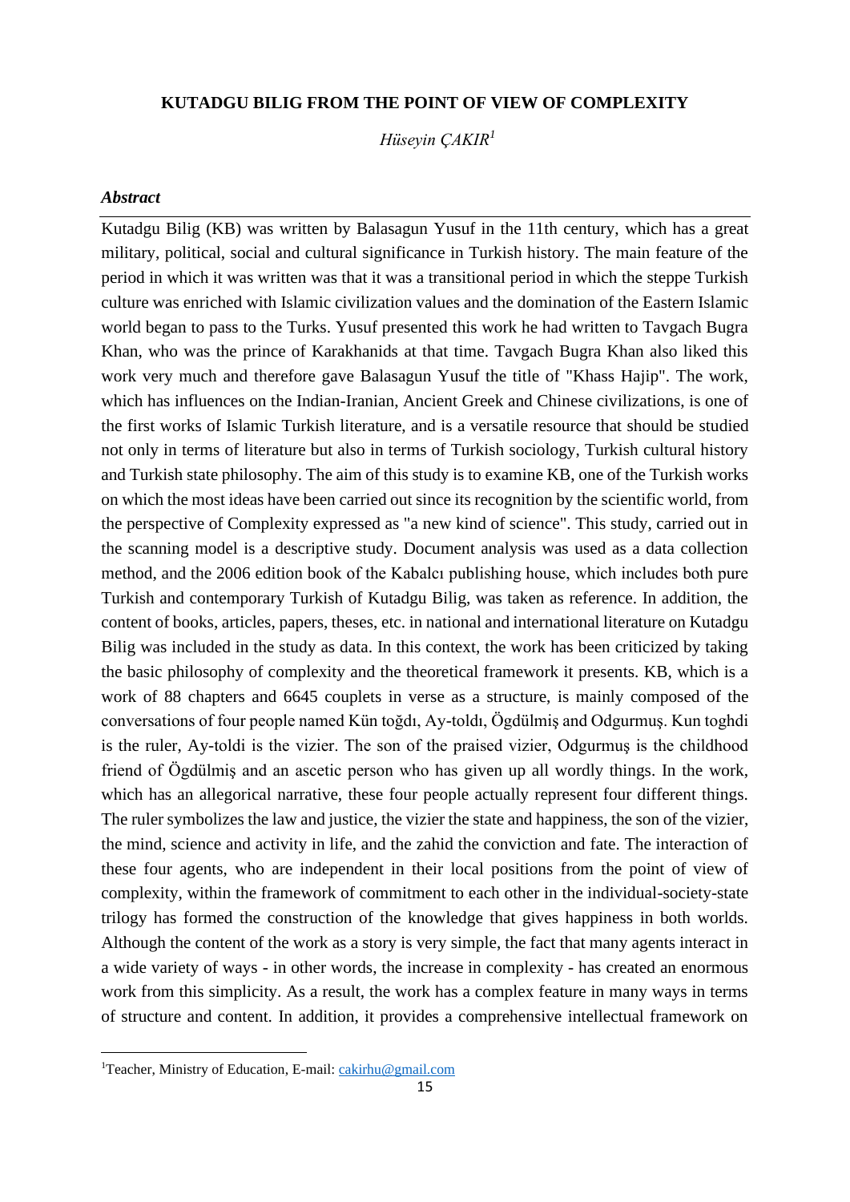**KUTADGU BILIG FROM THE POINT OF VIEW OF COMPLEXITY**

*Hüseyin ÇAKIR*[1]

***Abstract***

Kutadgu Bilig (KB) was written by Balasagun Yusuf in the 11th century, which has a great military, political, social and cultural significance in Turkish history. The main feature of the period in which it was written was that it was a transitional period in which the steppe Turkish culture was enriched with Islamic civilization values and the domination of the Eastern Islamic world began to pass to the Turks. Yusuf presented this work he had written to Tavgach Bugra Khan, who was the prince of Karakhanids at that time. Tavgach Bugra Khan also liked this work very much and therefore gave Balasagun Yusuf the title of "Khass Hajip". The work, which has influences on the Indian-Iranian, Ancient Greek and Chinese civilizations, is one of the first works of Islamic Turkish literature, and is a versatile resource that should be studied not only in terms of literature but also in terms of Turkish sociology, Turkish cultural history and Turkish state philosophy. The aim of this study is to examine KB, one of the Turkish works on which the most ideas have been carried out since its recognition by the scientific world, from the perspective of Complexity expressed as "a new kind of science". This study, carried out in the scanning model is a descriptive study. Document analysis was used as a data collection method, and the 2006 edition book of the Kabalcı publishing house, which includes both pure Turkish and contemporary Turkish of Kutadgu Bilig, was taken as reference. In addition, the content of books, articles, papers, theses, etc. in national and international literature on Kutadgu Bilig was included in the study as data. In this context, the work has been criticized by taking the basic philosophy of complexity and the theoretical framework it presents. KB, which is a work of 88 chapters and 6645 couplets in verse as a structure, is mainly composed of the conversations of four people named Kün toğdı, Ay-toldı, Ögdülmiş and Odgurmuş. Kun toghdi is the ruler, Ay-toldi is the vizier. The son of the praised vizier, Odgurmuş is the childhood friend of Ögdülmiş and an ascetic person who has given up all wordly things. In the work, which has an allegorical narrative, these four people actually represent four different things. The ruler symbolizes the law and justice, the vizier the state and happiness, the son of the vizier, the mind, science and activity in life, and the zahid the conviction and fate. The interaction of these four agents, who are independent in their local positions from the point of view of complexity, within the framework of commitment to each other in the individual-society-state trilogy has formed the construction of the knowledge that gives happiness in both worlds. Although the content of the work as a story is very simple, the fact that many agents interact in a wide variety of ways - in other words, the increase in complexity - has created an enormous work from this simplicity. As a result, the work has a complex feature in many ways in terms of structure and content. In addition, it provides a comprehensive intellectual framework on

[1]Teacher, Ministry of Education, E-mail: cakirhu@gmail.com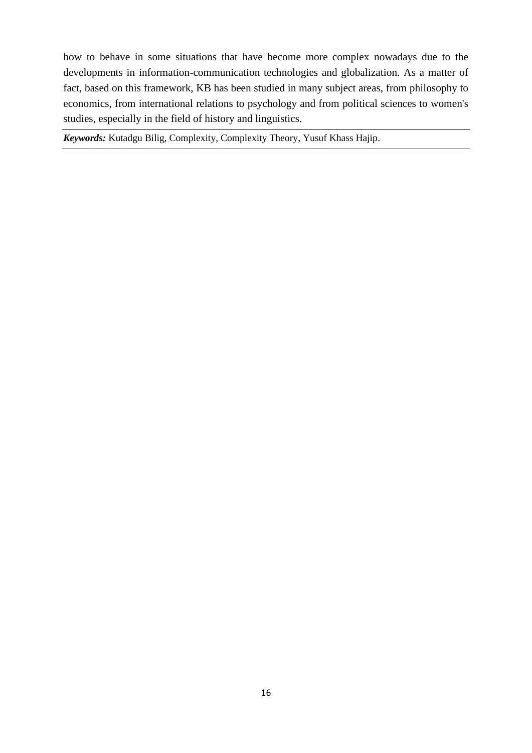how to behave in some situations that have become more complex nowadays due to the developments in information-communication technologies and globalization. As a matter of fact, based on this framework, KB has been studied in many subject areas, from philosophy to economics, from international relations to psychology and from political sciences to women's studies, especially in the field of history and linguistics.

***Keywords:*** Kutadgu Bilig, Complexity, Complexity Theory, Yusuf Khass Hajip.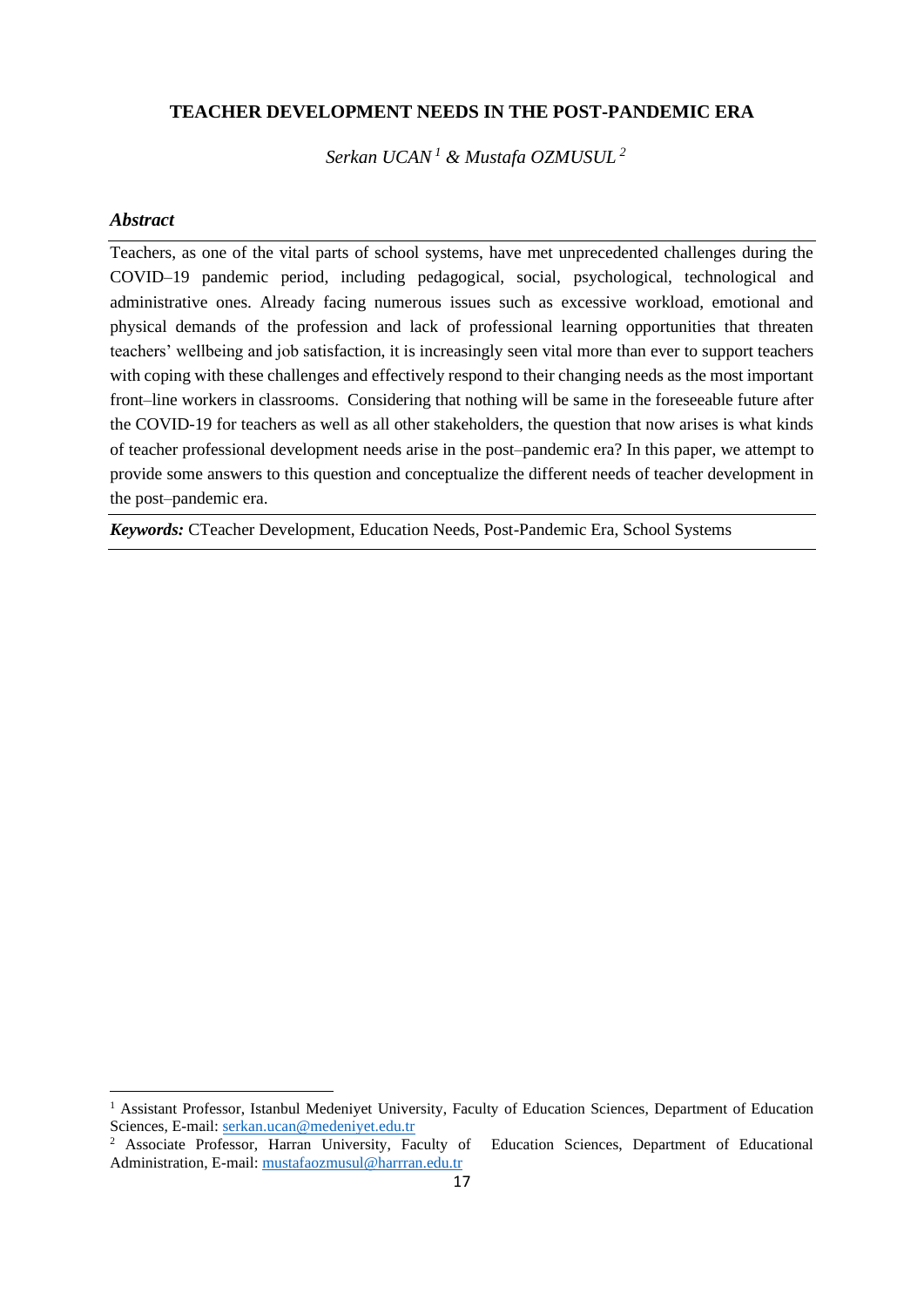## TEACHER DEVELOPMENT NEEDS IN THE POST-PANDEMIC ERA

*Serkan UCAN [1] & Mustafa OZMUSUL [2]*

### *Abstract*

Teachers, as one of the vital parts of school systems, have met unprecedented challenges during the COVID–19 pandemic period, including pedagogical, social, psychological, technological and administrative ones. Already facing numerous issues such as excessive workload, emotional and physical demands of the profession and lack of professional learning opportunities that threaten teachers' wellbeing and job satisfaction, it is increasingly seen vital more than ever to support teachers with coping with these challenges and effectively respond to their changing needs as the most important front–line workers in classrooms. Considering that nothing will be same in the foreseeable future after the COVID-19 for teachers as well as all other stakeholders, the question that now arises is what kinds of teacher professional development needs arise in the post–pandemic era? In this paper, we attempt to provide some answers to this question and conceptualize the different needs of teacher development in the post–pandemic era.

***Keywords:*** CTeacher Development, Education Needs, Post-Pandemic Era, School Systems

---

[1] Assistant Professor, Istanbul Medeniyet University, Faculty of Education Sciences, Department of Education Sciences, E-mail: serkan.ucan@medeniyet.edu.tr

[2] Associate Professor, Harran University, Faculty of Education Sciences, Department of Educational Administration, E-mail: mustafaozmusul@harrran.edu.tr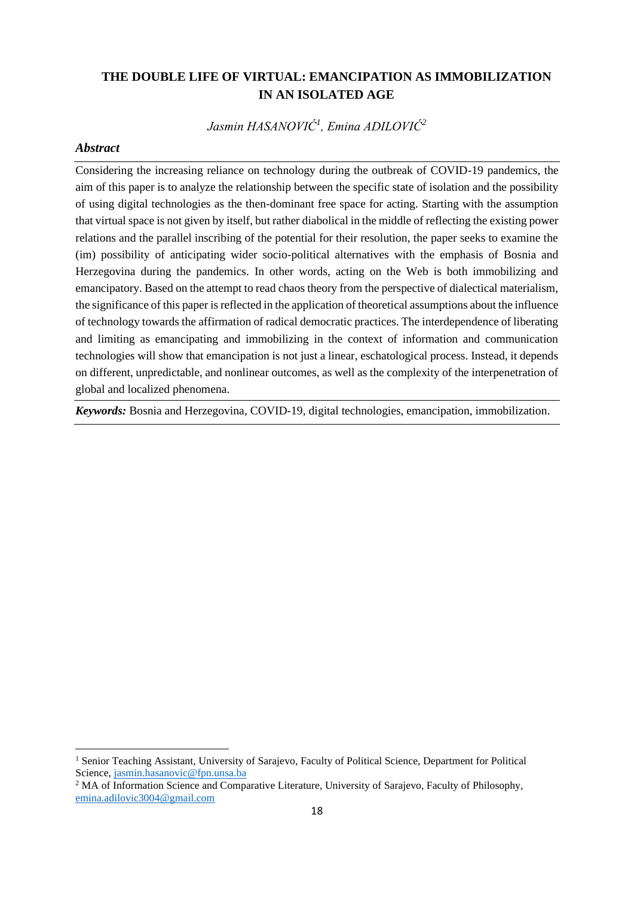## THE DOUBLE LIFE OF VIRTUAL: EMANCIPATION AS IMMOBILIZATION IN AN ISOLATED AGE

*Jasmin HASANOVIĆ*[1]*, Emina ADILOVIĆ*[2]

### *Abstract*

Considering the increasing reliance on technology during the outbreak of COVID-19 pandemics, the aim of this paper is to analyze the relationship between the specific state of isolation and the possibility of using digital technologies as the then-dominant free space for acting. Starting with the assumption that virtual space is not given by itself, but rather diabolical in the middle of reflecting the existing power relations and the parallel inscribing of the potential for their resolution, the paper seeks to examine the (im) possibility of anticipating wider socio-political alternatives with the emphasis of Bosnia and Herzegovina during the pandemics. In other words, acting on the Web is both immobilizing and emancipatory. Based on the attempt to read chaos theory from the perspective of dialectical materialism, the significance of this paper is reflected in the application of theoretical assumptions about the influence of technology towards the affirmation of radical democratic practices. The interdependence of liberating and limiting as emancipating and immobilizing in the context of information and communication technologies will show that emancipation is not just a linear, eschatological process. Instead, it depends on different, unpredictable, and nonlinear outcomes, as well as the complexity of the interpenetration of global and localized phenomena.

***Keywords:*** Bosnia and Herzegovina, COVID-19, digital technologies, emancipation, immobilization.

---

[1] Senior Teaching Assistant, University of Sarajevo, Faculty of Political Science, Department for Political Science, jasmin.hasanovic@fpn.unsa.ba

[2] MA of Information Science and Comparative Literature, University of Sarajevo, Faculty of Philosophy, emina.adilovic3004@gmail.com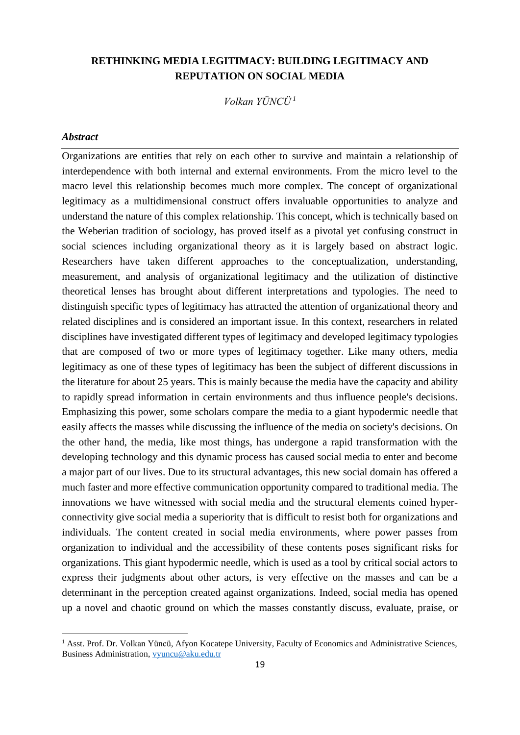## RETHINKING MEDIA LEGITIMACY: BUILDING LEGITIMACY AND REPUTATION ON SOCIAL MEDIA

*Volkan YÜNCÜ*[1]

***Abstract***

Organizations are entities that rely on each other to survive and maintain a relationship of interdependence with both internal and external environments. From the micro level to the macro level this relationship becomes much more complex. The concept of organizational legitimacy as a multidimensional construct offers invaluable opportunities to analyze and understand the nature of this complex relationship. This concept, which is technically based on the Weberian tradition of sociology, has proved itself as a pivotal yet confusing construct in social sciences including organizational theory as it is largely based on abstract logic. Researchers have taken different approaches to the conceptualization, understanding, measurement, and analysis of organizational legitimacy and the utilization of distinctive theoretical lenses has brought about different interpretations and typologies. The need to distinguish specific types of legitimacy has attracted the attention of organizational theory and related disciplines and is considered an important issue. In this context, researchers in related disciplines have investigated different types of legitimacy and developed legitimacy typologies that are composed of two or more types of legitimacy together. Like many others, media legitimacy as one of these types of legitimacy has been the subject of different discussions in the literature for about 25 years. This is mainly because the media have the capacity and ability to rapidly spread information in certain environments and thus influence people's decisions. Emphasizing this power, some scholars compare the media to a giant hypodermic needle that easily affects the masses while discussing the influence of the media on society's decisions. On the other hand, the media, like most things, has undergone a rapid transformation with the developing technology and this dynamic process has caused social media to enter and become a major part of our lives. Due to its structural advantages, this new social domain has offered a much faster and more effective communication opportunity compared to traditional media. The innovations we have witnessed with social media and the structural elements coined hyper-connectivity give social media a superiority that is difficult to resist both for organizations and individuals. The content created in social media environments, where power passes from organization to individual and the accessibility of these contents poses significant risks for organizations. This giant hypodermic needle, which is used as a tool by critical social actors to express their judgments about other actors, is very effective on the masses and can be a determinant in the perception created against organizations. Indeed, social media has opened up a novel and chaotic ground on which the masses constantly discuss, evaluate, praise, or

---

[1] Asst. Prof. Dr. Volkan Yüncü, Afyon Kocatepe University, Faculty of Economics and Administrative Sciences, Business Administration, vyuncu@aku.edu.tr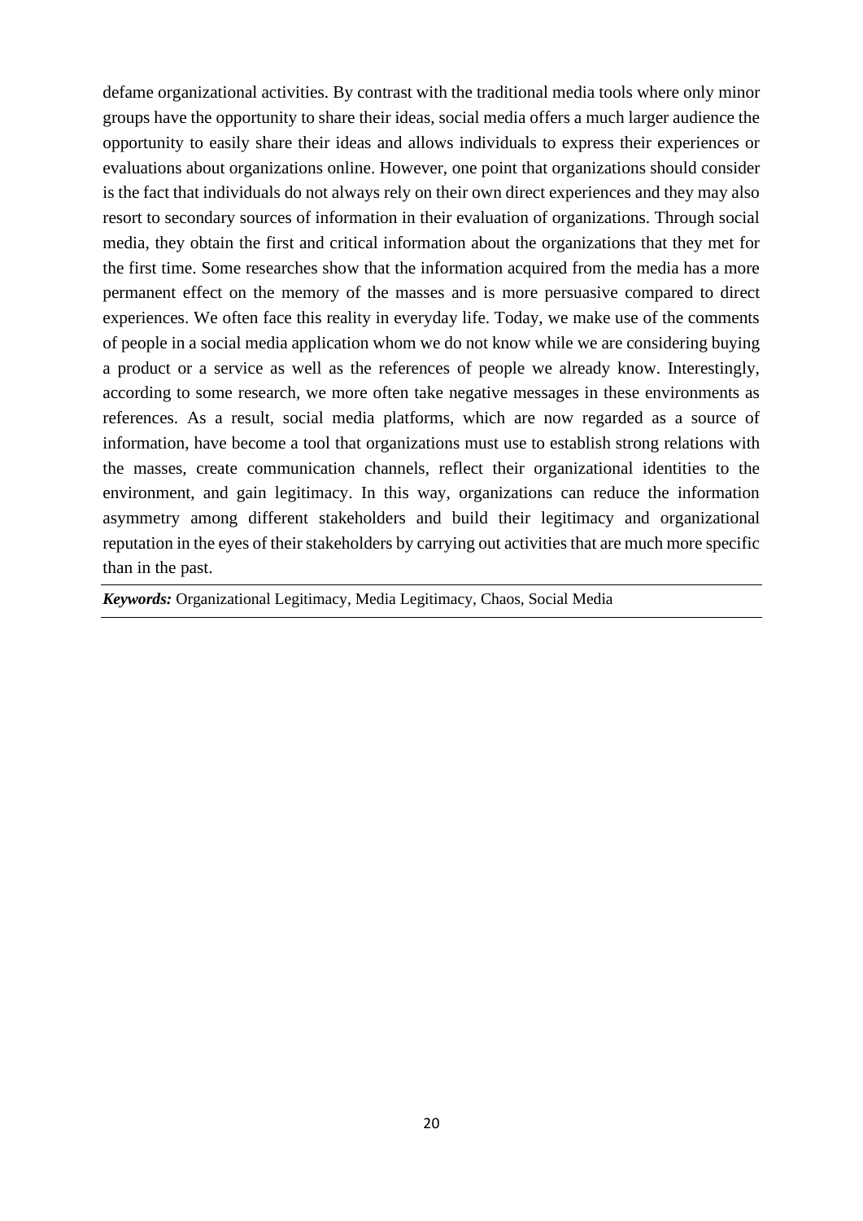defame organizational activities. By contrast with the traditional media tools where only minor groups have the opportunity to share their ideas, social media offers a much larger audience the opportunity to easily share their ideas and allows individuals to express their experiences or evaluations about organizations online. However, one point that organizations should consider is the fact that individuals do not always rely on their own direct experiences and they may also resort to secondary sources of information in their evaluation of organizations. Through social media, they obtain the first and critical information about the organizations that they met for the first time. Some researches show that the information acquired from the media has a more permanent effect on the memory of the masses and is more persuasive compared to direct experiences. We often face this reality in everyday life. Today, we make use of the comments of people in a social media application whom we do not know while we are considering buying a product or a service as well as the references of people we already know. Interestingly, according to some research, we more often take negative messages in these environments as references. As a result, social media platforms, which are now regarded as a source of information, have become a tool that organizations must use to establish strong relations with the masses, create communication channels, reflect their organizational identities to the environment, and gain legitimacy. In this way, organizations can reduce the information asymmetry among different stakeholders and build their legitimacy and organizational reputation in the eyes of their stakeholders by carrying out activities that are much more specific than in the past.

***Keywords:*** Organizational Legitimacy, Media Legitimacy, Chaos, Social Media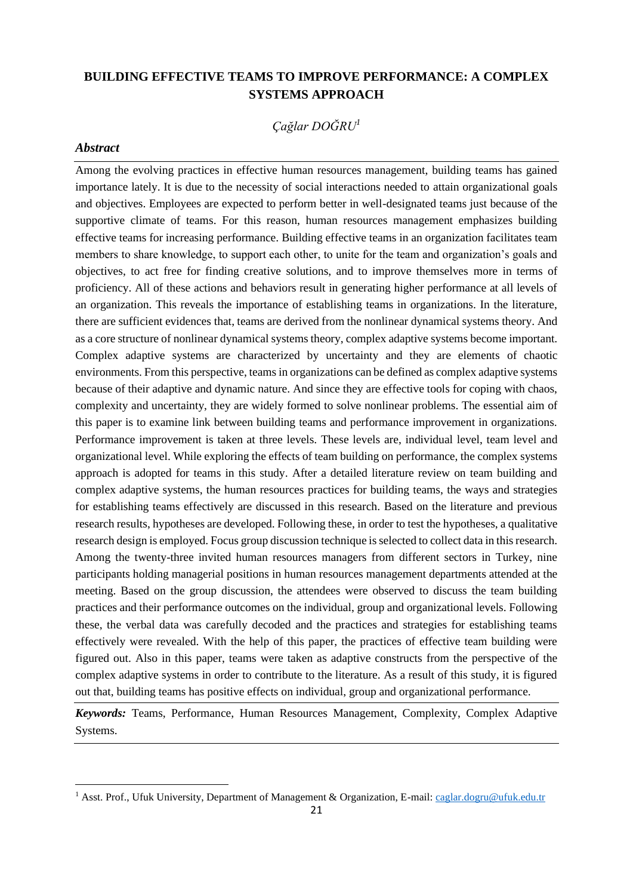# BUILDING EFFECTIVE TEAMS TO IMPROVE PERFORMANCE: A COMPLEX SYSTEMS APPROACH

*Çağlar DOĞRU*[1]

***Abstract***

Among the evolving practices in effective human resources management, building teams has gained importance lately. It is due to the necessity of social interactions needed to attain organizational goals and objectives. Employees are expected to perform better in well-designated teams just because of the supportive climate of teams. For this reason, human resources management emphasizes building effective teams for increasing performance. Building effective teams in an organization facilitates team members to share knowledge, to support each other, to unite for the team and organization's goals and objectives, to act free for finding creative solutions, and to improve themselves more in terms of proficiency. All of these actions and behaviors result in generating higher performance at all levels of an organization. This reveals the importance of establishing teams in organizations. In the literature, there are sufficient evidences that, teams are derived from the nonlinear dynamical systems theory. And as a core structure of nonlinear dynamical systems theory, complex adaptive systems become important. Complex adaptive systems are characterized by uncertainty and they are elements of chaotic environments. From this perspective, teams in organizations can be defined as complex adaptive systems because of their adaptive and dynamic nature. And since they are effective tools for coping with chaos, complexity and uncertainty, they are widely formed to solve nonlinear problems. The essential aim of this paper is to examine link between building teams and performance improvement in organizations. Performance improvement is taken at three levels. These levels are, individual level, team level and organizational level. While exploring the effects of team building on performance, the complex systems approach is adopted for teams in this study. After a detailed literature review on team building and complex adaptive systems, the human resources practices for building teams, the ways and strategies for establishing teams effectively are discussed in this research. Based on the literature and previous research results, hypotheses are developed. Following these, in order to test the hypotheses, a qualitative research design is employed. Focus group discussion technique is selected to collect data in this research. Among the twenty-three invited human resources managers from different sectors in Turkey, nine participants holding managerial positions in human resources management departments attended at the meeting. Based on the group discussion, the attendees were observed to discuss the team building practices and their performance outcomes on the individual, group and organizational levels. Following these, the verbal data was carefully decoded and the practices and strategies for establishing teams effectively were revealed. With the help of this paper, the practices of effective team building were figured out. Also in this paper, teams were taken as adaptive constructs from the perspective of the complex adaptive systems in order to contribute to the literature. As a result of this study, it is figured out that, building teams has positive effects on individual, group and organizational performance.

***Keywords:*** Teams, Performance, Human Resources Management, Complexity, Complex Adaptive Systems.

---

[1] Asst. Prof., Ufuk University, Department of Management & Organization, E-mail: caglar.dogru@ufuk.edu.tr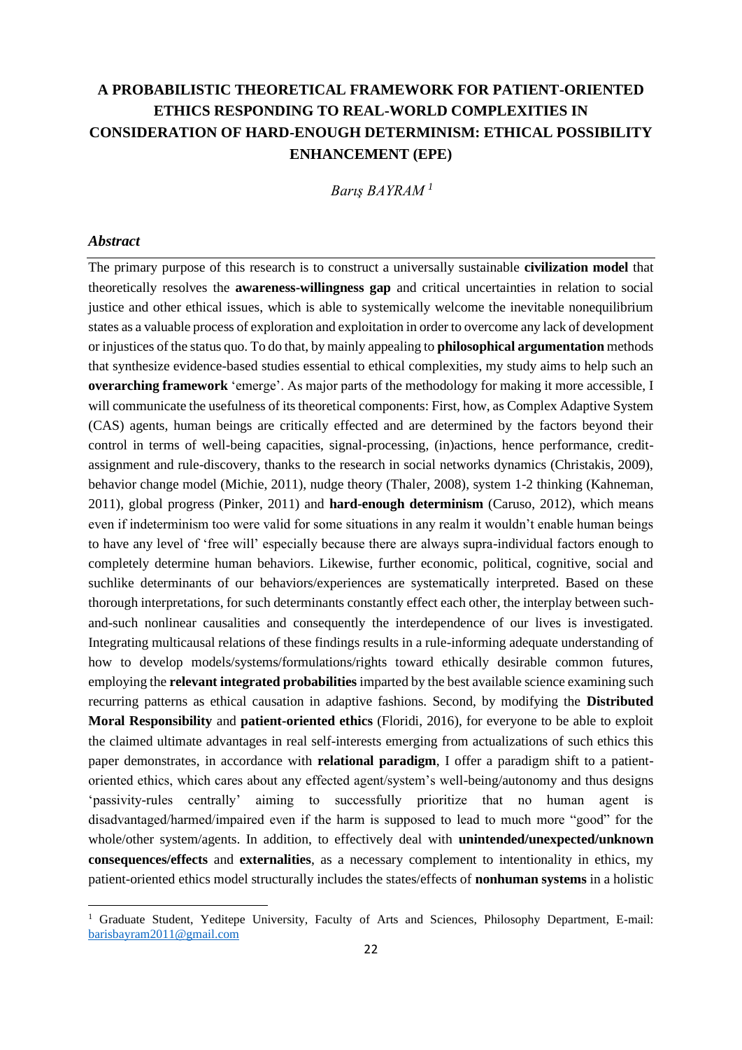# A PROBABILISTIC THEORETICAL FRAMEWORK FOR PATIENT-ORIENTED ETHICS RESPONDING TO REAL-WORLD COMPLEXITIES IN CONSIDERATION OF HARD-ENOUGH DETERMINISM: ETHICAL POSSIBILITY ENHANCEMENT (EPE)

*Barış BAYRAM* [1]

### *Abstract*

The primary purpose of this research is to construct a universally sustainable **civilization model** that theoretically resolves the **awareness-willingness gap** and critical uncertainties in relation to social justice and other ethical issues, which is able to systemically welcome the inevitable nonequilibrium states as a valuable process of exploration and exploitation in order to overcome any lack of development or injustices of the status quo. To do that, by mainly appealing to **philosophical argumentation** methods that synthesize evidence-based studies essential to ethical complexities, my study aims to help such an **overarching framework** 'emerge'. As major parts of the methodology for making it more accessible, I will communicate the usefulness of its theoretical components: First, how, as Complex Adaptive System (CAS) agents, human beings are critically effected and are determined by the factors beyond their control in terms of well-being capacities, signal-processing, (in)actions, hence performance, credit-assignment and rule-discovery, thanks to the research in social networks dynamics (Christakis, 2009), behavior change model (Michie, 2011), nudge theory (Thaler, 2008), system 1-2 thinking (Kahneman, 2011), global progress (Pinker, 2011) and **hard-enough determinism** (Caruso, 2012), which means even if indeterminism too were valid for some situations in any realm it wouldn't enable human beings to have any level of 'free will' especially because there are always supra-individual factors enough to completely determine human behaviors. Likewise, further economic, political, cognitive, social and suchlike determinants of our behaviors/experiences are systematically interpreted. Based on these thorough interpretations, for such determinants constantly effect each other, the interplay between such-and-such nonlinear causalities and consequently the interdependence of our lives is investigated. Integrating multicausal relations of these findings results in a rule-informing adequate understanding of how to develop models/systems/formulations/rights toward ethically desirable common futures, employing the **relevant integrated probabilities** imparted by the best available science examining such recurring patterns as ethical causation in adaptive fashions. Second, by modifying the **Distributed Moral Responsibility** and **patient-oriented ethics** (Floridi, 2016), for everyone to be able to exploit the claimed ultimate advantages in real self-interests emerging from actualizations of such ethics this paper demonstrates, in accordance with **relational paradigm**, I offer a paradigm shift to a patient-oriented ethics, which cares about any effected agent/system's well-being/autonomy and thus designs 'passivity-rules centrally' aiming to successfully prioritize that no human agent is disadvantaged/harmed/impaired even if the harm is supposed to lead to much more "good" for the whole/other system/agents. In addition, to effectively deal with **unintended/unexpected/unknown consequences/effects** and **externalities**, as a necessary complement to intentionality in ethics, my patient-oriented ethics model structurally includes the states/effects of **nonhuman systems** in a holistic

---

[1] Graduate Student, Yeditepe University, Faculty of Arts and Sciences, Philosophy Department, E-mail: barisbayram2011@gmail.com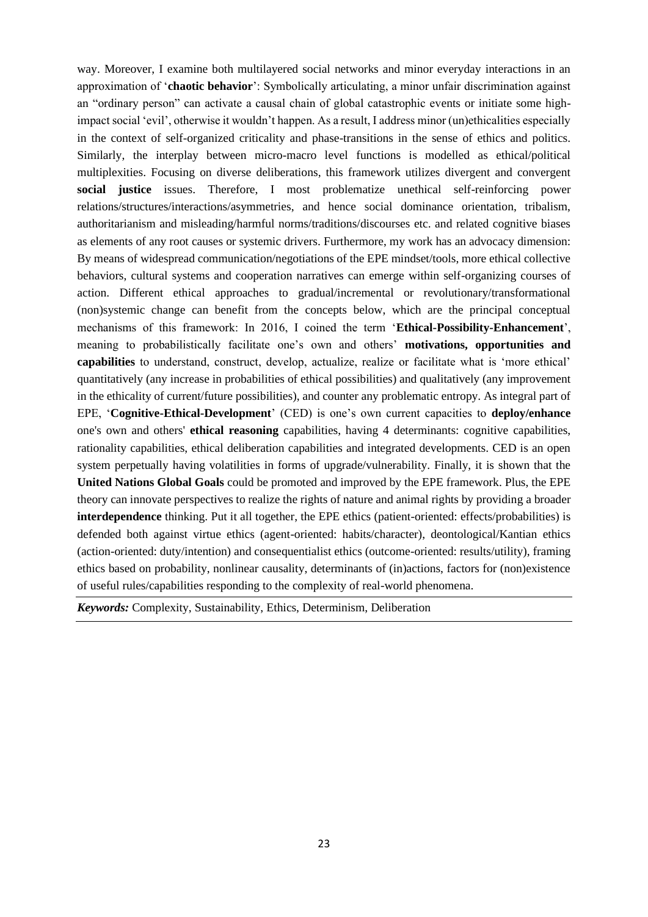way. Moreover, I examine both multilayered social networks and minor everyday interactions in an approximation of '**chaotic behavior**': Symbolically articulating, a minor unfair discrimination against an "ordinary person" can activate a causal chain of global catastrophic events or initiate some high-impact social 'evil', otherwise it wouldn't happen. As a result, I address minor (un)ethicalities especially in the context of self-organized criticality and phase-transitions in the sense of ethics and politics. Similarly, the interplay between micro-macro level functions is modelled as ethical/political multiplexities. Focusing on diverse deliberations, this framework utilizes divergent and convergent **social justice** issues. Therefore, I most problematize unethical self-reinforcing power relations/structures/interactions/asymmetries, and hence social dominance orientation, tribalism, authoritarianism and misleading/harmful norms/traditions/discourses etc. and related cognitive biases as elements of any root causes or systemic drivers. Furthermore, my work has an advocacy dimension: By means of widespread communication/negotiations of the EPE mindset/tools, more ethical collective behaviors, cultural systems and cooperation narratives can emerge within self-organizing courses of action. Different ethical approaches to gradual/incremental or revolutionary/transformational (non)systemic change can benefit from the concepts below, which are the principal conceptual mechanisms of this framework: In 2016, I coined the term '**Ethical-Possibility-Enhancement**', meaning to probabilistically facilitate one's own and others' **motivations, opportunities and capabilities** to understand, construct, develop, actualize, realize or facilitate what is 'more ethical' quantitatively (any increase in probabilities of ethical possibilities) and qualitatively (any improvement in the ethicality of current/future possibilities), and counter any problematic entropy. As integral part of EPE, '**Cognitive-Ethical-Development**' (CED) is one's own current capacities to **deploy/enhance** one's own and others' **ethical reasoning** capabilities, having 4 determinants: cognitive capabilities, rationality capabilities, ethical deliberation capabilities and integrated developments. CED is an open system perpetually having volatilities in forms of upgrade/vulnerability. Finally, it is shown that the **United Nations Global Goals** could be promoted and improved by the EPE framework. Plus, the EPE theory can innovate perspectives to realize the rights of nature and animal rights by providing a broader **interdependence** thinking. Put it all together, the EPE ethics (patient-oriented: effects/probabilities) is defended both against virtue ethics (agent-oriented: habits/character), deontological/Kantian ethics (action-oriented: duty/intention) and consequentialist ethics (outcome-oriented: results/utility), framing ethics based on probability, nonlinear causality, determinants of (in)actions, factors for (non)existence of useful rules/capabilities responding to the complexity of real-world phenomena.

***Keywords:*** Complexity, Sustainability, Ethics, Determinism, Deliberation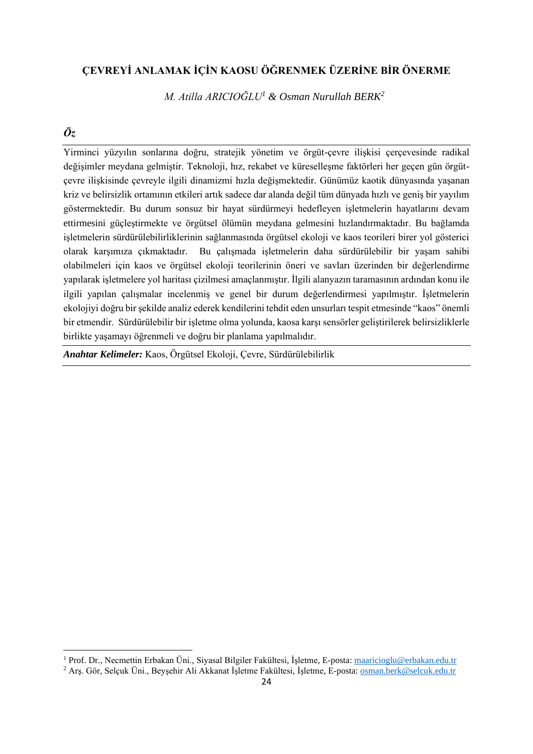# ÇEVREYİ ANLAMAK İÇİN KAOSU ÖĞRENMEK ÜZERİNE BİR ÖNERME

*M. Atilla ARICIOĞLU[1] & Osman Nurullah BERK[2]*

***Öz***

Yirminci yüzyılın sonlarına doğru, stratejik yönetim ve örgüt-çevre ilişkisi çerçevesinde radikal değişimler meydana gelmiştir. Teknoloji, hız, rekabet ve küreselleşme faktörleri her geçen gün örgüt-çevre ilişkisinde çevreyle ilgili dinamizmi hızla değişmektedir. Günümüz kaotik dünyasında yaşanan kriz ve belirsizlik ortamının etkileri artık sadece dar alanda değil tüm dünyada hızlı ve geniş bir yayılım göstermektedir. Bu durum sonsuz bir hayat sürdürmeyi hedefleyen işletmelerin hayatlarını devam ettirmesini güçleştirmekte ve örgütsel ölümün meydana gelmesini hızlandırmaktadır. Bu bağlamda işletmelerin sürdürülebilirliklerinin sağlanmasında örgütsel ekoloji ve kaos teorileri birer yol gösterici olarak karşımıza çıkmaktadır. Bu çalışmada işletmelerin daha sürdürülebilir bir yaşam sahibi olabilmeleri için kaos ve örgütsel ekoloji teorilerinin öneri ve savları üzerinden bir değerlendirme yapılarak işletmelere yol haritası çizilmesi amaçlanmıştır. İlgili alanyazın taramasının ardından konu ile ilgili yapılan çalışmalar incelenmiş ve genel bir durum değerlendirmesi yapılmıştır. İşletmelerin ekolojiyi doğru bir şekilde analiz ederek kendilerini tehdit eden unsurları tespit etmesinde "kaos" önemli bir etmendir. Sürdürülebilir bir işletme olma yolunda, kaosa karşı sensörler geliştirilerek belirsizliklerle birlikte yaşamayı öğrenmeli ve doğru bir planlama yapılmalıdır.

***Anahtar Kelimeler:*** Kaos, Örgütsel Ekoloji, Çevre, Sürdürülebilirlik

---

[1] Prof. Dr., Necmettin Erbakan Üni., Siyasal Bilgiler Fakültesi, İşletme, E-posta: maaricioglu@erbakan.edu.tr

[2] Arş. Gör, Selçuk Üni., Beyşehir Ali Akkanat İşletme Fakültesi, İşletme, E-posta: osman.berk@selcuk.edu.tr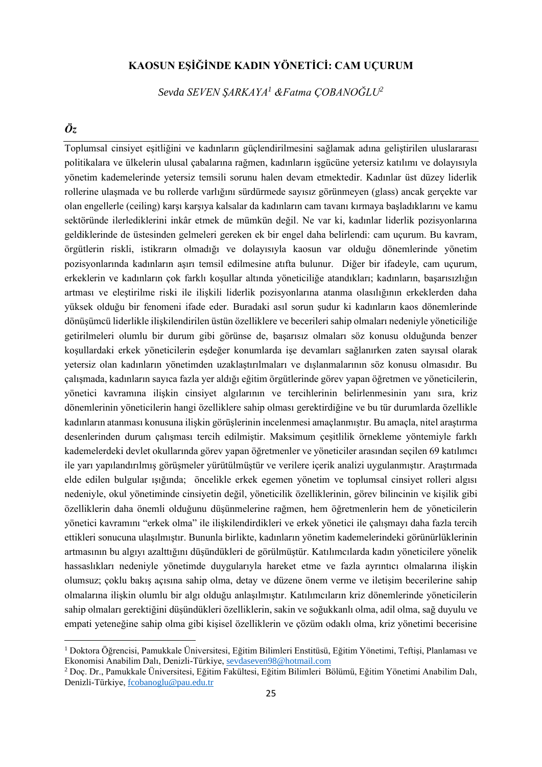# KAOSUN EŞİĞİNDE KADIN YÖNETİCİ: CAM UÇURUM

*Sevda SEVEN ŞARKAYA[1] &Fatma ÇOBANOĞLU[2]*

## *Öz*

Toplumsal cinsiyet eşitliğini ve kadınların güçlendirilmesini sağlamak adına geliştirilen uluslararası politikalara ve ülkelerin ulusal çabalarına rağmen, kadınların işgücüne yetersiz katılımı ve dolayısıyla yönetim kademelerinde yetersiz temsili sorunu halen devam etmektedir. Kadınlar üst düzey liderlik rollerine ulaşmada ve bu rollerde varlığını sürdürmede sayısız görünmeyen (glass) ancak gerçekte var olan engellerle (ceiling) karşı karşıya kalsalar da kadınların cam tavanı kırmaya başladıklarını ve kamu sektöründe ilerlediklerini inkâr etmek de mümkün değil. Ne var ki, kadınlar liderlik pozisyonlarına geldiklerinde de üstesinden gelmeleri gereken ek bir engel daha belirlendi: cam uçurum. Bu kavram, örgütlerin riskli, istikrarın olmadığı ve dolayısıyla kaosun var olduğu dönemlerinde yönetim pozisyonlarında kadınların aşırı temsil edilmesine atıfta bulunur. Diğer bir ifadeyle, cam uçurum, erkeklerin ve kadınların çok farklı koşullar altında yöneticiliğe atandıkları; kadınların, başarısızlığın artması ve eleştirilme riski ile ilişkili liderlik pozisyonlarına atanma olasılığının erkeklerden daha yüksek olduğu bir fenomeni ifade eder. Buradaki asıl sorun şudur ki kadınların kaos dönemlerinde dönüşümcü liderlikle ilişkilendirilen üstün özelliklere ve becerileri sahip olmaları nedeniyle yöneticiliğe getirilmeleri olumlu bir durum gibi görünse de, başarısız olmaları söz konusu olduğunda benzer koşullardaki erkek yöneticilerin eşdeğer konumlarda işe devamları sağlanırken zaten sayısal olarak yetersiz olan kadınların yönetimden uzaklaştırılmaları ve dışlanmalarının söz konusu olmasıdır. Bu çalışmada, kadınların sayıca fazla yer aldığı eğitim örgütlerinde görev yapan öğretmen ve yöneticilerin, yönetici kavramına ilişkin cinsiyet algılarının ve tercihlerinin belirlenmesinin yanı sıra, kriz dönemlerinin yöneticilerin hangi özelliklere sahip olması gerektirdiğine ve bu tür durumlarda özellikle kadınların atanması konusuna ilişkin görüşlerinin incelenmesi amaçlanmıştır. Bu amaçla, nitel araştırma desenlerinden durum çalışması tercih edilmiştir. Maksimum çeşitlilik örnekleme yöntemiyle farklı kademelerdeki devlet okullarında görev yapan öğretmenler ve yöneticiler arasından seçilen 69 katılımcı ile yarı yapılandırılmış görüşmeler yürütülmüştür ve verilere içerik analizi uygulanmıştır. Araştırmada elde edilen bulgular ışığında; öncelikle erkek egemen yönetim ve toplumsal cinsiyet rolleri algısı nedeniyle, okul yönetiminde cinsiyetin değil, yöneticilik özelliklerinin, görev bilincinin ve kişilik gibi özelliklerin daha önemli olduğunu düşünmelerine rağmen, hem öğretmenlerin hem de yöneticilerin yönetici kavramını "erkek olma" ile ilişkilendirdikleri ve erkek yönetici ile çalışmayı daha fazla tercih ettikleri sonucuna ulaşılmıştır. Bununla birlikte, kadınların yönetim kademelerindeki görünürlüklerinin artmasının bu algıyı azalttığını düşündükleri de görülmüştür. Katılımcılarda kadın yöneticilere yönelik hassaslıkları nedeniyle yönetimde duygularıyla hareket etme ve fazla ayrıntıcı olmalarına ilişkin olumsuz; çoklu bakış açısına sahip olma, detay ve düzene önem verme ve iletişim becerilerine sahip olmalarına ilişkin olumlu bir algı olduğu anlaşılmıştır. Katılımcıların kriz dönemlerinde yöneticilerin sahip olmaları gerektiğini düşündükleri özelliklerin, sakin ve soğukkanlı olma, adil olma, sağ duyulu ve empati yeteneğine sahip olma gibi kişisel özelliklerin ve çözüm odaklı olma, kriz yönetimi becerisine

---

[1] Doktora Öğrencisi, Pamukkale Üniversitesi, Eğitim Bilimleri Enstitüsü, Eğitim Yönetimi, Teftişi, Planlaması ve Ekonomisi Anabilim Dalı, Denizli-Türkiye, sevdaseven98@hotmail.com

[2] Doç. Dr., Pamukkale Üniversitesi, Eğitim Fakültesi, Eğitim Bilimleri Bölümü, Eğitim Yönetimi Anabilim Dalı, Denizli-Türkiye, fcobanoglu@pau.edu.tr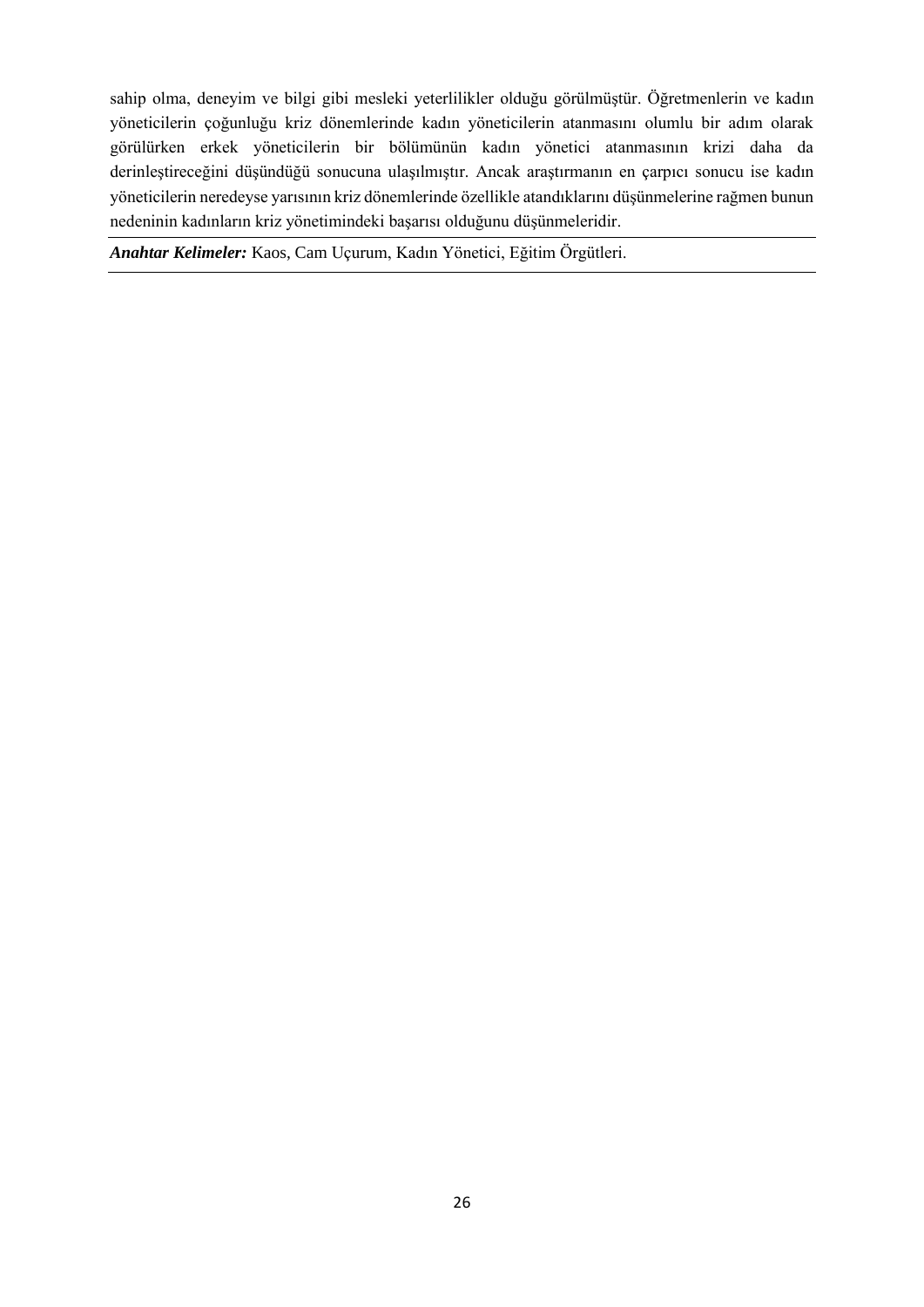sahip olma, deneyim ve bilgi gibi mesleki yeterlilikler olduğu görülmüştür. Öğretmenlerin ve kadın yöneticilerin çoğunluğu kriz dönemlerinde kadın yöneticilerin atanmasını olumlu bir adım olarak görülürken erkek yöneticilerin bir bölümünün kadın yönetici atanmasının krizi daha da derinleştireceğini düşündüğü sonucuna ulaşılmıştır. Ancak araştırmanın en çarpıcı sonucu ise kadın yöneticilerin neredeyse yarısının kriz dönemlerinde özellikle atandıklarını düşünmelerine rağmen bunun nedeninin kadınların kriz yönetimindeki başarısı olduğunu düşünmeleridir.

***Anahtar Kelimeler:*** Kaos, Cam Uçurum, Kadın Yönetici, Eğitim Örgütleri.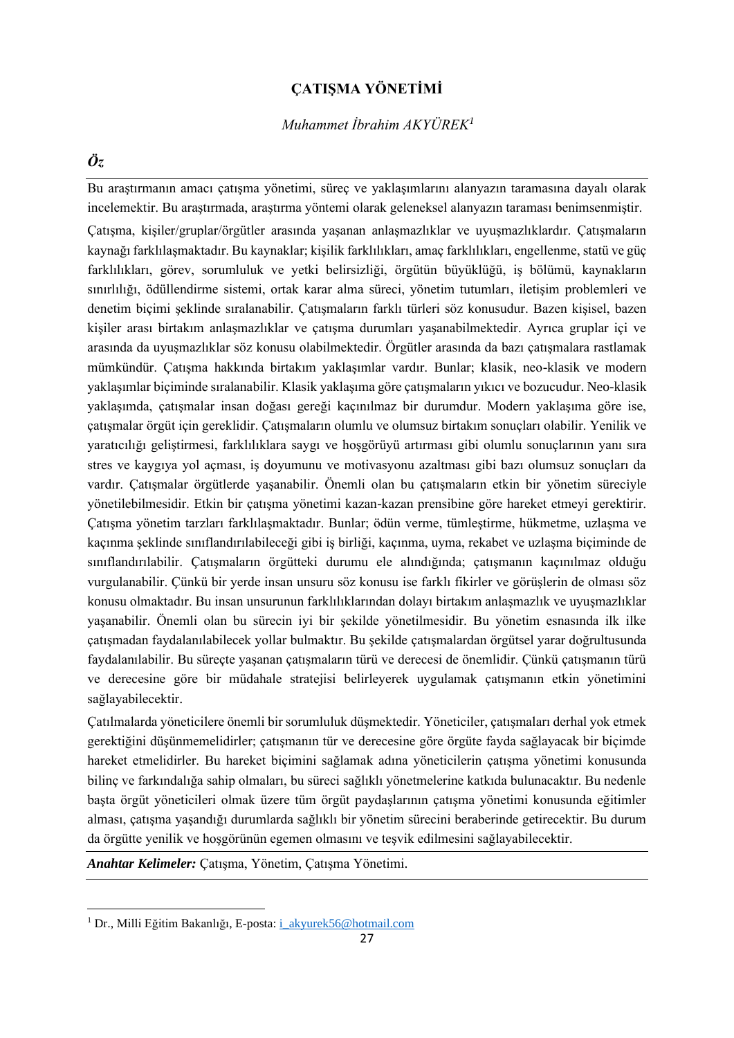# ÇATIŞMA YÖNETİMİ

*Muhammet İbrahim AKYÜREK*[1]

## *Öz*

Bu araştırmanın amacı çatışma yönetimi, süreç ve yaklaşımlarını alanyazın taramasına dayalı olarak incelemektir. Bu araştırmada, araştırma yöntemi olarak geleneksel alanyazın taraması benimsenmiştir.

Çatışma, kişiler/gruplar/örgütler arasında yaşanan anlaşmazlıklar ve uyuşmazlıklardır. Çatışmaların kaynağı farklılaşmaktadır. Bu kaynaklar; kişilik farklılıkları, amaç farklılıkları, engellenme, statü ve güç farklılıkları, görev, sorumluluk ve yetki belirsizliği, örgütün büyüklüğü, iş bölümü, kaynakların sınırlılığı, ödüllendirme sistemi, ortak karar alma süreci, yönetim tutumları, iletişim problemleri ve denetim biçimi şeklinde sıralanabilir. Çatışmaların farklı türleri söz konusudur. Bazen kişisel, bazen kişiler arası birtakım anlaşmazlıklar ve çatışma durumları yaşanabilmektedir. Ayrıca gruplar içi ve arasında da uyuşmazlıklar söz konusu olabilmektedir. Örgütler arasında da bazı çatışmalara rastlamak mümkündür. Çatışma hakkında birtakım yaklaşımlar vardır. Bunlar; klasik, neo-klasik ve modern yaklaşımlar biçiminde sıralanabilir. Klasik yaklaşıma göre çatışmaların yıkıcı ve bozucudur. Neo-klasik yaklaşımda, çatışmalar insan doğası gereği kaçınılmaz bir durumdur. Modern yaklaşıma göre ise, çatışmalar örgüt için gereklidir. Çatışmaların olumlu ve olumsuz birtakım sonuçları olabilir. Yenilik ve yaratıcılığı geliştirmesi, farklılıklara saygı ve hoşgörüyü artırması gibi olumlu sonuçlarının yanı sıra stres ve kaygıya yol açması, iş doyumunu ve motivasyonu azaltması gibi bazı olumsuz sonuçları da vardır. Çatışmalar örgütlerde yaşanabilir. Önemli olan bu çatışmaların etkin bir yönetim süreciyle yönetilebilmesidir. Etkin bir çatışma yönetimi kazan-kazan prensibine göre hareket etmeyi gerektirir. Çatışma yönetim tarzları farklılaşmaktadır. Bunlar; ödün verme, tümleştirme, hükmetme, uzlaşma ve kaçınma şeklinde sınıflandırılabileceği gibi iş birliği, kaçınma, uyma, rekabet ve uzlaşma biçiminde de sınıflandırılabilir. Çatışmaların örgütteki durumu ele alındığında; çatışmanın kaçınılmaz olduğu vurgulanabilir. Çünkü bir yerde insan unsuru söz konusu ise farklı fikirler ve görüşlerin de olması söz konusu olmaktadır. Bu insan unsurunun farklılıklarından dolayı birtakım anlaşmazlık ve uyuşmazlıklar yaşanabilir. Önemli olan bu sürecin iyi bir şekilde yönetilmesidir. Bu yönetim esnasında ilk ilke çatışmadan faydalanılabilecek yollar bulmaktır. Bu şekilde çatışmalardan örgütsel yarar doğrultusunda faydalanılabilir. Bu süreçte yaşanan çatışmaların türü ve derecesi de önemlidir. Çünkü çatışmanın türü ve derecesine göre bir müdahale stratejisi belirleyerek uygulamak çatışmanın etkin yönetimini sağlayabilecektir.

Çatılmalarda yöneticilere önemli bir sorumluluk düşmektedir. Yöneticiler, çatışmaları derhal yok etmek gerektiğini düşünmemelidirler; çatışmanın tür ve derecesine göre örgüte fayda sağlayacak bir biçimde hareket etmelidirler. Bu hareket biçimini sağlamak adına yöneticilerin çatışma yönetimi konusunda bilinç ve farkındalığa sahip olmaları, bu süreci sağlıklı yönetmelerine katkıda bulunacaktır. Bu nedenle başta örgüt yöneticileri olmak üzere tüm örgüt paydaşlarının çatışma yönetimi konusunda eğitimler alması, çatışma yaşandığı durumlarda sağlıklı bir yönetim sürecini beraberinde getirecektir. Bu durum da örgütte yenilik ve hoşgörünün egemen olmasını ve teşvik edilmesini sağlayabilecektir.

***Anahtar Kelimeler:*** Çatışma, Yönetim, Çatışma Yönetimi.

---

[1] Dr., Milli Eğitim Bakanlığı, E-posta: i_akyurek56@hotmail.com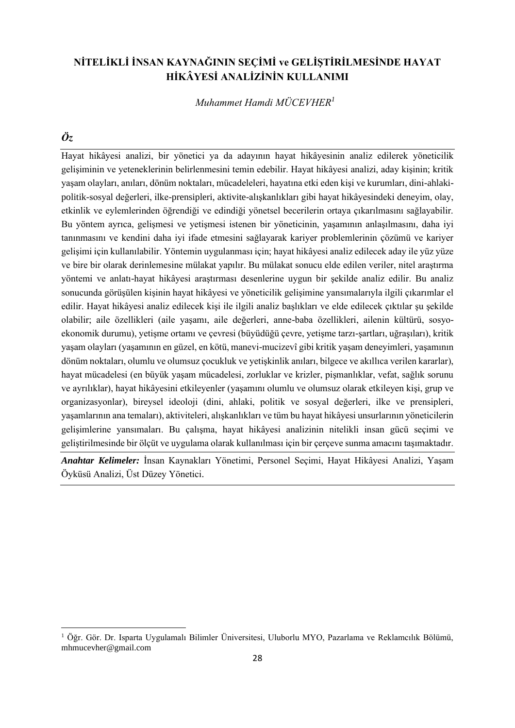# NİTELİKLİ İNSAN KAYNAĞININ SEÇİMİ ve GELİŞTİRİLMESİNDE HAYAT HİKÂYESİ ANALİZİNİN KULLANIMI

*Muhammet Hamdi MÜCEVHER*[1]

***Öz***

Hayat hikâyesi analizi, bir yönetici ya da adayının hayat hikâyesinin analiz edilerek yöneticilik gelişiminin ve yeteneklerinin belirlenmesini temin edebilir. Hayat hikâyesi analizi, aday kişinin; kritik yaşam olayları, anıları, dönüm noktaları, mücadeleleri, hayatına etki eden kişi ve kurumları, dini-ahlaki-politik-sosyal değerleri, ilke-prensipleri, aktivite-alışkanlıkları gibi hayat hikâyesindeki deneyim, olay, etkinlik ve eylemlerinden öğrendiği ve edindiği yönetsel becerilerin ortaya çıkarılmasını sağlayabilir. Bu yöntem ayrıca, gelişmesi ve yetişmesi istenen bir yöneticinin, yaşamının anlaşılmasını, daha iyi tanınmasını ve kendini daha iyi ifade etmesini sağlayarak kariyer problemlerinin çözümü ve kariyer gelişimi için kullanılabilir. Yöntemin uygulanması için; hayat hikâyesi analiz edilecek aday ile yüz yüze ve bire bir olarak derinlemesine mülakat yapılır. Bu mülakat sonucu elde edilen veriler, nitel araştırma yöntemi ve anlatı-hayat hikâyesi araştırması desenlerine uygun bir şekilde analiz edilir. Bu analiz sonucunda görüşülen kişinin hayat hikâyesi ve yöneticilik gelişimine yansımalarıyla ilgili çıkarımlar el edilir. Hayat hikâyesi analiz edilecek kişi ile ilgili analiz başlıkları ve elde edilecek çıktılar şu şekilde olabilir; aile özellikleri (aile yaşamı, aile değerleri, anne-baba özellikleri, ailenin kültürü, sosyo-ekonomik durumu), yetişme ortamı ve çevresi (büyüdüğü çevre, yetişme tarzı-şartları, uğraşıları), kritik yaşam olayları (yaşamının en güzel, en kötü, manevi-mucizevî gibi kritik yaşam deneyimleri, yaşamının dönüm noktaları, olumlu ve olumsuz çocukluk ve yetişkinlik anıları, bilgece ve akıllıca verilen kararlar), hayat mücadelesi (en büyük yaşam mücadelesi, zorluklar ve krizler, pişmanlıklar, vefat, sağlık sorunu ve ayrılıklar), hayat hikâyesini etkileyenler (yaşamını olumlu ve olumsuz olarak etkileyen kişi, grup ve organizasyonlar), bireysel ideoloji (dini, ahlaki, politik ve sosyal değerleri, ilke ve prensipleri, yaşamlarının ana temaları), aktiviteleri, alışkanlıkları ve tüm bu hayat hikâyesi unsurlarının yöneticilerin gelişimlerine yansımaları. Bu çalışma, hayat hikâyesi analizinin nitelikli insan gücü seçimi ve geliştirilmesinde bir ölçüt ve uygulama olarak kullanılması için bir çerçeve sunma amacını taşımaktadır.

***Anahtar Kelimeler:*** İnsan Kaynakları Yönetimi, Personel Seçimi, Hayat Hikâyesi Analizi, Yaşam Öyküsü Analizi, Üst Düzey Yönetici.

---

[1] Öğr. Gör. Dr. Isparta Uygulamalı Bilimler Üniversitesi, Uluborlu MYO, Pazarlama ve Reklamcılık Bölümü, mhmucevher@gmail.com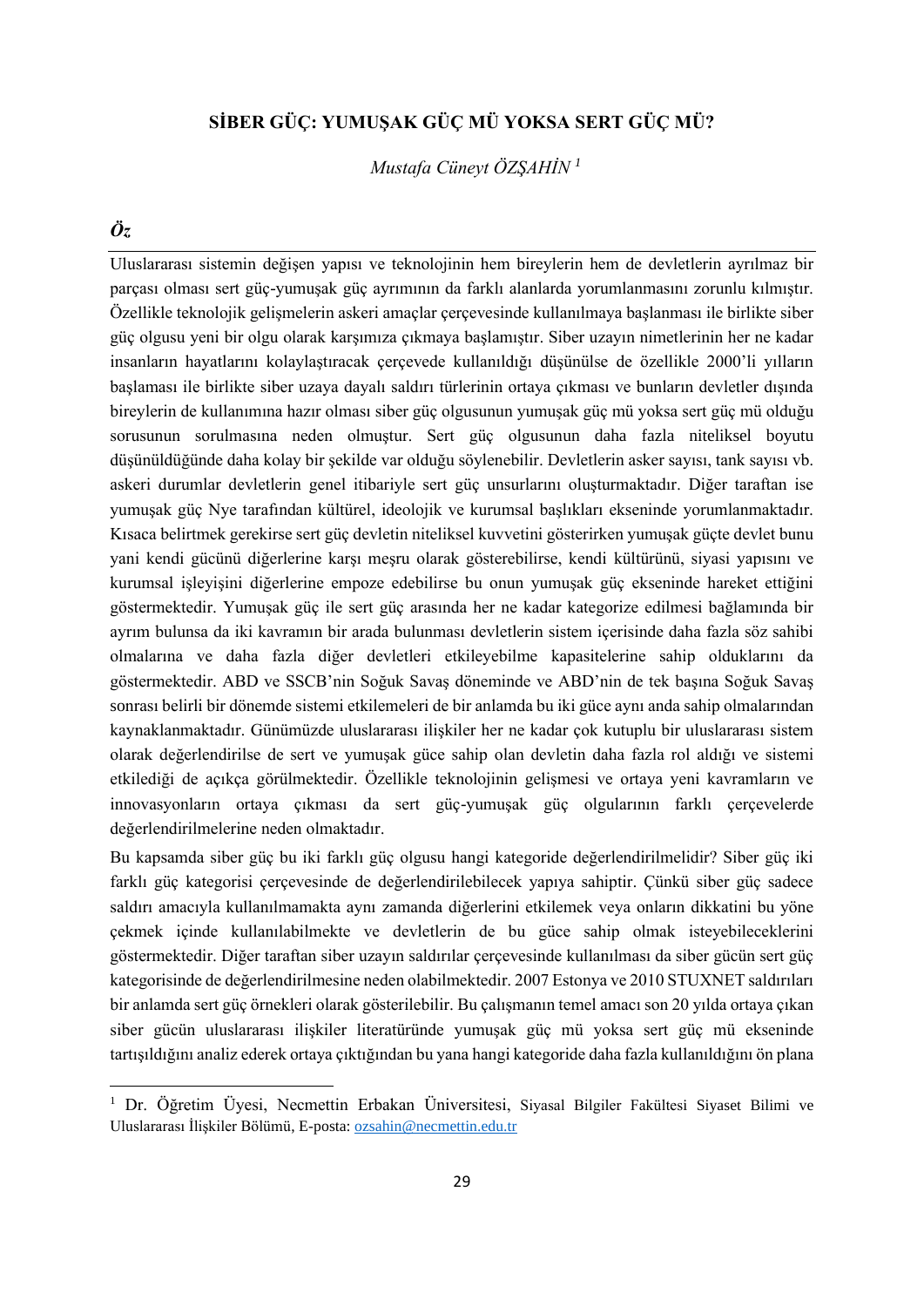# SİBER GÜÇ: YUMUŞAK GÜÇ MÜ YOKSA SERT GÜÇ MÜ?

*Mustafa Cüneyt ÖZŞAHİN* [1]

## *Öz*

Uluslararası sistemin değişen yapısı ve teknolojinin hem bireylerin hem de devletlerin ayrılmaz bir parçası olması sert güç-yumuşak güç ayrımının da farklı alanlarda yorumlanmasını zorunlu kılmıştır. Özellikle teknolojik gelişmelerin askeri amaçlar çerçevesinde kullanılmaya başlanması ile birlikte siber güç olgusu yeni bir olgu olarak karşımıza çıkmaya başlamıştır. Siber uzayın nimetlerinin her ne kadar insanların hayatlarını kolaylaştıracak çerçevede kullanıldığı düşünülse de özellikle 2000'li yılların başlaması ile birlikte siber uzaya dayalı saldırı türlerinin ortaya çıkması ve bunların devletler dışında bireylerin de kullanımına hazır olması siber güç olgusunun yumuşak güç mü yoksa sert güç mü olduğu sorusunun sorulmasına neden olmuştur. Sert güç olgusunun daha fazla niteliksel boyutu düşünüldüğünde daha kolay bir şekilde var olduğu söylenebilir. Devletlerin asker sayısı, tank sayısı vb. askeri durumlar devletlerin genel itibariyle sert güç unsurlarını oluşturmaktadır. Diğer taraftan ise yumuşak güç Nye tarafından kültürel, ideolojik ve kurumsal başlıkları ekseninde yorumlanmaktadır. Kısaca belirtmek gerekirse sert güç devletin niteliksel kuvvetini gösterirken yumuşak güçte devlet bunu yani kendi gücünü diğerlerine karşı meşru olarak gösterebilirse, kendi kültürünü, siyasi yapısını ve kurumsal işleyişini diğerlerine empoze edebilirse bu onun yumuşak güç ekseninde hareket ettiğini göstermektedir. Yumuşak güç ile sert güç arasında her ne kadar kategorize edilmesi bağlamında bir ayrım bulunsa da iki kavramın bir arada bulunması devletlerin sistem içerisinde daha fazla söz sahibi olmalarına ve daha fazla diğer devletleri etkileyebilme kapasitelerine sahip olduklarını da göstermektedir. ABD ve SSCB'nin Soğuk Savaş döneminde ve ABD'nin de tek başına Soğuk Savaş sonrası belirli bir dönemde sistemi etkilemeleri de bir anlamda bu iki güce aynı anda sahip olmalarından kaynaklanmaktadır. Günümüzde uluslararası ilişkiler her ne kadar çok kutuplu bir uluslararası sistem olarak değerlendirilse de sert ve yumuşak güce sahip olan devletin daha fazla rol aldığı ve sistemi etkilediği de açıkça görülmektedir. Özellikle teknolojinin gelişmesi ve ortaya yeni kavramların ve innovasyonların ortaya çıkması da sert güç-yumuşak güç olgularının farklı çerçevelerde değerlendirilmelerine neden olmaktadır.

Bu kapsamda siber güç bu iki farklı güç olgusu hangi kategoride değerlendirilmelidir? Siber güç iki farklı güç kategorisi çerçevesinde de değerlendirilebilecek yapıya sahiptir. Çünkü siber güç sadece saldırı amacıyla kullanılmamakta aynı zamanda diğerlerini etkilemek veya onların dikkatini bu yöne çekmek içinde kullanılabilmekte ve devletlerin de bu güce sahip olmak isteyebileceklerini göstermektedir. Diğer taraftan siber uzayın saldırılar çerçevesinde kullanılması da siber gücün sert güç kategorisinde de değerlendirilmesine neden olabilmektedir. 2007 Estonya ve 2010 STUXNET saldırıları bir anlamda sert güç örnekleri olarak gösterilebilir. Bu çalışmanın temel amacı son 20 yılda ortaya çıkan siber gücün uluslararası ilişkiler literatüründe yumuşak güç mü yoksa sert güç mü ekseninde tartışıldığını analiz ederek ortaya çıktığından bu yana hangi kategoride daha fazla kullanıldığını ön plana

---

[1] Dr. Öğretim Üyesi, Necmettin Erbakan Üniversitesi, Siyasal Bilgiler Fakültesi Siyaset Bilimi ve Uluslararası İlişkiler Bölümü, E-posta: ozsahin@necmettin.edu.tr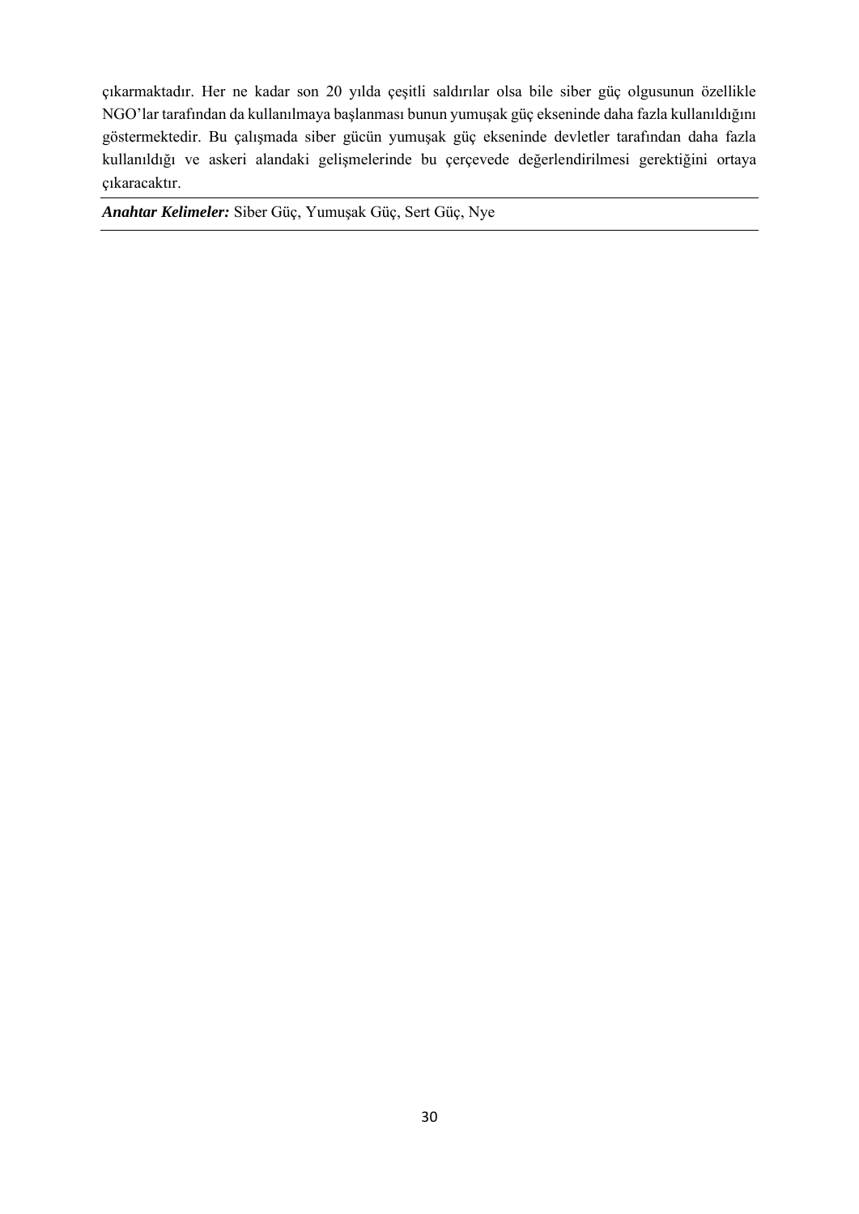çıkarmaktadır. Her ne kadar son 20 yılda çeşitli saldırılar olsa bile siber güç olgusunun özellikle NGO'lar tarafından da kullanılmaya başlanması bunun yumuşak güç ekseninde daha fazla kullanıldığını göstermektedir. Bu çalışmada siber gücün yumuşak güç ekseninde devletler tarafından daha fazla kullanıldığı ve askeri alandaki gelişmelerinde bu çerçevede değerlendirilmesi gerektiğini ortaya çıkaracaktır.

***Anahtar Kelimeler:*** Siber Güç, Yumuşak Güç, Sert Güç, Nye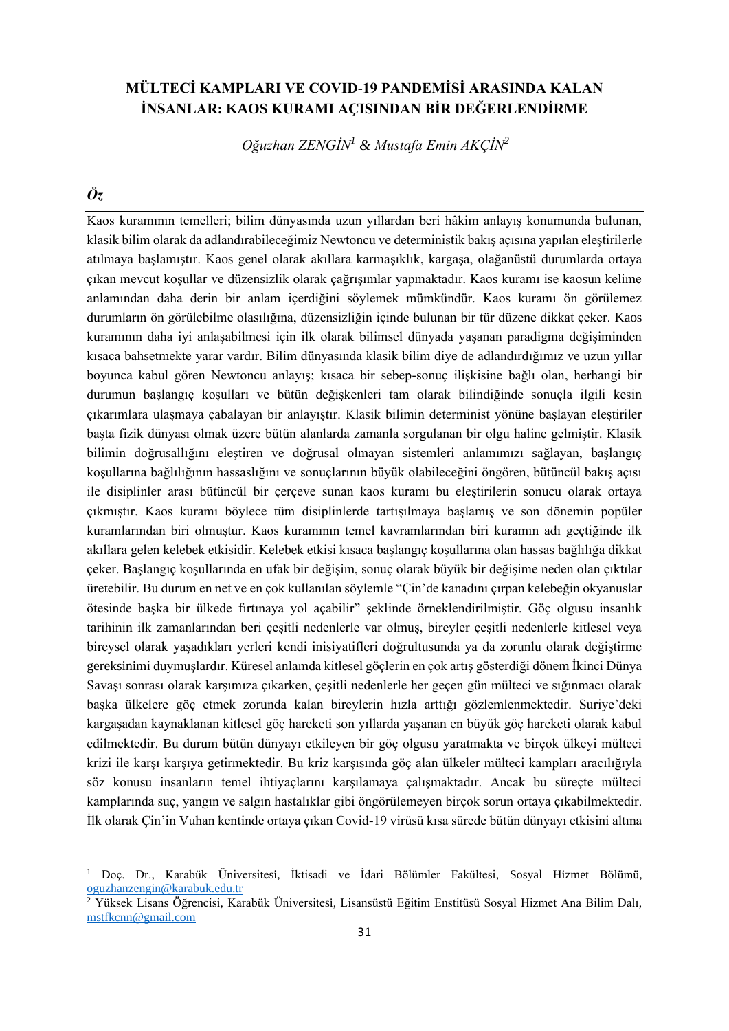# MÜLTECİ KAMPLARI VE COVID-19 PANDEMİSİ ARASINDA KALAN İNSANLAR: KAOS KURAMI AÇISINDAN BİR DEĞERLENDİRME

*Oğuzhan ZENGİN[1] & Mustafa Emin AKÇİN[2]*

## *Öz*

Kaos kuramının temelleri; bilim dünyasında uzun yıllardan beri hâkim anlayış konumunda bulunan, klasik bilim olarak da adlandırabileceğimiz Newtoncu ve deterministik bakış açısına yapılan eleştirilerle atılmaya başlamıştır. Kaos genel olarak akıllara karmaşıklık, kargaşa, olağanüstü durumlarda ortaya çıkan mevcut koşullar ve düzensizlik olarak çağrışımlar yapmaktadır. Kaos kuramı ise kaosun kelime anlamından daha derin bir anlam içerdiğini söylemek mümkündür. Kaos kuramı ön görülemez durumların ön görülebilme olasılığına, düzensizliğin içinde bulunan bir tür düzene dikkat çeker. Kaos kuramının daha iyi anlaşabilmesi için ilk olarak bilimsel dünyada yaşanan paradigma değişiminden kısaca bahsetmekte yarar vardır. Bilim dünyasında klasik bilim diye de adlandırdığımız ve uzun yıllar boyunca kabul gören Newtoncu anlayış; kısaca bir sebep-sonuç ilişkisine bağlı olan, herhangi bir durumun başlangıç koşulları ve bütün değişkenleri tam olarak bilindiğinde sonuçla ilgili kesin çıkarımlara ulaşmaya çabalayan bir anlayıştır. Klasik bilimin determinist yönüne başlayan eleştiriler başta fizik dünyası olmak üzere bütün alanlarda zamanla sorgulanan bir olgu haline gelmiştir. Klasik bilimin doğrusallığını eleştiren ve doğrusal olmayan sistemleri anlamımızı sağlayan, başlangıç koşullarına bağlılığının hassaslığını ve sonuçlarının büyük olabileceğini öngören, bütüncül bakış açısı ile disiplinler arası bütüncül bir çerçeve sunan kaos kuramı bu eleştirilerin sonucu olarak ortaya çıkmıştır. Kaos kuramı böylece tüm disiplinlerde tartışılmaya başlamış ve son dönemin popüler kuramlarından biri olmuştur. Kaos kuramının temel kavramlarından biri kuramın adı geçtiğinde ilk akıllara gelen kelebek etkisidir. Kelebek etkisi kısaca başlangıç koşullarına olan hassas bağlılığa dikkat çeker. Başlangıç koşullarında en ufak bir değişim, sonuç olarak büyük bir değişime neden olan çıktılar üretebilir. Bu durum en net ve en çok kullanılan söylemle "Çin'de kanadını çırpan kelebeğin okyanuslar ötesinde başka bir ülkede fırtınaya yol açabilir" şeklinde örneklendirilmiştir. Göç olgusu insanlık tarihinin ilk zamanlarından beri çeşitli nedenlerle var olmuş, bireyler çeşitli nedenlerle kitlesel veya bireysel olarak yaşadıkları yerleri kendi inisiyatifleri doğrultusunda ya da zorunlu olarak değiştirme gereksinimi duymuşlardır. Küresel anlamda kitlesel göçlerin en çok artış gösterdiği dönem İkinci Dünya Savaşı sonrası olarak karşımıza çıkarken, çeşitli nedenlerle her geçen gün mülteci ve sığınmacı olarak başka ülkelere göç etmek zorunda kalan bireylerin hızla arttığı gözlemlenmektedir. Suriye'deki kargaşadan kaynaklanan kitlesel göç hareketi son yıllarda yaşanan en büyük göç hareketi olarak kabul edilmektedir. Bu durum bütün dünyayı etkileyen bir göç olgusu yaratmakta ve birçok ülkeyi mülteci krizi ile karşı karşıya getirmektedir. Bu kriz karşısında göç alan ülkeler mülteci kampları aracılığıyla söz konusu insanların temel ihtiyaçlarını karşılamaya çalışmaktadır. Ancak bu süreçte mülteci kamplarında suç, yangın ve salgın hastalıklar gibi öngörülemeyen birçok sorun ortaya çıkabilmektedir. İlk olarak Çin'in Vuhan kentinde ortaya çıkan Covid-19 virüsü kısa sürede bütün dünyayı etkisini altına

---

[1] Doç. Dr., Karabük Üniversitesi, İktisadi ve İdari Bölümler Fakültesi, Sosyal Hizmet Bölümü, oguzhanzengin@karabuk.edu.tr

[2] Yüksek Lisans Öğrencisi, Karabük Üniversitesi, Lisansüstü Eğitim Enstitüsü Sosyal Hizmet Ana Bilim Dalı, mstfkcnn@gmail.com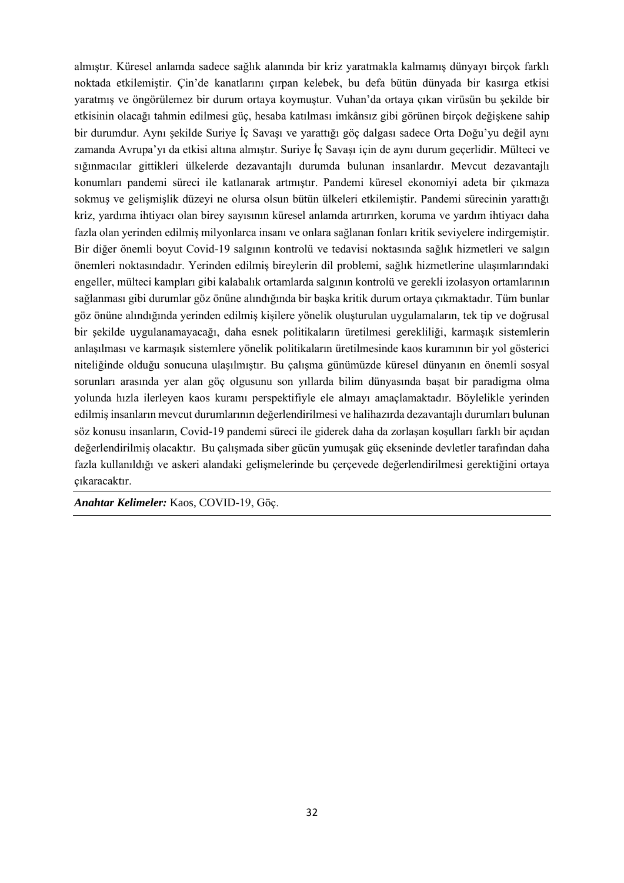almıştır. Küresel anlamda sadece sağlık alanında bir kriz yaratmakla kalmamış dünyayı birçok farklı noktada etkilemiştir. Çin'de kanatlarını çırpan kelebek, bu defa bütün dünyada bir kasırga etkisi yaratmış ve öngörülemez bir durum ortaya koymuştur. Vuhan'da ortaya çıkan virüsün bu şekilde bir etkisinin olacağı tahmin edilmesi güç, hesaba katılması imkânsız gibi görünen birçok değişkene sahip bir durumdur. Aynı şekilde Suriye İç Savaşı ve yarattığı göç dalgası sadece Orta Doğu'yu değil aynı zamanda Avrupa'yı da etkisi altına almıştır. Suriye İç Savaşı için de aynı durum geçerlidir. Mülteci ve sığınmacılar gittikleri ülkelerde dezavantajlı durumda bulunan insanlardır. Mevcut dezavantajlı konumları pandemi süreci ile katlanarak artmıştır. Pandemi küresel ekonomiyi adeta bir çıkmaza sokmuş ve gelişmişlik düzeyi ne olursa olsun bütün ülkeleri etkilemiştir. Pandemi sürecinin yarattığı kriz, yardıma ihtiyacı olan birey sayısının küresel anlamda artırırken, koruma ve yardım ihtiyacı daha fazla olan yerinden edilmiş milyonlarca insanı ve onlara sağlanan fonları kritik seviyelere indirgemiştir. Bir diğer önemli boyut Covid-19 salgının kontrolü ve tedavisi noktasında sağlık hizmetleri ve salgın önemleri noktasındadır. Yerinden edilmiş bireylerin dil problemi, sağlık hizmetlerine ulaşımlarındaki engeller, mülteci kampları gibi kalabalık ortamlarda salgının kontrolü ve gerekli izolasyon ortamlarının sağlanması gibi durumlar göz önüne alındığında bir başka kritik durum ortaya çıkmaktadır. Tüm bunlar göz önüne alındığında yerinden edilmiş kişilere yönelik oluşturulan uygulamaların, tek tip ve doğrusal bir şekilde uygulanamayacağı, daha esnek politikaların üretilmesi gerekliliği, karmaşık sistemlerin anlaşılması ve karmaşık sistemlere yönelik politikaların üretilmesinde kaos kuramının bir yol gösterici niteliğinde olduğu sonucuna ulaşılmıştır. Bu çalışma günümüzde küresel dünyanın en önemli sosyal sorunları arasında yer alan göç olgusunu son yıllarda bilim dünyasında başat bir paradigma olma yolunda hızla ilerleyen kaos kuramı perspektifiyle ele almayı amaçlamaktadır. Böylelikle yerinden edilmiş insanların mevcut durumlarının değerlendirilmesi ve halihazırda dezavantajlı durumları bulunan söz konusu insanların, Covid-19 pandemi süreci ile giderek daha da zorlaşan koşulları farklı bir açıdan değerlendirilmiş olacaktır. Bu çalışmada siber gücün yumuşak güç ekseninde devletler tarafından daha fazla kullanıldığı ve askeri alandaki gelişmelerinde bu çerçevede değerlendirilmesi gerektiğini ortaya çıkaracaktır.

***Anahtar Kelimeler:*** Kaos, COVID-19, Göç.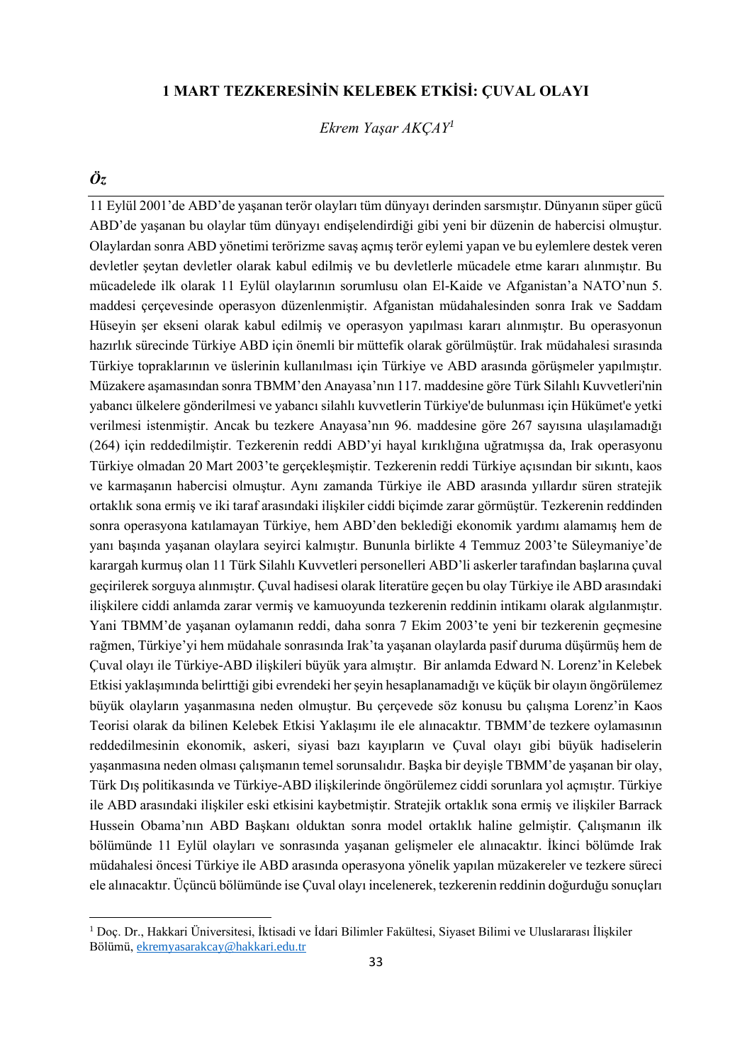# 1 MART TEZKERESİNİN KELEBEK ETKİSİ: ÇUVAL OLAYI

*Ekrem Yaşar AKÇAY*[1]

### *Öz*

11 Eylül 2001'de ABD'de yaşanan terör olayları tüm dünyayı derinden sarsmıştır. Dünyanın süper gücü ABD'de yaşanan bu olaylar tüm dünyayı endişelendirdiği gibi yeni bir düzenin de habercisi olmuştur. Olaylardan sonra ABD yönetimi terörizme savaş açmış terör eylemi yapan ve bu eylemlere destek veren devletler şeytan devletler olarak kabul edilmiş ve bu devletlerle mücadele etme kararı alınmıştır. Bu mücadelede ilk olarak 11 Eylül olaylarının sorumlusu olan El-Kaide ve Afganistan'a NATO'nun 5. maddesi çerçevesinde operasyon düzenlenmiştir. Afganistan müdahalesinden sonra Irak ve Saddam Hüseyin şer ekseni olarak kabul edilmiş ve operasyon yapılması kararı alınmıştır. Bu operasyonun hazırlık sürecinde Türkiye ABD için önemli bir müttefik olarak görülmüştür. Irak müdahalesi sırasında Türkiye topraklarının ve üslerinin kullanılması için Türkiye ve ABD arasında görüşmeler yapılmıştır. Müzakere aşamasından sonra TBMM'den Anayasa'nın 117. maddesine göre Türk Silahlı Kuvvetleri'nin yabancı ülkelere gönderilmesi ve yabancı silahlı kuvvetlerin Türkiye'de bulunması için Hükümet'e yetki verilmesi istenmiştir. Ancak bu tezkere Anayasa'nın 96. maddesine göre 267 sayısına ulaşılamadığı (264) için reddedilmiştir. Tezkerenin reddi ABD'yi hayal kırıklığına uğratmışsa da, Irak operasyonu Türkiye olmadan 20 Mart 2003'te gerçekleşmiştir. Tezkerenin reddi Türkiye açısından bir sıkıntı, kaos ve karmaşanın habercisi olmuştur. Aynı zamanda Türkiye ile ABD arasında yıllardır süren stratejik ortaklık sona ermiş ve iki taraf arasındaki ilişkiler ciddi biçimde zarar görmüştür. Tezkerenin reddinden sonra operasyona katılamayan Türkiye, hem ABD'den beklediği ekonomik yardımı alamamış hem de yanı başında yaşanan olaylara seyirci kalmıştır. Bununla birlikte 4 Temmuz 2003'te Süleymaniye'de karargah kurmuş olan 11 Türk Silahlı Kuvvetleri personelleri ABD'li askerler tarafından başlarına çuval geçirilerek sorguya alınmıştır. Çuval hadisesi olarak literatüre geçen bu olay Türkiye ile ABD arasındaki ilişkilere ciddi anlamda zarar vermiş ve kamuoyunda tezkerenin reddinin intikamı olarak algılanmıştır. Yani TBMM'de yaşanan oylamanın reddi, daha sonra 7 Ekim 2003'te yeni bir tezkerenin geçmesine rağmen, Türkiye'yi hem müdahale sonrasında Irak'ta yaşanan olaylarda pasif duruma düşürmüş hem de Çuval olayı ile Türkiye-ABD ilişkileri büyük yara almıştır. Bir anlamda Edward N. Lorenz'in Kelebek Etkisi yaklaşımında belirttiği gibi evrendeki her şeyin hesaplanamadığı ve küçük bir olayın öngörülemez büyük olayların yaşanmasına neden olmuştur. Bu çerçevede söz konusu bu çalışma Lorenz'in Kaos Teorisi olarak da bilinen Kelebek Etkisi Yaklaşımı ile ele alınacaktır. TBMM'de tezkere oylamasının reddedilmesinin ekonomik, askeri, siyasi bazı kayıpların ve Çuval olayı gibi büyük hadiselerin yaşanmasına neden olması çalışmanın temel sorunsalıdır. Başka bir deyişle TBMM'de yaşanan bir olay, Türk Dış politikasında ve Türkiye-ABD ilişkilerinde öngörülemez ciddi sorunlara yol açmıştır. Türkiye ile ABD arasındaki ilişkiler eski etkisini kaybetmiştir. Stratejik ortaklık sona ermiş ve ilişkiler Barrack Hussein Obama'nın ABD Başkanı olduktan sonra model ortaklık haline gelmiştir. Çalışmanın ilk bölümünde 11 Eylül olayları ve sonrasında yaşanan gelişmeler ele alınacaktır. İkinci bölümde Irak müdahalesi öncesi Türkiye ile ABD arasında operasyona yönelik yapılan müzakereler ve tezkere süreci ele alınacaktır. Üçüncü bölümünde ise Çuval olayı incelenerek, tezkerenin reddinin doğurduğu sonuçları

---

[1] Doç. Dr., Hakkari Üniversitesi, İktisadi ve İdari Bilimler Fakültesi, Siyaset Bilimi ve Uluslararası İlişkiler Bölümü, ekremyasarakcay@hakkari.edu.tr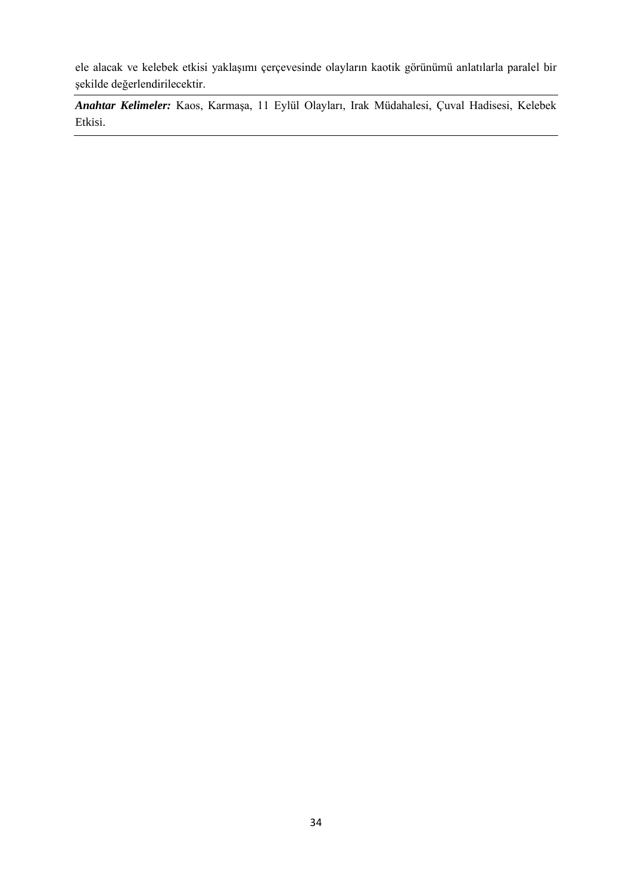ele alacak ve kelebek etkisi yaklaşımı çerçevesinde olayların kaotik görünümü anlatılarla paralel bir şekilde değerlendirilecektir.

---

***Anahtar Kelimeler:*** Kaos, Karmaşa, 11 Eylül Olayları, Irak Müdahalesi, Çuval Hadisesi, Kelebek Etkisi.

---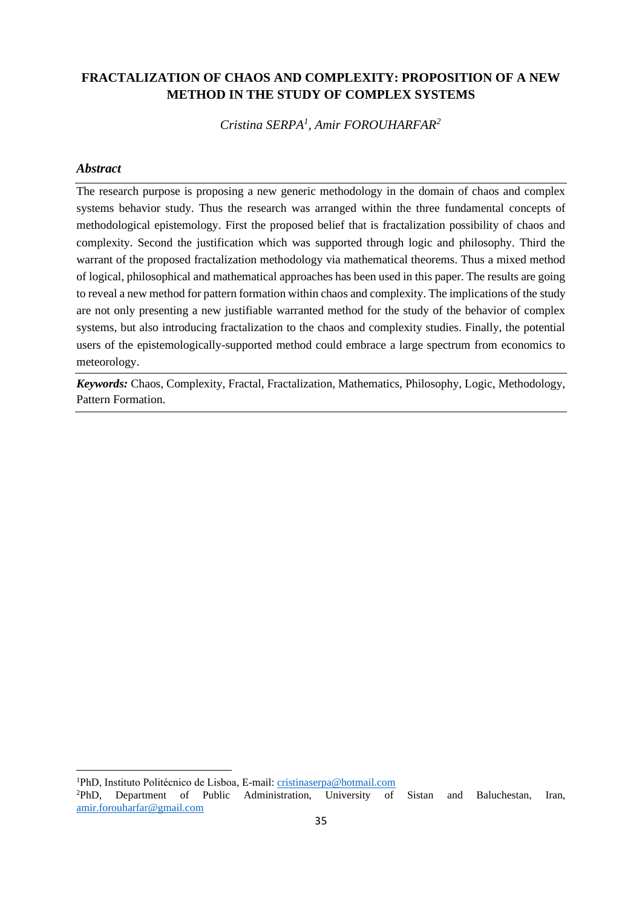## FRACTALIZATION OF CHAOS AND COMPLEXITY: PROPOSITION OF A NEW METHOD IN THE STUDY OF COMPLEX SYSTEMS

*Cristina SERPA[1], Amir FOROUHARFAR[2]*

### *Abstract*

The research purpose is proposing a new generic methodology in the domain of chaos and complex systems behavior study. Thus the research was arranged within the three fundamental concepts of methodological epistemology. First the proposed belief that is fractalization possibility of chaos and complexity. Second the justification which was supported through logic and philosophy. Third the warrant of the proposed fractalization methodology via mathematical theorems. Thus a mixed method of logical, philosophical and mathematical approaches has been used in this paper. The results are going to reveal a new method for pattern formation within chaos and complexity. The implications of the study are not only presenting a new justifiable warranted method for the study of the behavior of complex systems, but also introducing fractalization to the chaos and complexity studies. Finally, the potential users of the epistemologically-supported method could embrace a large spectrum from economics to meteorology.

***Keywords:*** Chaos, Complexity, Fractal, Fractalization, Mathematics, Philosophy, Logic, Methodology, Pattern Formation.

---

[1] PhD, Instituto Politécnico de Lisboa, E-mail: cristinaserpa@hotmail.com

[2] PhD, Department of Public Administration, University of Sistan and Baluchestan, Iran, amir.forouharfar@gmail.com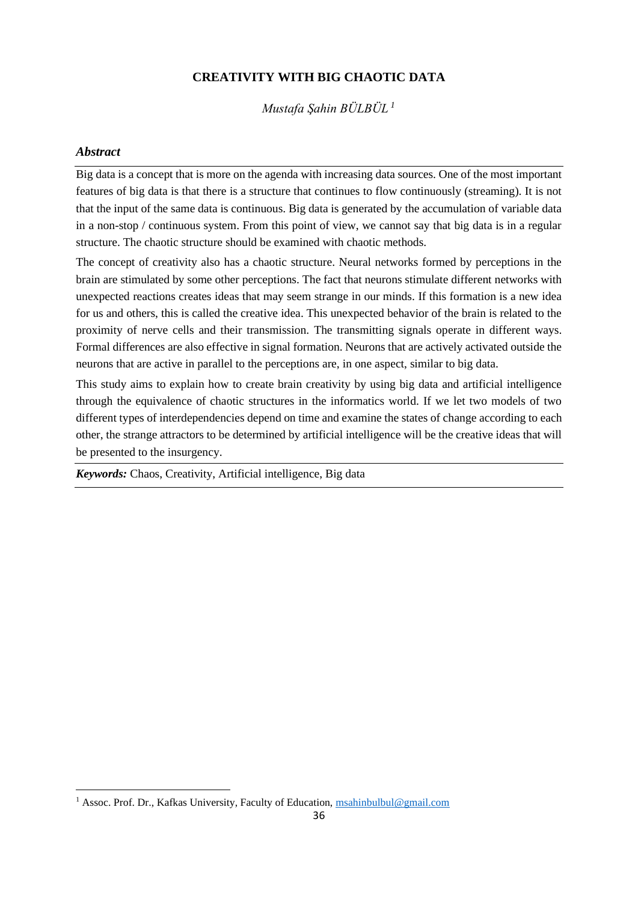# CREATIVITY WITH BIG CHAOTIC DATA

*Mustafa Şahin BÜLBÜL* [1]

### *Abstract*

Big data is a concept that is more on the agenda with increasing data sources. One of the most important features of big data is that there is a structure that continues to flow continuously (streaming). It is not that the input of the same data is continuous. Big data is generated by the accumulation of variable data in a non-stop / continuous system. From this point of view, we cannot say that big data is in a regular structure. The chaotic structure should be examined with chaotic methods.

The concept of creativity also has a chaotic structure. Neural networks formed by perceptions in the brain are stimulated by some other perceptions. The fact that neurons stimulate different networks with unexpected reactions creates ideas that may seem strange in our minds. If this formation is a new idea for us and others, this is called the creative idea. This unexpected behavior of the brain is related to the proximity of nerve cells and their transmission. The transmitting signals operate in different ways. Formal differences are also effective in signal formation. Neurons that are actively activated outside the neurons that are active in parallel to the perceptions are, in one aspect, similar to big data.

This study aims to explain how to create brain creativity by using big data and artificial intelligence through the equivalence of chaotic structures in the informatics world. If we let two models of two different types of interdependencies depend on time and examine the states of change according to each other, the strange attractors to be determined by artificial intelligence will be the creative ideas that will be presented to the insurgency.

***Keywords:*** Chaos, Creativity, Artificial intelligence, Big data

---

[1] Assoc. Prof. Dr., Kafkas University, Faculty of Education, msahinbulbul@gmail.com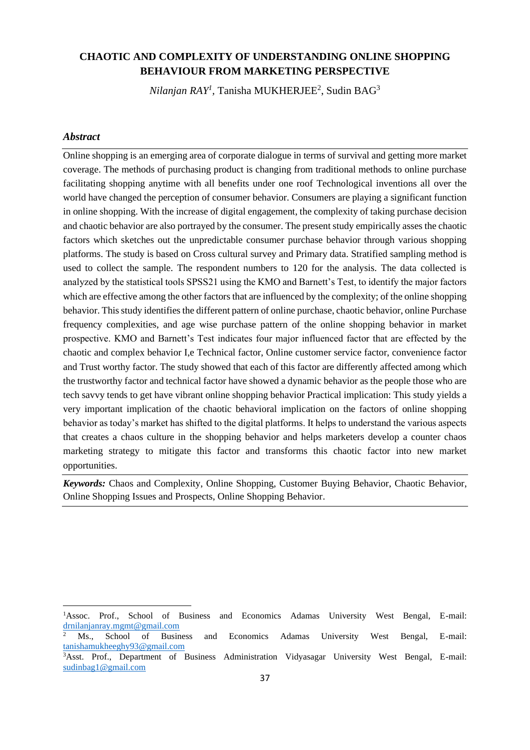# CHAOTIC AND COMPLEXITY OF UNDERSTANDING ONLINE SHOPPING BEHAVIOUR FROM MARKETING PERSPECTIVE

*Nilanjan RAY*[1], Tanisha MUKHERJEE[2], Sudin BAG[3]

### *Abstract*

Online shopping is an emerging area of corporate dialogue in terms of survival and getting more market coverage. The methods of purchasing product is changing from traditional methods to online purchase facilitating shopping anytime with all benefits under one roof Technological inventions all over the world have changed the perception of consumer behavior. Consumers are playing a significant function in online shopping. With the increase of digital engagement, the complexity of taking purchase decision and chaotic behavior are also portrayed by the consumer. The present study empirically asses the chaotic factors which sketches out the unpredictable consumer purchase behavior through various shopping platforms. The study is based on Cross cultural survey and Primary data. Stratified sampling method is used to collect the sample. The respondent numbers to 120 for the analysis. The data collected is analyzed by the statistical tools SPSS21 using the KMO and Barnett's Test, to identify the major factors which are effective among the other factors that are influenced by the complexity; of the online shopping behavior. This study identifies the different pattern of online purchase, chaotic behavior, online Purchase frequency complexities, and age wise purchase pattern of the online shopping behavior in market prospective. KMO and Barnett's Test indicates four major influenced factor that are effected by the chaotic and complex behavior I,e Technical factor, Online customer service factor, convenience factor and Trust worthy factor. The study showed that each of this factor are differently affected among which the trustworthy factor and technical factor have showed a dynamic behavior as the people those who are tech savvy tends to get have vibrant online shopping behavior Practical implication: This study yields a very important implication of the chaotic behavioral implication on the factors of online shopping behavior as today's market has shifted to the digital platforms. It helps to understand the various aspects that creates a chaos culture in the shopping behavior and helps marketers develop a counter chaos marketing strategy to mitigate this factor and transforms this chaotic factor into new market opportunities.

***Keywords:*** Chaos and Complexity, Online Shopping, Customer Buying Behavior, Chaotic Behavior, Online Shopping Issues and Prospects, Online Shopping Behavior.

---

[1] Assoc. Prof., School of Business and Economics Adamas University West Bengal, E-mail: drnilanjanray.mgmt@gmail.com

[2] Ms., School of Business and Economics Adamas University West Bengal, E-mail: tanishamukheeghy93@gmail.com

[3] Asst. Prof., Department of Business Administration Vidyasagar University West Bengal, E-mail: sudinbag1@gmail.com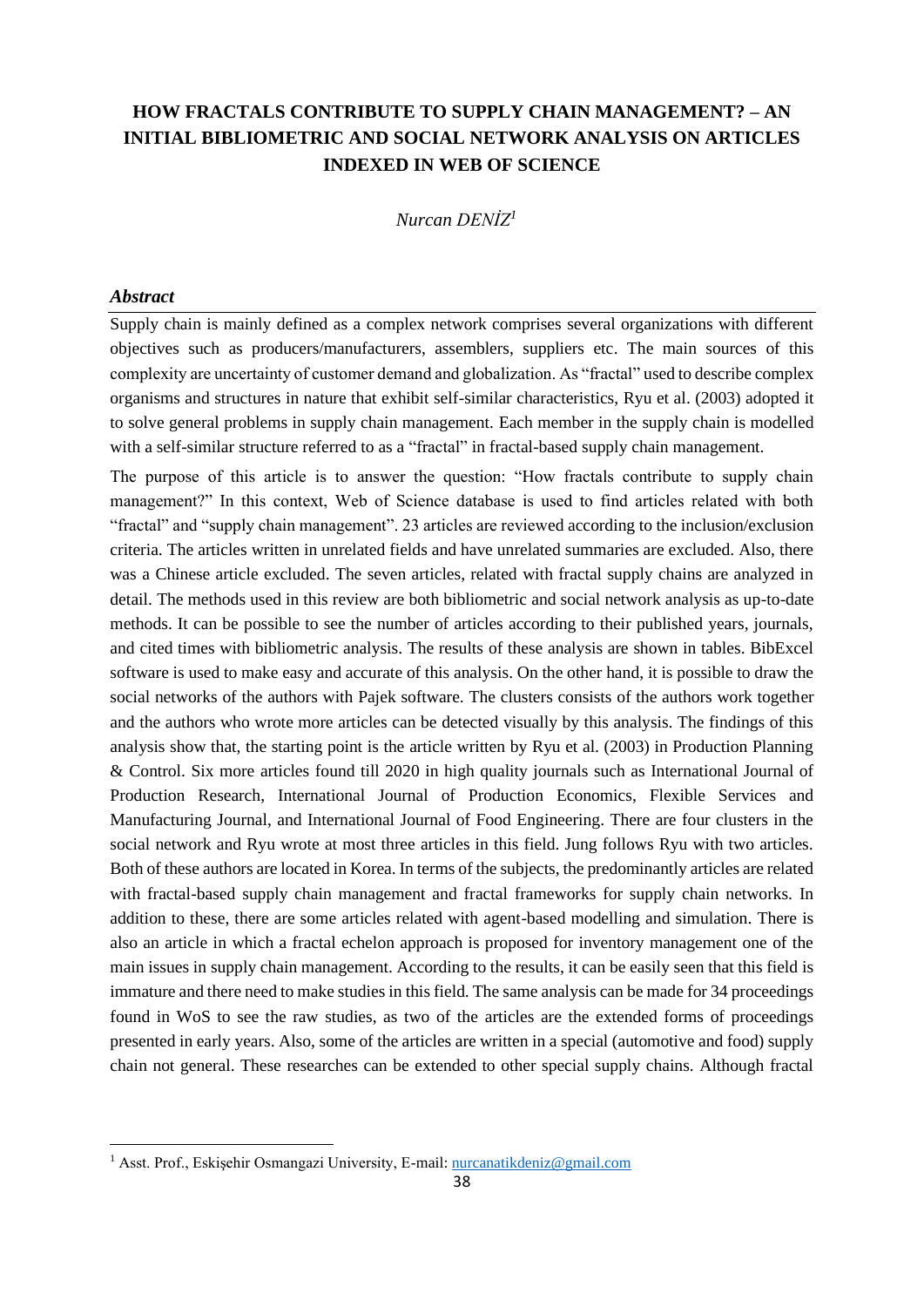# HOW FRACTALS CONTRIBUTE TO SUPPLY CHAIN MANAGEMENT? – AN INITIAL BIBLIOMETRIC AND SOCIAL NETWORK ANALYSIS ON ARTICLES INDEXED IN WEB OF SCIENCE

*Nurcan DENİZ*[1]

### *Abstract*

Supply chain is mainly defined as a complex network comprises several organizations with different objectives such as producers/manufacturers, assemblers, suppliers etc. The main sources of this complexity are uncertainty of customer demand and globalization. As "fractal" used to describe complex organisms and structures in nature that exhibit self-similar characteristics, Ryu et al. (2003) adopted it to solve general problems in supply chain management. Each member in the supply chain is modelled with a self-similar structure referred to as a "fractal" in fractal-based supply chain management.

The purpose of this article is to answer the question: "How fractals contribute to supply chain management?" In this context, Web of Science database is used to find articles related with both "fractal" and "supply chain management". 23 articles are reviewed according to the inclusion/exclusion criteria. The articles written in unrelated fields and have unrelated summaries are excluded. Also, there was a Chinese article excluded. The seven articles, related with fractal supply chains are analyzed in detail. The methods used in this review are both bibliometric and social network analysis as up-to-date methods. It can be possible to see the number of articles according to their published years, journals, and cited times with bibliometric analysis. The results of these analysis are shown in tables. BibExcel software is used to make easy and accurate of this analysis. On the other hand, it is possible to draw the social networks of the authors with Pajek software. The clusters consists of the authors work together and the authors who wrote more articles can be detected visually by this analysis. The findings of this analysis show that, the starting point is the article written by Ryu et al. (2003) in Production Planning & Control. Six more articles found till 2020 in high quality journals such as International Journal of Production Research, International Journal of Production Economics, Flexible Services and Manufacturing Journal, and International Journal of Food Engineering. There are four clusters in the social network and Ryu wrote at most three articles in this field. Jung follows Ryu with two articles. Both of these authors are located in Korea. In terms of the subjects, the predominantly articles are related with fractal-based supply chain management and fractal frameworks for supply chain networks. In addition to these, there are some articles related with agent-based modelling and simulation. There is also an article in which a fractal echelon approach is proposed for inventory management one of the main issues in supply chain management. According to the results, it can be easily seen that this field is immature and there need to make studies in this field. The same analysis can be made for 34 proceedings found in WoS to see the raw studies, as two of the articles are the extended forms of proceedings presented in early years. Also, some of the articles are written in a special (automotive and food) supply chain not general. These researches can be extended to other special supply chains. Although fractal

---

[1] Asst. Prof., Eskişehir Osmangazi University, E-mail: nurcanatikdeniz@gmail.com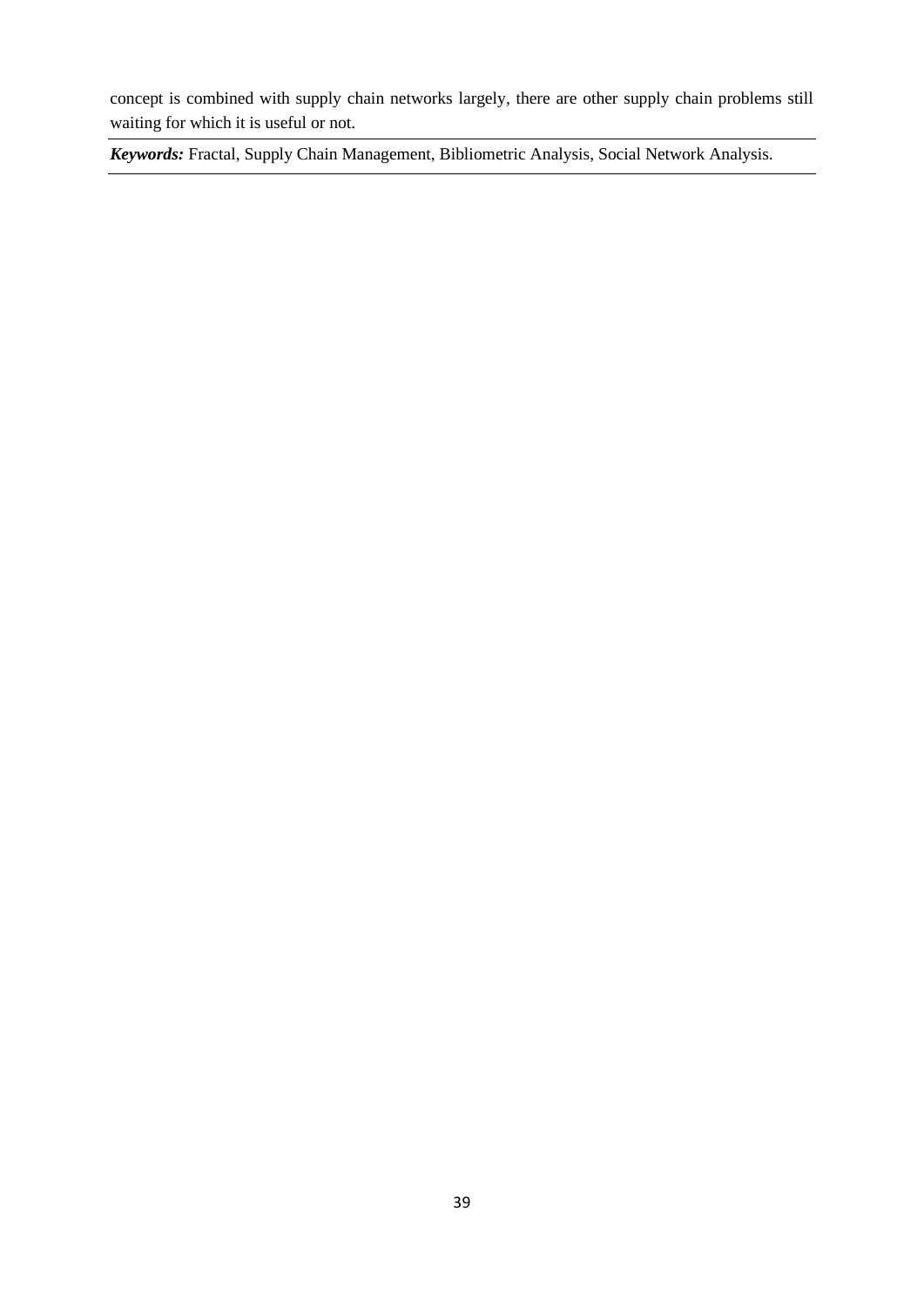concept is combined with supply chain networks largely, there are other supply chain problems still waiting for which it is useful or not.

---

***Keywords:*** Fractal, Supply Chain Management, Bibliometric Analysis, Social Network Analysis.

---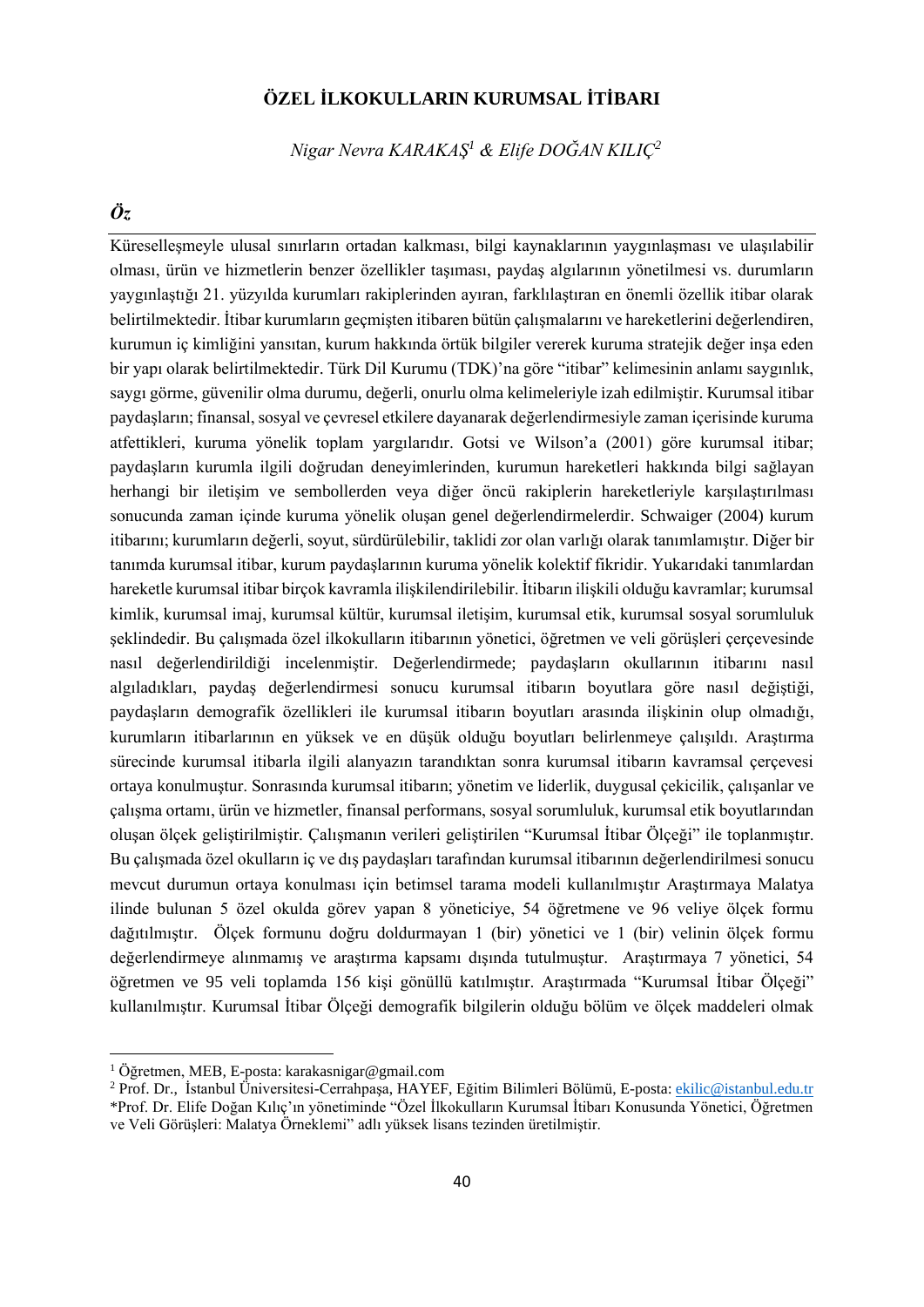# ÖZEL İLKOKULLARIN KURUMSAL İTİBARI

*Nigar Nevra KARAKAŞ[1] & Elife DOĞAN KILIÇ[2]*

## *Öz*

Küreselleşmeyle ulusal sınırların ortadan kalkması, bilgi kaynaklarının yaygınlaşması ve ulaşılabilir olması, ürün ve hizmetlerin benzer özellikler taşıması, paydaş algılarının yönetilmesi vs. durumların yaygınlaştığı 21. yüzyılda kurumları rakiplerinden ayıran, farklılaştıran en önemli özellik itibar olarak belirtilmektedir. İtibar kurumların geçmişten itibaren bütün çalışmalarını ve hareketlerini değerlendiren, kurumun iç kimliğini yansıtan, kurum hakkında örtük bilgiler vererek kuruma stratejik değer inşa eden bir yapı olarak belirtilmektedir. Türk Dil Kurumu (TDK)'na göre "itibar" kelimesinin anlamı saygınlık, saygı görme, güvenilir olma durumu, değerli, onurlu olma kelimeleriyle izah edilmiştir. Kurumsal itibar paydaşların; finansal, sosyal ve çevresel etkilere dayanarak değerlendirmesiyle zaman içerisinde kuruma atfettikleri, kuruma yönelik toplam yargılarıdır. Gotsi ve Wilson'a (2001) göre kurumsal itibar; paydaşların kurumla ilgili doğrudan deneyimlerinden, kurumun hareketleri hakkında bilgi sağlayan herhangi bir iletişim ve sembollerden veya diğer öncü rakiplerin hareketleriyle karşılaştırılması sonucunda zaman içinde kuruma yönelik oluşan genel değerlendirmelerdir. Schwaiger (2004) kurum itibarını; kurumların değerli, soyut, sürdürülebilir, taklidi zor olan varlığı olarak tanımlamıştır. Diğer bir tanımda kurumsal itibar, kurum paydaşlarının kuruma yönelik kolektif fikridir. Yukarıdaki tanımlardan hareketle kurumsal itibar birçok kavramla ilişkilendirilebilir. İtibarın ilişkili olduğu kavramlar; kurumsal kimlik, kurumsal imaj, kurumsal kültür, kurumsal iletişim, kurumsal etik, kurumsal sosyal sorumluluk şeklindedir. Bu çalışmada özel ilkokulların itibarının yönetici, öğretmen ve veli görüşleri çerçevesinde nasıl değerlendirildiği incelenmiştir. Değerlendirmede; paydaşların okullarının itibarını nasıl algıladıkları, paydaş değerlendirmesi sonucu kurumsal itibarın boyutlara göre nasıl değiştiği, paydaşların demografik özellikleri ile kurumsal itibarın boyutları arasında ilişkinin olup olmadığı, kurumların itibarlarının en yüksek ve en düşük olduğu boyutları belirlenmeye çalışıldı. Araştırma sürecinde kurumsal itibarla ilgili alanyazın tarandıktan sonra kurumsal itibarın kavramsal çerçevesi ortaya konulmuştur. Sonrasında kurumsal itibarın; yönetim ve liderlik, duygusal çekicilik, çalışanlar ve çalışma ortamı, ürün ve hizmetler, finansal performans, sosyal sorumluluk, kurumsal etik boyutlarından oluşan ölçek geliştirilmiştir. Çalışmanın verileri geliştirilen "Kurumsal İtibar Ölçeği" ile toplanmıştır. Bu çalışmada özel okulların iç ve dış paydaşları tarafından kurumsal itibarının değerlendirilmesi sonucu mevcut durumun ortaya konulması için betimsel tarama modeli kullanılmıştır Araştırmaya Malatya ilinde bulunan 5 özel okulda görev yapan 8 yöneticiye, 54 öğretmene ve 96 veliye ölçek formu dağıtılmıştır. Ölçek formunu doğru doldurmayan 1 (bir) yönetici ve 1 (bir) velinin ölçek formu değerlendirmeye alınmamış ve araştırma kapsamı dışında tutulmuştur. Araştırmaya 7 yönetici, 54 öğretmen ve 95 veli toplamda 156 kişi gönüllü katılmıştır. Araştırmada "Kurumsal İtibar Ölçeği" kullanılmıştır. Kurumsal İtibar Ölçeği demografik bilgilerin olduğu bölüm ve ölçek maddeleri olmak

---

[1] Öğretmen, MEB, E-posta: karakasnigar@gmail.com

[2] Prof. Dr., İstanbul Üniversitesi-Cerrahpaşa, HAYEF, Eğitim Bilimleri Bölümü, E-posta: ekilic@istanbul.edu.tr

*Prof. Dr. Elife Doğan Kılıç'ın yönetiminde "Özel İlkokulların Kurumsal İtibarı Konusunda Yönetici, Öğretmen ve Veli Görüşleri: Malatya Örneklemi" adlı yüksek lisans tezinden üretilmiştir.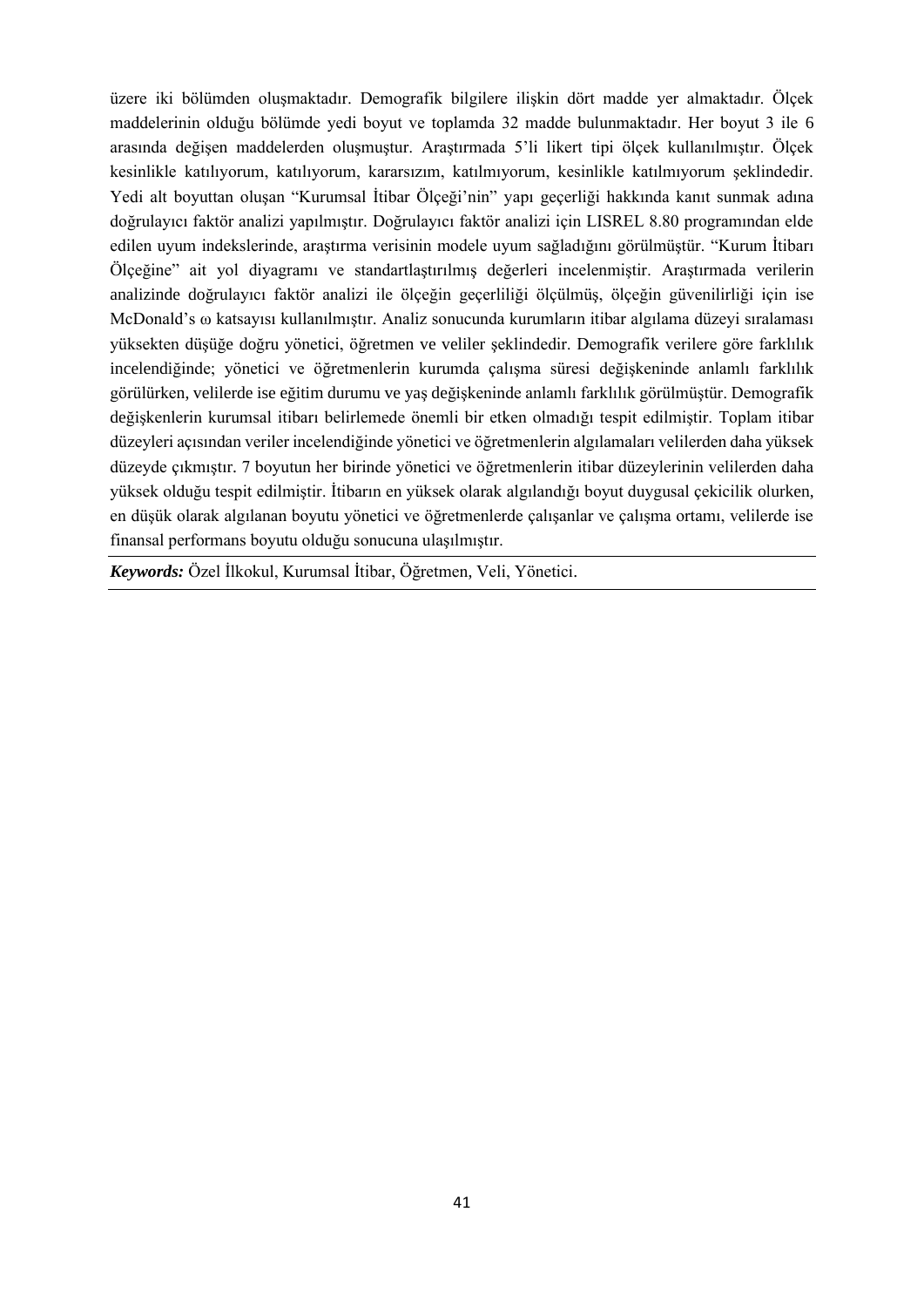üzere iki bölümden oluşmaktadır. Demografik bilgilere ilişkin dört madde yer almaktadır. Ölçek maddelerinin olduğu bölümde yedi boyut ve toplamda 32 madde bulunmaktadır. Her boyut 3 ile 6 arasında değişen maddelerden oluşmuştur. Araştırmada 5'li likert tipi ölçek kullanılmıştır. Ölçek kesinlikle katılıyorum, katılıyorum, kararsızım, katılmıyorum, kesinlikle katılmıyorum şeklindedir. Yedi alt boyuttan oluşan "Kurumsal İtibar Ölçeği'nin" yapı geçerliği hakkında kanıt sunmak adına doğrulayıcı faktör analizi yapılmıştır. Doğrulayıcı faktör analizi için LISREL 8.80 programından elde edilen uyum indekslerinde, araştırma verisinin modele uyum sağladığını görülmüştür. "Kurum İtibarı Ölçeğine" ait yol diyagramı ve standartlaştırılmış değerleri incelenmiştir. Araştırmada verilerin analizinde doğrulayıcı faktör analizi ile ölçeğin geçerliliği ölçülmüş, ölçeğin güvenilirliği için ise McDonald's ω katsayısı kullanılmıştır. Analiz sonucunda kurumların itibar algılama düzeyi sıralaması yüksekten düşüğe doğru yönetici, öğretmen ve veliler şeklindedir. Demografik verilere göre farklılık incelendiğinde; yönetici ve öğretmenlerin kurumda çalışma süresi değişkeninde anlamlı farklılık görülürken, velilerde ise eğitim durumu ve yaş değişkeninde anlamlı farklılık görülmüştür. Demografik değişkenlerin kurumsal itibarı belirlemede önemli bir etken olmadığı tespit edilmiştir. Toplam itibar düzeyleri açısından veriler incelendiğinde yönetici ve öğretmenlerin algılamaları velilerden daha yüksek düzeyde çıkmıştır. 7 boyutun her birinde yönetici ve öğretmenlerin itibar düzeylerinin velilerden daha yüksek olduğu tespit edilmiştir. İtibarın en yüksek olarak algılandığı boyut duygusal çekicilik olurken, en düşük olarak algılanan boyutu yönetici ve öğretmenlerde çalışanlar ve çalışma ortamı, velilerde ise finansal performans boyutu olduğu sonucuna ulaşılmıştır.

***Keywords:*** Özel İlkokul, Kurumsal İtibar, Öğretmen, Veli, Yönetici.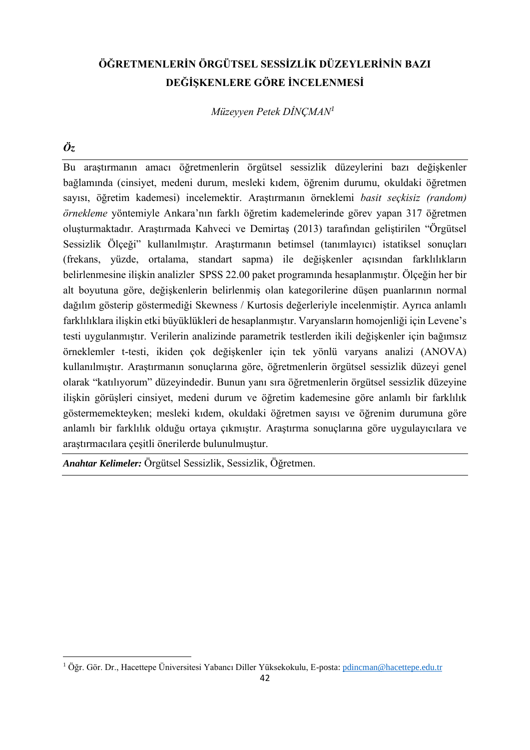# ÖĞRETMENLERİN ÖRGÜTSEL SESSİZLİK DÜZEYLERİNİN BAZI DEĞİŞKENLERE GÖRE İNCELENMESİ

*Müzeyyen Petek DİNÇMAN*[1]

***Öz***

Bu araştırmanın amacı öğretmenlerin örgütsel sessizlik düzeylerini bazı değişkenler bağlamında (cinsiyet, medeni durum, mesleki kıdem, öğrenim durumu, okuldaki öğretmen sayısı, öğretim kademesi) incelemektir. Araştırmanın örneklemi *basit seçkisiz (random) örnekleme* yöntemiyle Ankara'nın farklı öğretim kademelerinde görev yapan 317 öğretmen oluşturmaktadır. Araştırmada Kahveci ve Demirtaş (2013) tarafından geliştirilen "Örgütsel Sessizlik Ölçeği" kullanılmıştır. Araştırmanın betimsel (tanımlayıcı) istatiksel sonuçları (frekans, yüzde, ortalama, standart sapma) ile değişkenler açısından farklılıkların belirlenmesine ilişkin analizler SPSS 22.00 paket programında hesaplanmıştır. Ölçeğin her bir alt boyutuna göre, değişkenlerin belirlenmiş olan kategorilerine düşen puanlarının normal dağılım gösterip göstermediği Skewness / Kurtosis değerleriyle incelenmiştir. Ayrıca anlamlı farklılıklara ilişkin etki büyüklükleri de hesaplanmıştır. Varyansların homojenliği için Levene's testi uygulanmıştır. Verilerin analizinde parametrik testlerden ikili değişkenler için bağımsız örneklemler t-testi, ikiden çok değişkenler için tek yönlü varyans analizi (ANOVA) kullanılmıştır. Araştırmanın sonuçlarına göre, öğretmenlerin örgütsel sessizlik düzeyi genel olarak "katılıyorum" düzeyindedir. Bunun yanı sıra öğretmenlerin örgütsel sessizlik düzeyine ilişkin görüşleri cinsiyet, medeni durum ve öğretim kademesine göre anlamlı bir farklılık göstermemekteyken; mesleki kıdem, okuldaki öğretmen sayısı ve öğrenim durumuna göre anlamlı bir farklılık olduğu ortaya çıkmıştır. Araştırma sonuçlarına göre uygulayıcılara ve araştırmacılara çeşitli önerilerde bulunulmuştur.

***Anahtar Kelimeler:*** Örgütsel Sessizlik, Sessizlik, Öğretmen.

---

[1] Öğr. Gör. Dr., Hacettepe Üniversitesi Yabancı Diller Yüksekokulu, E-posta: pdincman@hacettepe.edu.tr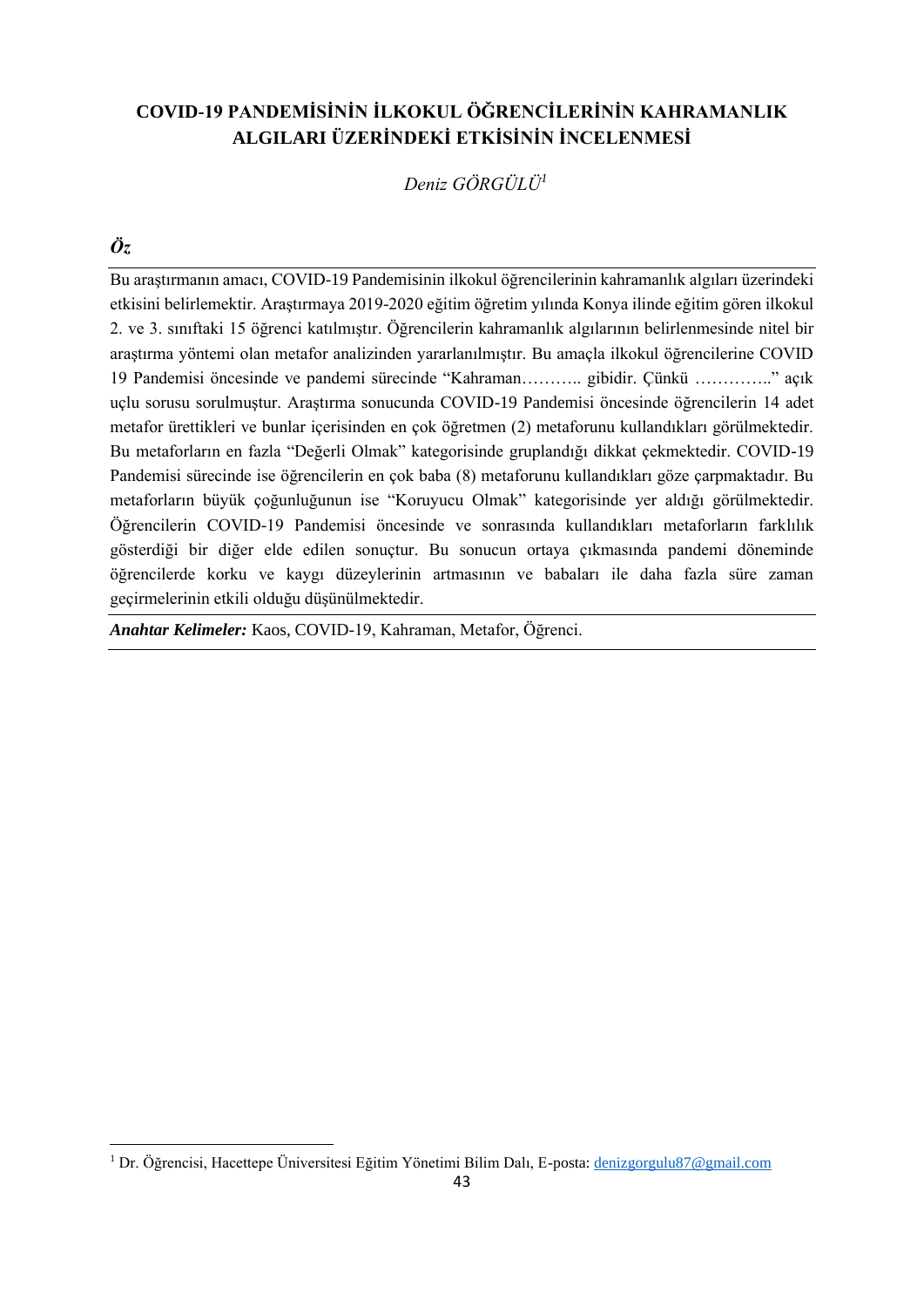# COVID-19 PANDEMİSİNİN İLKOKUL ÖĞRENCİLERİNİN KAHRAMANLIK ALGILARI ÜZERİNDEKİ ETKİSİNİN İNCELENMESİ

*Deniz GÖRGÜLÜ*[1]

***Öz***

Bu araştırmanın amacı, COVID-19 Pandemisinin ilkokul öğrencilerinin kahramanlık algıları üzerindeki etkisini belirlemektir. Araştırmaya 2019-2020 eğitim öğretim yılında Konya ilinde eğitim gören ilkokul 2. ve 3. sınıftaki 15 öğrenci katılmıştır. Öğrencilerin kahramanlık algılarının belirlenmesinde nitel bir araştırma yöntemi olan metafor analizinden yararlanılmıştır. Bu amaçla ilkokul öğrencilerine COVID 19 Pandemisi öncesinde ve pandemi sürecinde "Kahraman……….. gibidir. Çünkü …………..'' açık uçlu sorusu sorulmuştur. Araştırma sonucunda COVID-19 Pandemisi öncesinde öğrencilerin 14 adet metafor ürettikleri ve bunlar içerisinden en çok öğretmen (2) metaforunu kullandıkları görülmektedir. Bu metaforların en fazla "Değerli Olmak" kategorisinde gruplandığı dikkat çekmektedir. COVID-19 Pandemisi sürecinde ise öğrencilerin en çok baba (8) metaforunu kullandıkları göze çarpmaktadır. Bu metaforların büyük çoğunluğunun ise "Koruyucu Olmak" kategorisinde yer aldığı görülmektedir. Öğrencilerin COVID-19 Pandemisi öncesinde ve sonrasında kullandıkları metaforların farklılık gösterdiği bir diğer elde edilen sonuçtur. Bu sonucun ortaya çıkmasında pandemi döneminde öğrencilerde korku ve kaygı düzeylerinin artmasının ve babaları ile daha fazla süre zaman geçirmelerinin etkili olduğu düşünülmektedir.

***Anahtar Kelimeler:*** Kaos, COVID-19, Kahraman, Metafor, Öğrenci.

---

[1] Dr. Öğrencisi, Hacettepe Üniversitesi Eğitim Yönetimi Bilim Dalı, E-posta: denizgorgulu87@gmail.com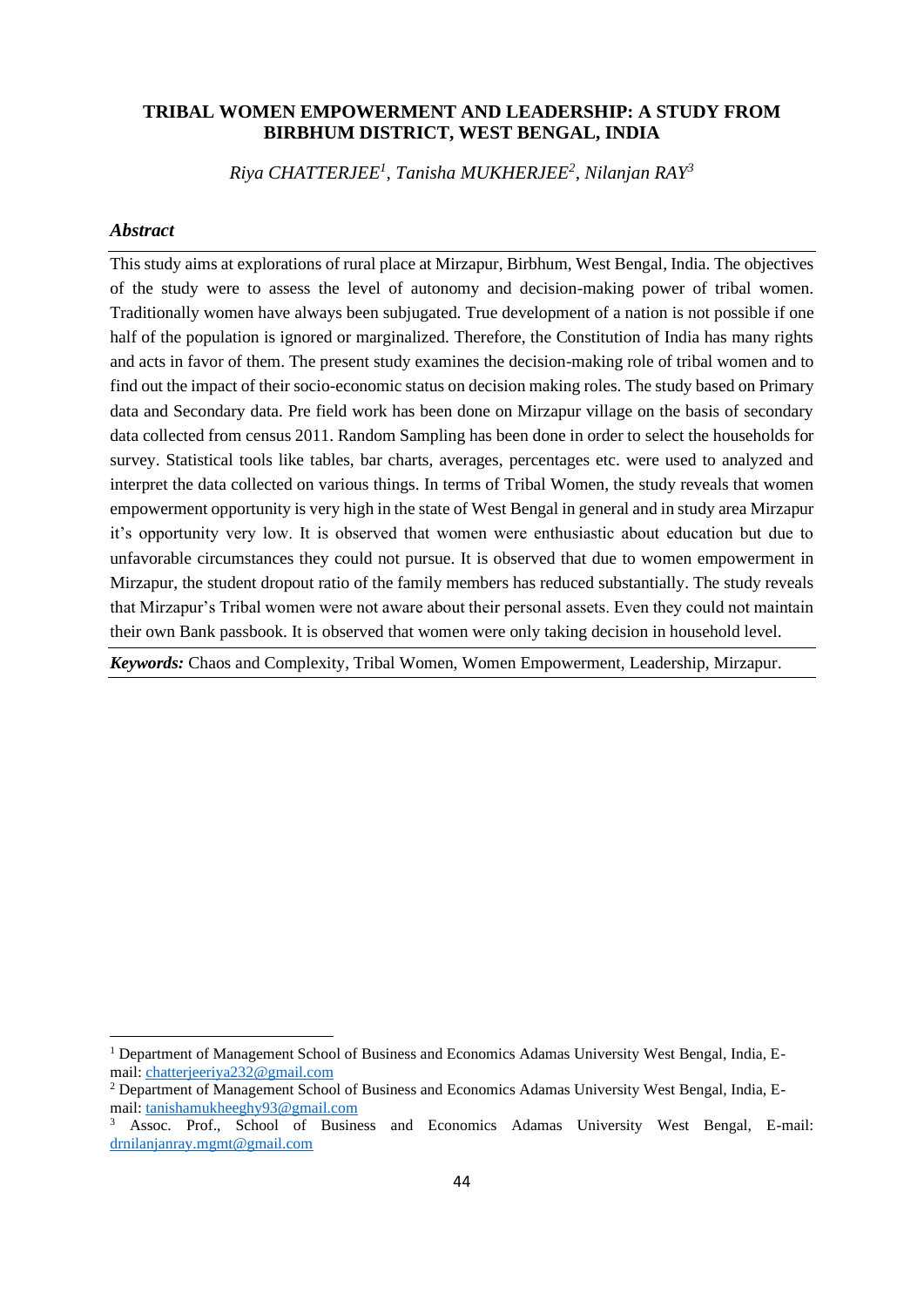# TRIBAL WOMEN EMPOWERMENT AND LEADERSHIP: A STUDY FROM BIRBHUM DISTRICT, WEST BENGAL, INDIA

*Riya CHATTERJEE[1], Tanisha MUKHERJEE[2], Nilanjan RAY[3]*

### *Abstract*

This study aims at explorations of rural place at Mirzapur, Birbhum, West Bengal, India. The objectives of the study were to assess the level of autonomy and decision-making power of tribal women. Traditionally women have always been subjugated. True development of a nation is not possible if one half of the population is ignored or marginalized. Therefore, the Constitution of India has many rights and acts in favor of them. The present study examines the decision-making role of tribal women and to find out the impact of their socio-economic status on decision making roles. The study based on Primary data and Secondary data. Pre field work has been done on Mirzapur village on the basis of secondary data collected from census 2011. Random Sampling has been done in order to select the households for survey. Statistical tools like tables, bar charts, averages, percentages etc. were used to analyzed and interpret the data collected on various things. In terms of Tribal Women, the study reveals that women empowerment opportunity is very high in the state of West Bengal in general and in study area Mirzapur it's opportunity very low. It is observed that women were enthusiastic about education but due to unfavorable circumstances they could not pursue. It is observed that due to women empowerment in Mirzapur, the student dropout ratio of the family members has reduced substantially. The study reveals that Mirzapur's Tribal women were not aware about their personal assets. Even they could not maintain their own Bank passbook. It is observed that women were only taking decision in household level.

***Keywords:*** Chaos and Complexity, Tribal Women, Women Empowerment, Leadership, Mirzapur.

---

[1] Department of Management School of Business and Economics Adamas University West Bengal, India, E-mail: chatterjeeriya232@gmail.com

[2] Department of Management School of Business and Economics Adamas University West Bengal, India, E-mail: tanishamukheeghy93@gmail.com

[3] Assoc. Prof., School of Business and Economics Adamas University West Bengal, E-mail: drnilanjanray.mgmt@gmail.com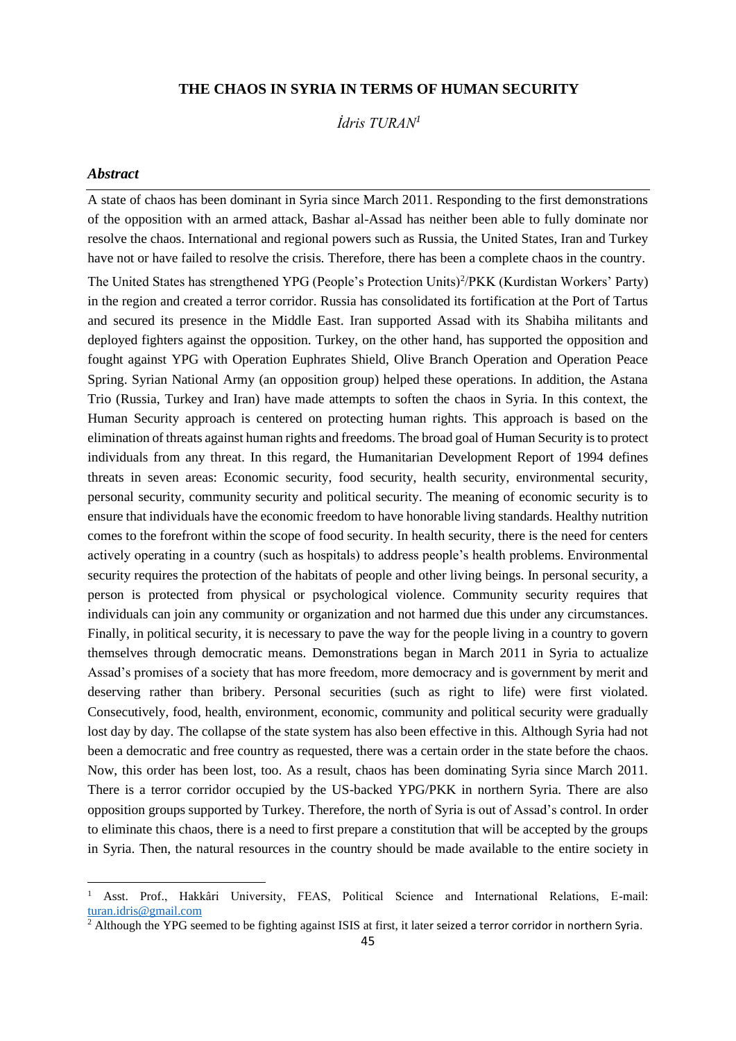# THE CHAOS IN SYRIA IN TERMS OF HUMAN SECURITY

*İdris TURAN*[1]

### *Abstract*

A state of chaos has been dominant in Syria since March 2011. Responding to the first demonstrations of the opposition with an armed attack, Bashar al-Assad has neither been able to fully dominate nor resolve the chaos. International and regional powers such as Russia, the United States, Iran and Turkey have not or have failed to resolve the crisis. Therefore, there has been a complete chaos in the country.

The United States has strengthened YPG (People's Protection Units)[2]/PKK (Kurdistan Workers' Party) in the region and created a terror corridor. Russia has consolidated its fortification at the Port of Tartus and secured its presence in the Middle East. Iran supported Assad with its Shabiha militants and deployed fighters against the opposition. Turkey, on the other hand, has supported the opposition and fought against YPG with Operation Euphrates Shield, Olive Branch Operation and Operation Peace Spring. Syrian National Army (an opposition group) helped these operations. In addition, the Astana Trio (Russia, Turkey and Iran) have made attempts to soften the chaos in Syria. In this context, the Human Security approach is centered on protecting human rights. This approach is based on the elimination of threats against human rights and freedoms. The broad goal of Human Security is to protect individuals from any threat. In this regard, the Humanitarian Development Report of 1994 defines threats in seven areas: Economic security, food security, health security, environmental security, personal security, community security and political security. The meaning of economic security is to ensure that individuals have the economic freedom to have honorable living standards. Healthy nutrition comes to the forefront within the scope of food security. In health security, there is the need for centers actively operating in a country (such as hospitals) to address people's health problems. Environmental security requires the protection of the habitats of people and other living beings. In personal security, a person is protected from physical or psychological violence. Community security requires that individuals can join any community or organization and not harmed due this under any circumstances. Finally, in political security, it is necessary to pave the way for the people living in a country to govern themselves through democratic means. Demonstrations began in March 2011 in Syria to actualize Assad's promises of a society that has more freedom, more democracy and is government by merit and deserving rather than bribery. Personal securities (such as right to life) were first violated. Consecutively, food, health, environment, economic, community and political security were gradually lost day by day. The collapse of the state system has also been effective in this. Although Syria had not been a democratic and free country as requested, there was a certain order in the state before the chaos. Now, this order has been lost, too. As a result, chaos has been dominating Syria since March 2011. There is a terror corridor occupied by the US-backed YPG/PKK in northern Syria. There are also opposition groups supported by Turkey. Therefore, the north of Syria is out of Assad's control. In order to eliminate this chaos, there is a need to first prepare a constitution that will be accepted by the groups in Syria. Then, the natural resources in the country should be made available to the entire society in

---

[1] Asst. Prof., Hakkâri University, FEAS, Political Science and International Relations, E-mail: turan.idris@gmail.com

[2] Although the YPG seemed to be fighting against ISIS at first, it later seized a terror corridor in northern Syria.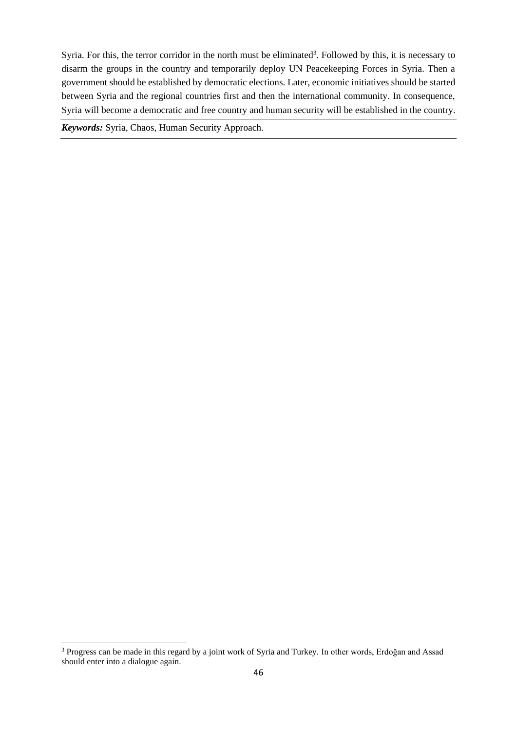Syria. For this, the terror corridor in the north must be eliminated[3]. Followed by this, it is necessary to disarm the groups in the country and temporarily deploy UN Peacekeeping Forces in Syria. Then a government should be established by democratic elections. Later, economic initiatives should be started between Syria and the regional countries first and then the international community. In consequence, Syria will become a democratic and free country and human security will be established in the country.

***Keywords:*** Syria, Chaos, Human Security Approach.

---

[3] Progress can be made in this regard by a joint work of Syria and Turkey. In other words, Erdoğan and Assad should enter into a dialogue again.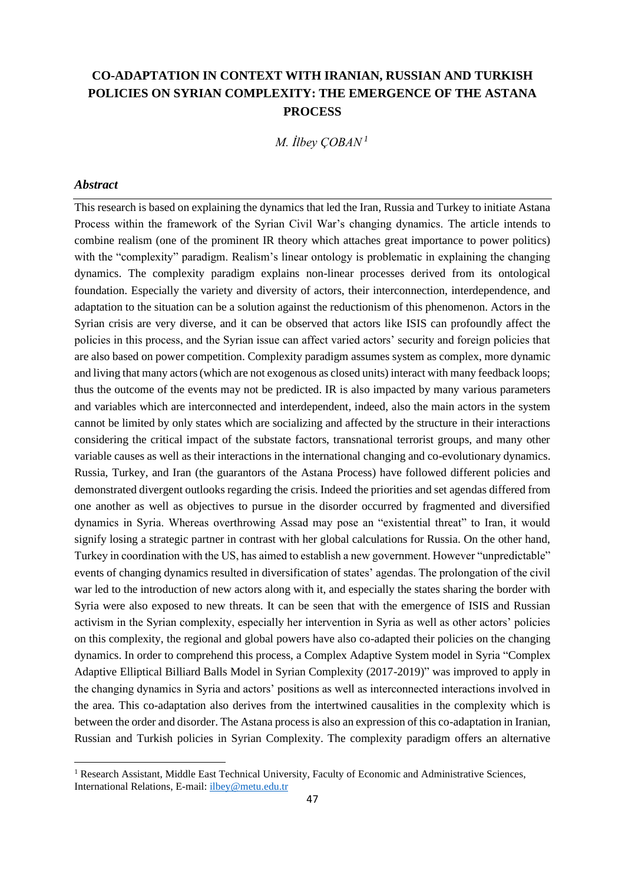# CO-ADAPTATION IN CONTEXT WITH IRANIAN, RUSSIAN AND TURKISH POLICIES ON SYRIAN COMPLEXITY: THE EMERGENCE OF THE ASTANA PROCESS

*M. İlbey ÇOBAN*[1]

### *Abstract*

This research is based on explaining the dynamics that led the Iran, Russia and Turkey to initiate Astana Process within the framework of the Syrian Civil War's changing dynamics. The article intends to combine realism (one of the prominent IR theory which attaches great importance to power politics) with the "complexity" paradigm. Realism's linear ontology is problematic in explaining the changing dynamics. The complexity paradigm explains non-linear processes derived from its ontological foundation. Especially the variety and diversity of actors, their interconnection, interdependence, and adaptation to the situation can be a solution against the reductionism of this phenomenon. Actors in the Syrian crisis are very diverse, and it can be observed that actors like ISIS can profoundly affect the policies in this process, and the Syrian issue can affect varied actors' security and foreign policies that are also based on power competition. Complexity paradigm assumes system as complex, more dynamic and living that many actors (which are not exogenous as closed units) interact with many feedback loops; thus the outcome of the events may not be predicted. IR is also impacted by many various parameters and variables which are interconnected and interdependent, indeed, also the main actors in the system cannot be limited by only states which are socializing and affected by the structure in their interactions considering the critical impact of the substate factors, transnational terrorist groups, and many other variable causes as well as their interactions in the international changing and co-evolutionary dynamics. Russia, Turkey, and Iran (the guarantors of the Astana Process) have followed different policies and demonstrated divergent outlooks regarding the crisis. Indeed the priorities and set agendas differed from one another as well as objectives to pursue in the disorder occurred by fragmented and diversified dynamics in Syria. Whereas overthrowing Assad may pose an "existential threat" to Iran, it would signify losing a strategic partner in contrast with her global calculations for Russia. On the other hand, Turkey in coordination with the US, has aimed to establish a new government. However "unpredictable" events of changing dynamics resulted in diversification of states' agendas. The prolongation of the civil war led to the introduction of new actors along with it, and especially the states sharing the border with Syria were also exposed to new threats. It can be seen that with the emergence of ISIS and Russian activism in the Syrian complexity, especially her intervention in Syria as well as other actors' policies on this complexity, the regional and global powers have also co-adapted their policies on the changing dynamics. In order to comprehend this process, a Complex Adaptive System model in Syria "Complex Adaptive Elliptical Billiard Balls Model in Syrian Complexity (2017-2019)" was improved to apply in the changing dynamics in Syria and actors' positions as well as interconnected interactions involved in the area. This co-adaptation also derives from the intertwined causalities in the complexity which is between the order and disorder. The Astana process is also an expression of this co-adaptation in Iranian, Russian and Turkish policies in Syrian Complexity. The complexity paradigm offers an alternative

---

[1] Research Assistant, Middle East Technical University, Faculty of Economic and Administrative Sciences, International Relations, E-mail: ilbey@metu.edu.tr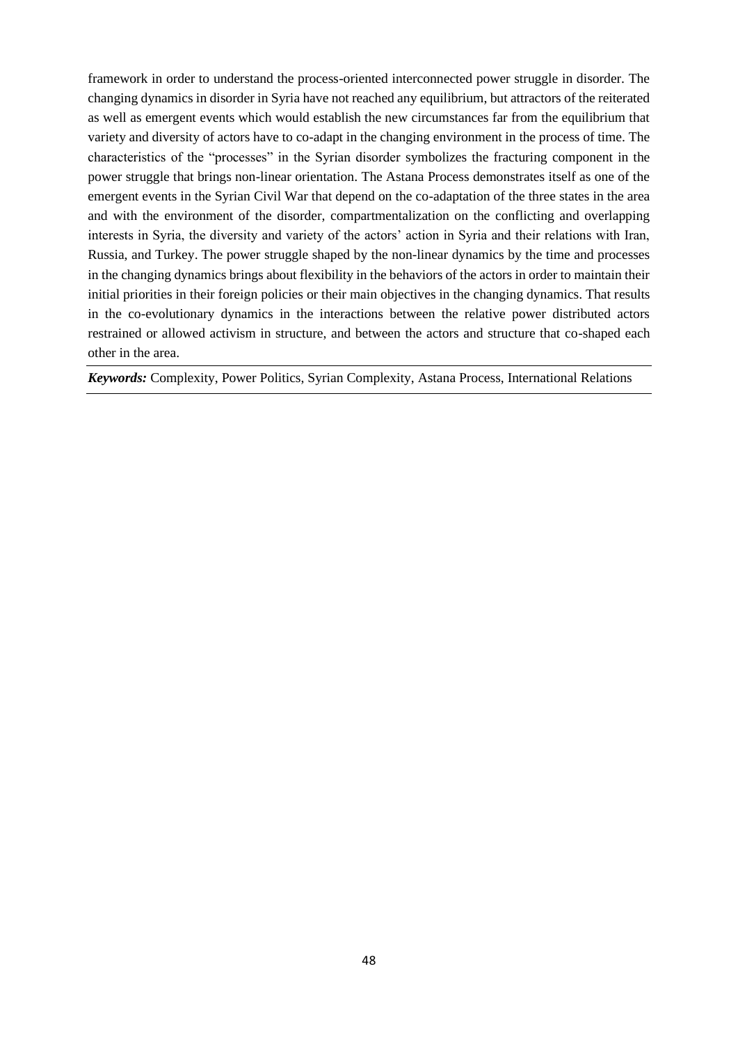framework in order to understand the process-oriented interconnected power struggle in disorder. The changing dynamics in disorder in Syria have not reached any equilibrium, but attractors of the reiterated as well as emergent events which would establish the new circumstances far from the equilibrium that variety and diversity of actors have to co-adapt in the changing environment in the process of time. The characteristics of the "processes" in the Syrian disorder symbolizes the fracturing component in the power struggle that brings non-linear orientation. The Astana Process demonstrates itself as one of the emergent events in the Syrian Civil War that depend on the co-adaptation of the three states in the area and with the environment of the disorder, compartmentalization on the conflicting and overlapping interests in Syria, the diversity and variety of the actors' action in Syria and their relations with Iran, Russia, and Turkey. The power struggle shaped by the non-linear dynamics by the time and processes in the changing dynamics brings about flexibility in the behaviors of the actors in order to maintain their initial priorities in their foreign policies or their main objectives in the changing dynamics. That results in the co-evolutionary dynamics in the interactions between the relative power distributed actors restrained or allowed activism in structure, and between the actors and structure that co-shaped each other in the area.

***Keywords:*** Complexity, Power Politics, Syrian Complexity, Astana Process, International Relations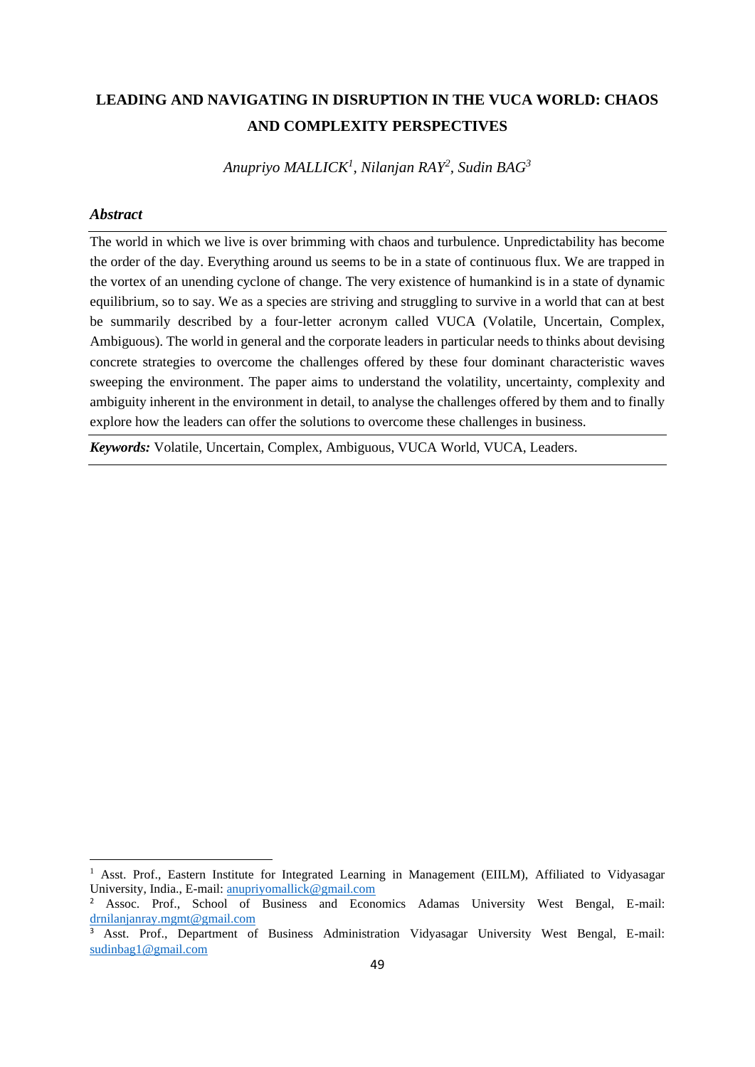# LEADING AND NAVIGATING IN DISRUPTION IN THE VUCA WORLD: CHAOS AND COMPLEXITY PERSPECTIVES

*Anupriyo MALLICK[1], Nilanjan RAY[2], Sudin BAG[3]*

***Abstract***

The world in which we live is over brimming with chaos and turbulence. Unpredictability has become the order of the day. Everything around us seems to be in a state of continuous flux. We are trapped in the vortex of an unending cyclone of change. The very existence of humankind is in a state of dynamic equilibrium, so to say. We as a species are striving and struggling to survive in a world that can at best be summarily described by a four-letter acronym called VUCA (Volatile, Uncertain, Complex, Ambiguous). The world in general and the corporate leaders in particular needs to thinks about devising concrete strategies to overcome the challenges offered by these four dominant characteristic waves sweeping the environment. The paper aims to understand the volatility, uncertainty, complexity and ambiguity inherent in the environment in detail, to analyse the challenges offered by them and to finally explore how the leaders can offer the solutions to overcome these challenges in business.

***Keywords:*** Volatile, Uncertain, Complex, Ambiguous, VUCA World, VUCA, Leaders.

---

[1] Asst. Prof., Eastern Institute for Integrated Learning in Management (EIILM), Affiliated to Vidyasagar University, India., E-mail: anupriyomallick@gmail.com

[2] Assoc. Prof., School of Business and Economics Adamas University West Bengal, E-mail: drnilanjanray.mgmt@gmail.com

[3] Asst. Prof., Department of Business Administration Vidyasagar University West Bengal, E-mail: sudinbag1@gmail.com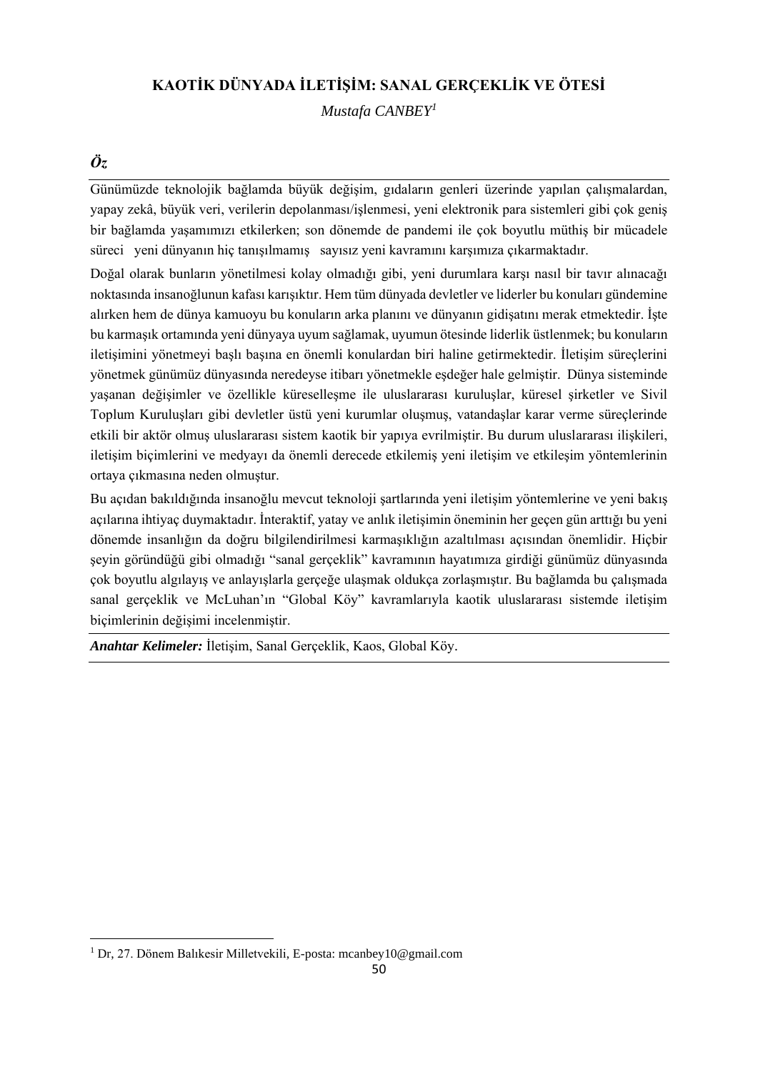# KAOTİK DÜNYADA İLETİŞİM: SANAL GERÇEKLİK VE ÖTESİ

*Mustafa CANBEY*[1]

## *Öz*

Günümüzde teknolojik bağlamda büyük değişim, gıdaların genleri üzerinde yapılan çalışmalardan, yapay zekâ, büyük veri, verilerin depolanması/işlenmesi, yeni elektronik para sistemleri gibi çok geniş bir bağlamda yaşamımızı etkilerken; son dönemde de pandemi ile çok boyutlu müthiş bir mücadele süreci yeni dünyanın hiç tanışılmamış sayısız yeni kavramını karşımıza çıkarmaktadır.

Doğal olarak bunların yönetilmesi kolay olmadığı gibi, yeni durumlara karşı nasıl bir tavır alınacağı noktasında insanoğlunun kafası karışıktır. Hem tüm dünyada devletler ve liderler bu konuları gündemine alırken hem de dünya kamuoyu bu konuların arka planını ve dünyanın gidişatını merak etmektedir. İşte bu karmaşık ortamında yeni dünyaya uyum sağlamak, uyumun ötesinde liderlik üstlenmek; bu konuların iletişimini yönetmeyi başlı başına en önemli konulardan biri haline getirmektedir. İletişim süreçlerini yönetmek günümüz dünyasında neredeyse itibarı yönetmekle eşdeğer hale gelmiştir. Dünya sisteminde yaşanan değişimler ve özellikle küreselleşme ile uluslararası kuruluşlar, küresel şirketler ve Sivil Toplum Kuruluşları gibi devletler üstü yeni kurumlar oluşmuş, vatandaşlar karar verme süreçlerinde etkili bir aktör olmuş uluslararası sistem kaotik bir yapıya evrilmiştir. Bu durum uluslararası ilişkileri, iletişim biçimlerini ve medyayı da önemli derecede etkilemiş yeni iletişim ve etkileşim yöntemlerinin ortaya çıkmasına neden olmuştur.

Bu açıdan bakıldığında insanoğlu mevcut teknoloji şartlarında yeni iletişim yöntemlerine ve yeni bakış açılarına ihtiyaç duymaktadır. İnteraktif, yatay ve anlık iletişimin öneminin her geçen gün arttığı bu yeni dönemde insanlığın da doğru bilgilendirilmesi karmaşıklığın azaltılması açısından önemlidir. Hiçbir şeyin göründüğü gibi olmadığı "sanal gerçeklik" kavramının hayatımıza girdiği günümüz dünyasında çok boyutlu algılayış ve anlayışlarla gerçeğe ulaşmak oldukça zorlaşmıştır. Bu bağlamda bu çalışmada sanal gerçeklik ve McLuhan'ın "Global Köy" kavramlarıyla kaotik uluslararası sistemde iletişim biçimlerinin değişimi incelenmiştir.

***Anahtar Kelimeler:*** İletişim, Sanal Gerçeklik, Kaos, Global Köy.

---

[1] Dr, 27. Dönem Balıkesir Milletvekili, E-posta: mcanbey10@gmail.com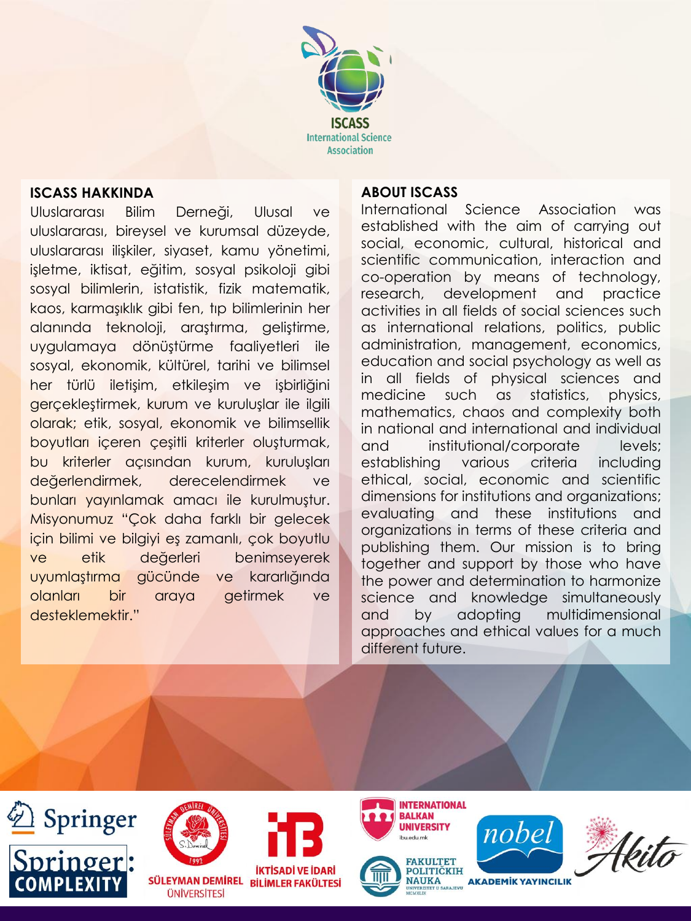ISCASS
International Science Association

## ISCASS HAKKINDA

Uluslararası Bilim Derneği, Ulusal ve uluslararası, bireysel ve kurumsal düzeyde, uluslararası ilişkiler, siyaset, kamu yönetimi, işletme, iktisat, eğitim, sosyal psikoloji gibi sosyal bilimlerin, istatistik, fizik matematik, kaos, karmaşıklık gibi fen, tıp bilimlerinin her alanında teknoloji, araştırma, geliştirme, uygulamaya dönüştürme faaliyetleri ile sosyal, ekonomik, kültürel, tarihi ve bilimsel her türlü iletişim, etkileşim ve işbirliğini gerçekleştirmek, kurum ve kuruluşlar ile ilgili olarak; etik, sosyal, ekonomik ve bilimsellik boyutları içeren çeşitli kriterler oluşturmak, bu kriterler açısından kurum, kuruluşları değerlendirmek, derecelendirmek ve bunları yayınlamak amacı ile kurulmuştur. Misyonumuz "Çok daha farklı bir gelecek için bilimi ve bilgiyi eş zamanlı, çok boyutlu ve etik değerleri benimseyerek uyumlaştırma gücünde ve kararlığında olanları bir araya getirmek ve desteklemektir."

## ABOUT ISCASS

International Science Association was established with the aim of carrying out social, economic, cultural, historical and scientific communication, interaction and co-operation by means of technology, research, development and practice activities in all fields of social sciences such as international relations, politics, public administration, management, economics, education and social psychology as well as in all fields of physical sciences and medicine such as statistics, physics, mathematics, chaos and complexity both in national and international and individual and institutional/corporate levels; establishing various criteria including ethical, social, economic and scientific dimensions for institutions and organizations; evaluating and these institutions and organizations in terms of these criteria and publishing them. Our mission is to bring together and support by those who have the power and determination to harmonize science and knowledge simultaneously and by adopting multidimensional approaches and ethical values for a much different future.

Springer
Springer Complexity
Süleyman Demirel Üniversitesi
İktisadi ve İdari Bilimler Fakültesi
International Balkan University
Fakultet Političkih Nauka Univerzitet u Sarajevu
nobel Akademik Yayıncılık
Akito